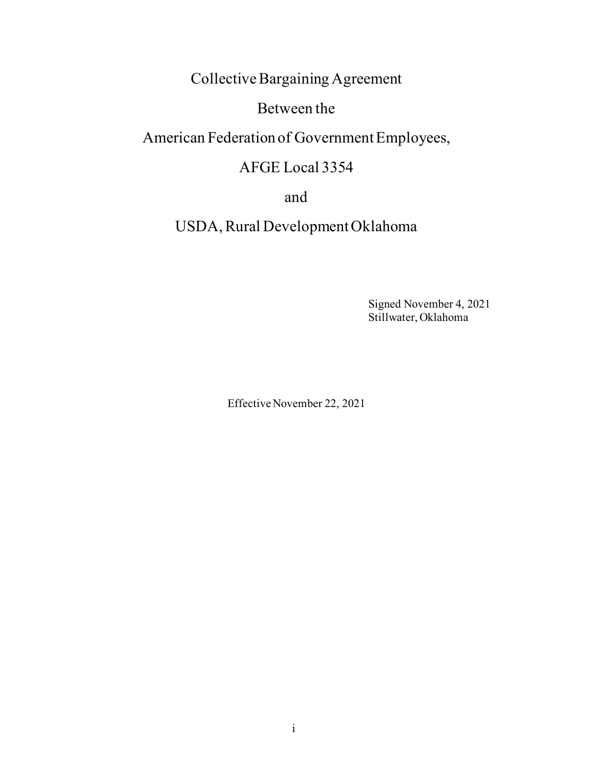# Collective Bargaining Agreement

# Between the

# American Federation of Government Employees,

# AFGE Local 3354

# and

# USDA, Rural Development Oklahoma

Signed November 4, 2021
Stillwater, Oklahoma

Effective November 22, 2021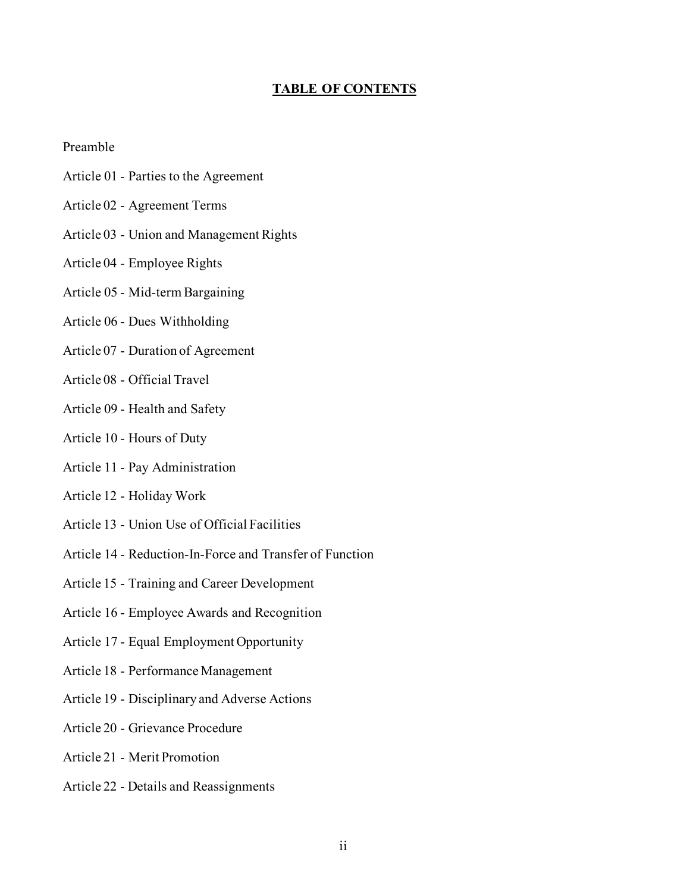# TABLE OF CONTENTS

Preamble

Article 01 - Parties to the Agreement

Article 02 - Agreement Terms

Article 03 - Union and Management Rights

Article 04 - Employee Rights

Article 05 - Mid-term Bargaining

Article 06 - Dues Withholding

Article 07 - Duration of Agreement

Article 08 - Official Travel

Article 09 - Health and Safety

Article 10 - Hours of Duty

Article 11 - Pay Administration

Article 12 - Holiday Work

Article 13 - Union Use of Official Facilities

Article 14 - Reduction-In-Force and Transfer of Function

Article 15 - Training and Career Development

Article 16 - Employee Awards and Recognition

Article 17 - Equal Employment Opportunity

Article 18 - Performance Management

Article 19 - Disciplinary and Adverse Actions

Article 20 - Grievance Procedure

Article 21 - Merit Promotion

Article 22 - Details and Reassignments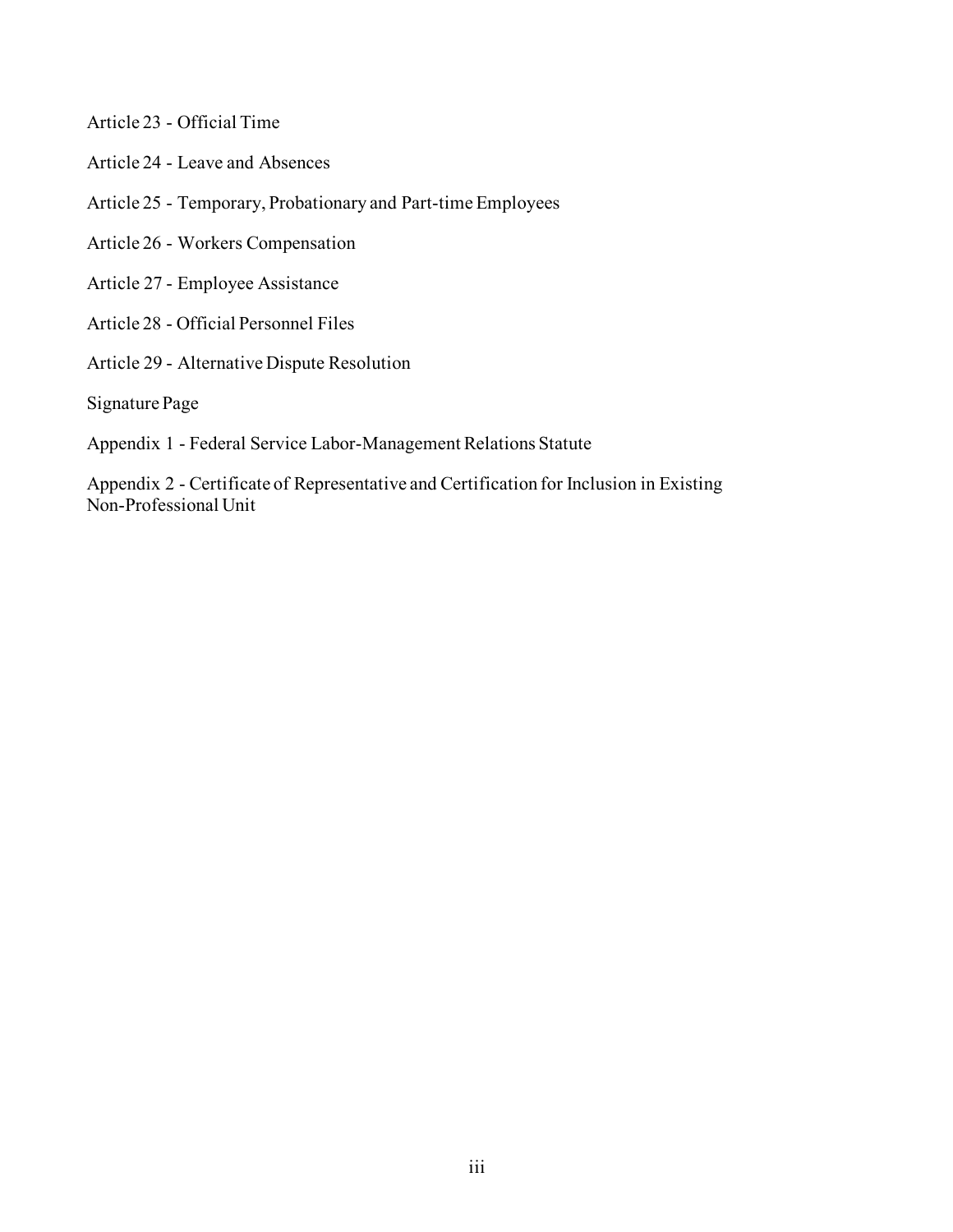Article 23 - Official Time

Article 24 - Leave and Absences

Article 25 - Temporary, Probationary and Part-time Employees

Article 26 - Workers Compensation

Article 27 - Employee Assistance

Article 28 - Official Personnel Files

Article 29 - Alternative Dispute Resolution

Signature Page

Appendix 1 - Federal Service Labor-Management Relations Statute

Appendix 2 - Certificate of Representative and Certification for Inclusion in Existing Non-Professional Unit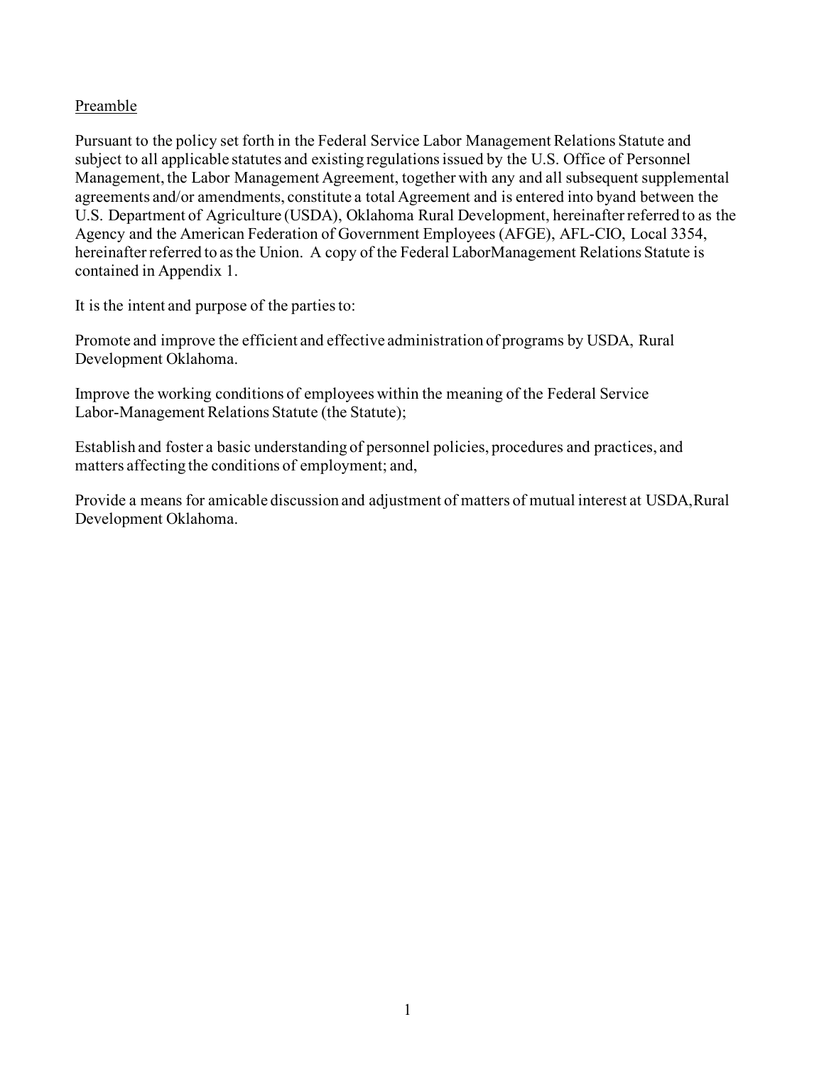## Preamble

Pursuant to the policy set forth in the Federal Service Labor Management Relations Statute and subject to all applicable statutes and existing regulations issued by the U.S. Office of Personnel Management, the Labor Management Agreement, together with any and all subsequent supplemental agreements and/or amendments, constitute a total Agreement and is entered into byand between the U.S. Department of Agriculture (USDA), Oklahoma Rural Development, hereinafter referred to as the Agency and the American Federation of Government Employees (AFGE), AFL-CIO, Local 3354, hereinafter referred to as the Union. A copy of the Federal LaborManagement Relations Statute is contained in Appendix 1.

It is the intent and purpose of the parties to:

Promote and improve the efficient and effective administration of programs by USDA, Rural Development Oklahoma.

Improve the working conditions of employees within the meaning of the Federal Service Labor-Management Relations Statute (the Statute);

Establish and foster a basic understanding of personnel policies, procedures and practices, and matters affecting the conditions of employment; and,

Provide a means for amicable discussion and adjustment of matters of mutual interest at USDA,Rural Development Oklahoma.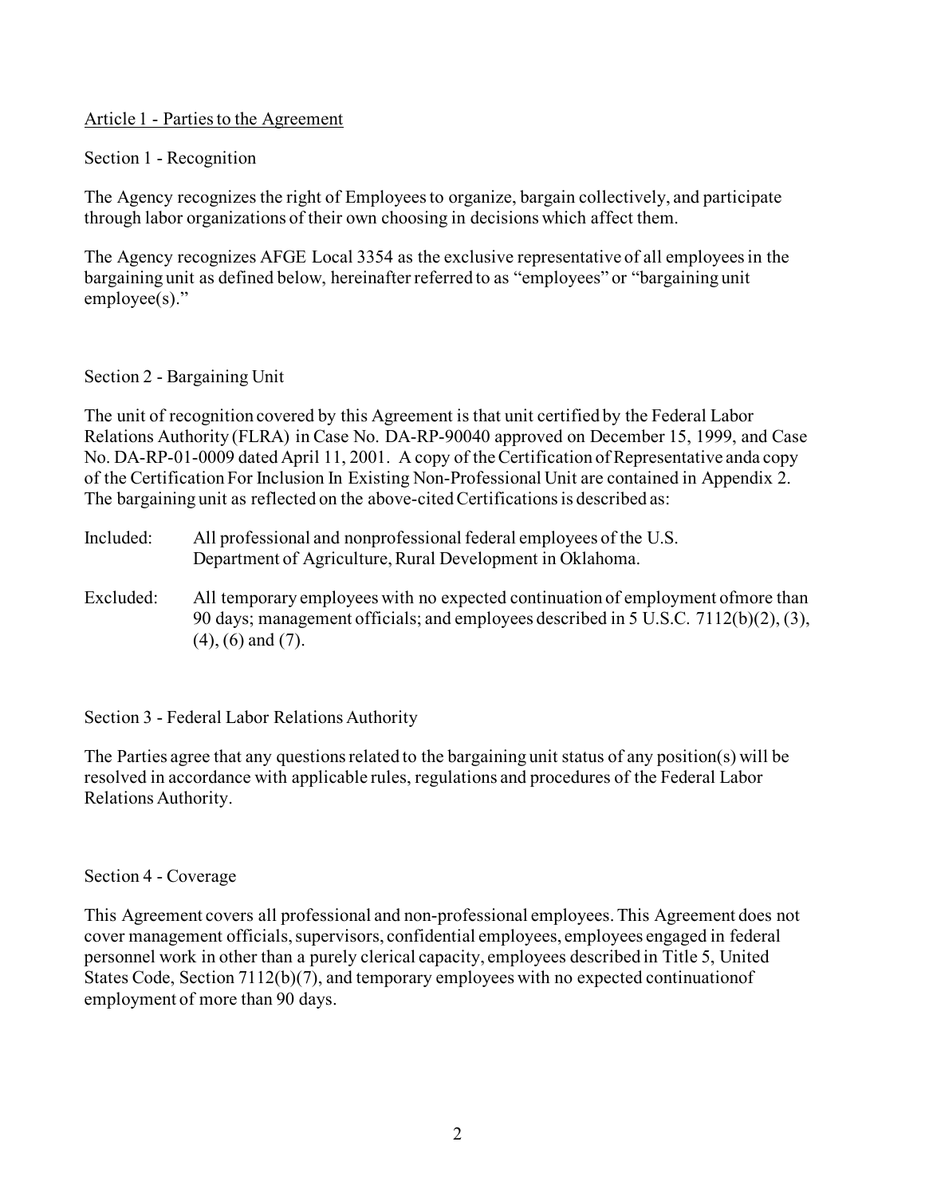## Article 1 - Parties to the Agreement

### Section 1 - Recognition

The Agency recognizes the right of Employees to organize, bargain collectively, and participate through labor organizations of their own choosing in decisions which affect them.

The Agency recognizes AFGE Local 3354 as the exclusive representative of all employees in the bargaining unit as defined below, hereinafter referred to as "employees" or "bargaining unit employee(s)."

### Section 2 - Bargaining Unit

The unit of recognition covered by this Agreement is that unit certified by the Federal Labor Relations Authority (FLRA) in Case No. DA-RP-90040 approved on December 15, 1999, and Case No. DA-RP-01-0009 dated April 11, 2001. A copy of the Certification of Representative anda copy of the Certification For Inclusion In Existing Non-Professional Unit are contained in Appendix 2. The bargaining unit as reflected on the above-cited Certifications is described as:

Included: All professional and nonprofessional federal employees of the U.S. Department of Agriculture, Rural Development in Oklahoma.

Excluded: All temporary employees with no expected continuation of employment ofmore than 90 days; management officials; and employees described in 5 U.S.C. 7112(b)(2), (3), (4), (6) and (7).

### Section 3 - Federal Labor Relations Authority

The Parties agree that any questions related to the bargaining unit status of any position(s) will be resolved in accordance with applicable rules, regulations and procedures of the Federal Labor Relations Authority.

### Section 4 - Coverage

This Agreement covers all professional and non-professional employees. This Agreement does not cover management officials, supervisors, confidential employees, employees engaged in federal personnel work in other than a purely clerical capacity, employees described in Title 5, United States Code, Section 7112(b)(7), and temporary employees with no expected continuationof employment of more than 90 days.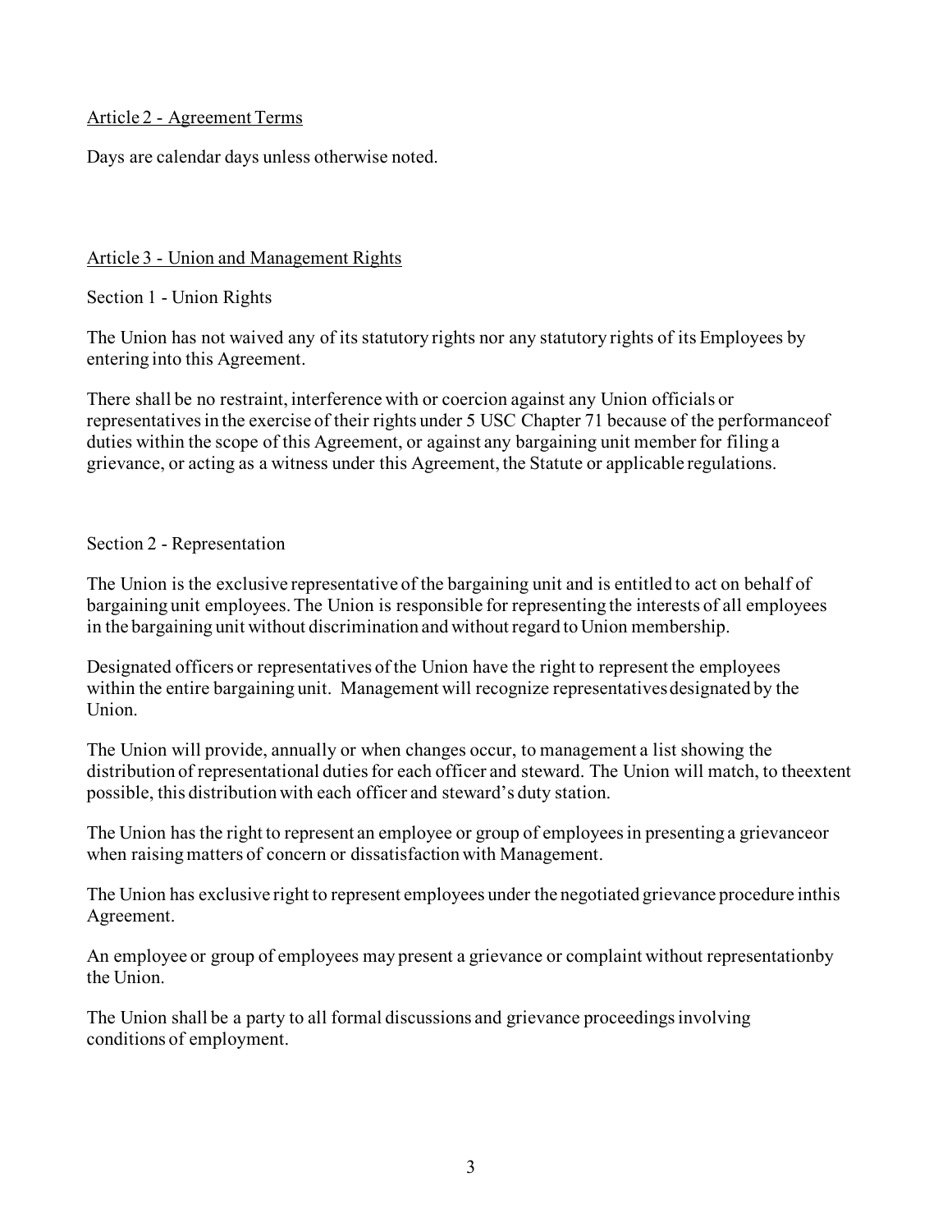Article 2 - Agreement Terms

Days are calendar days unless otherwise noted.

Article 3 - Union and Management Rights

Section 1 - Union Rights

The Union has not waived any of its statutory rights nor any statutory rights of its Employees by entering into this Agreement.

There shall be no restraint, interference with or coercion against any Union officials or representatives in the exercise of their rights under 5 USC Chapter 71 because of the performanceof duties within the scope of this Agreement, or against any bargaining unit member for filing a grievance, or acting as a witness under this Agreement, the Statute or applicable regulations.

Section 2 - Representation

The Union is the exclusive representative of the bargaining unit and is entitled to act on behalf of bargaining unit employees. The Union is responsible for representing the interests of all employees in the bargaining unit without discrimination and without regard to Union membership.

Designated officers or representatives of the Union have the right to represent the employees within the entire bargaining unit. Management will recognize representatives designated by the Union.

The Union will provide, annually or when changes occur, to management a list showing the distribution of representational duties for each officer and steward. The Union will match, to theextent possible, this distribution with each officer and steward's duty station.

The Union has the right to represent an employee or group of employees in presenting a grievanceor when raising matters of concern or dissatisfaction with Management.

The Union has exclusive right to represent employees under the negotiated grievance procedure inthis Agreement.

An employee or group of employees may present a grievance or complaint without representationby the Union.

The Union shall be a party to all formal discussions and grievance proceedings involving conditions of employment.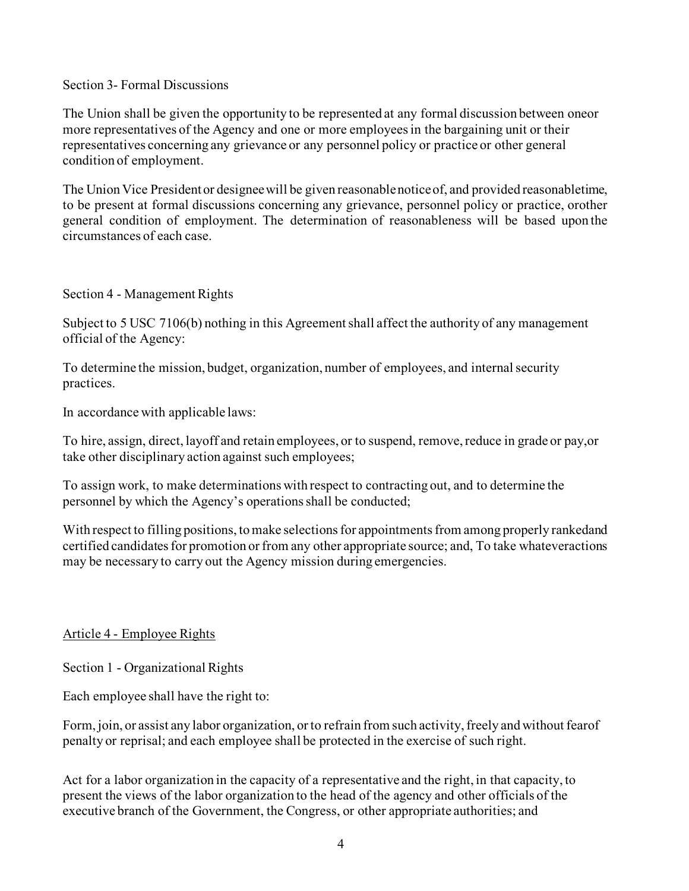Section 3- Formal Discussions

The Union shall be given the opportunity to be represented at any formal discussion between oneor more representatives of the Agency and one or more employees in the bargaining unit or their representatives concerning any grievance or any personnel policy or practice or other general condition of employment.

The Union Vice President or designee will be given reasonable notice of, and provided reasonabletime, to be present at formal discussions concerning any grievance, personnel policy or practice, orother general condition of employment. The determination of reasonableness will be based upon the circumstances of each case.

Section 4 - Management Rights

Subject to 5 USC 7106(b) nothing in this Agreement shall affect the authority of any management official of the Agency:

To determine the mission, budget, organization, number of employees, and internal security practices.

In accordance with applicable laws:

To hire, assign, direct, layoff and retain employees, or to suspend, remove, reduce in grade or pay,or take other disciplinary action against such employees;

To assign work, to make determinations with respect to contracting out, and to determine the personnel by which the Agency's operations shall be conducted;

With respect to filling positions, to make selections for appointments from among properly rankedand certified candidates for promotion or from any other appropriate source; and, To take whateveractions may be necessary to carry out the Agency mission during emergencies.

## Article 4 - Employee Rights

Section 1 - Organizational Rights

Each employee shall have the right to:

Form, join, or assist any labor organization, or to refrain from such activity, freely and without fearof penalty or reprisal; and each employee shall be protected in the exercise of such right.

Act for a labor organization in the capacity of a representative and the right, in that capacity, to present the views of the labor organization to the head of the agency and other officials of the executive branch of the Government, the Congress, or other appropriate authorities; and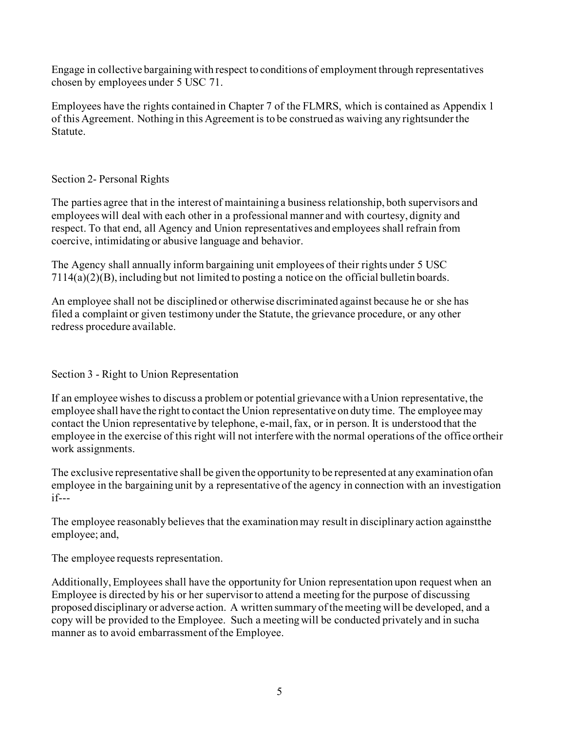Engage in collective bargaining with respect to conditions of employment through representatives chosen by employees under 5 USC 71.

Employees have the rights contained in Chapter 7 of the FLMRS, which is contained as Appendix 1 of this Agreement. Nothing in this Agreement is to be construed as waiving any rightsunder the Statute.

## Section 2- Personal Rights

The parties agree that in the interest of maintaining a business relationship, both supervisors and employees will deal with each other in a professional manner and with courtesy, dignity and respect. To that end, all Agency and Union representatives and employees shall refrain from coercive, intimidating or abusive language and behavior.

The Agency shall annually inform bargaining unit employees of their rights under 5 USC 7114(a)(2)(B), including but not limited to posting a notice on the official bulletin boards.

An employee shall not be disciplined or otherwise discriminated against because he or she has filed a complaint or given testimony under the Statute, the grievance procedure, or any other redress procedure available.

## Section 3 - Right to Union Representation

If an employee wishes to discuss a problem or potential grievance with a Union representative, the employee shall have the right to contact the Union representative on duty time. The employee may contact the Union representative by telephone, e-mail, fax, or in person. It is understood that the employee in the exercise of this right will not interfere with the normal operations of the office ortheir work assignments.

The exclusive representative shall be given the opportunity to be represented at any examination ofan employee in the bargaining unit by a representative of the agency in connection with an investigation if---

The employee reasonably believes that the examination may result in disciplinary action againstthe employee; and,

The employee requests representation.

Additionally, Employees shall have the opportunity for Union representation upon request when an Employee is directed by his or her supervisor to attend a meeting for the purpose of discussing proposed disciplinary or adverse action. A written summary of the meeting will be developed, and a copy will be provided to the Employee. Such a meeting will be conducted privately and in sucha manner as to avoid embarrassment of the Employee.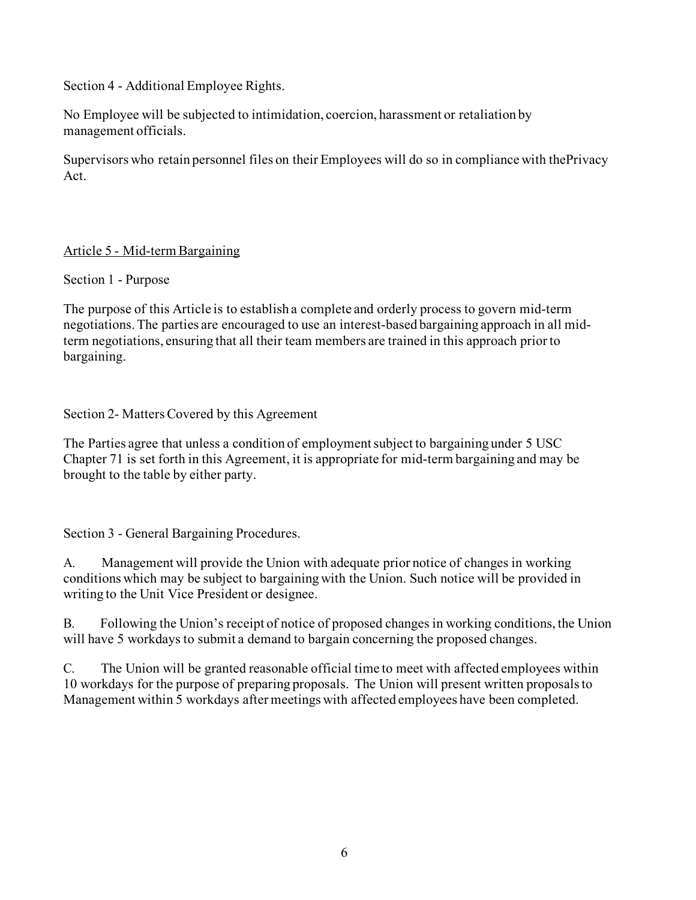Section 4 - Additional Employee Rights.

No Employee will be subjected to intimidation, coercion, harassment or retaliation by management officials.

Supervisors who retain personnel files on their Employees will do so in compliance with thePrivacy Act.

## Article 5 - Mid-term Bargaining

Section 1 - Purpose

The purpose of this Article is to establish a complete and orderly process to govern mid-term negotiations. The parties are encouraged to use an interest-based bargaining approach in all mid-term negotiations, ensuring that all their team members are trained in this approach prior to bargaining.

Section 2- Matters Covered by this Agreement

The Parties agree that unless a condition of employment subject to bargaining under 5 USC Chapter 71 is set forth in this Agreement, it is appropriate for mid-term bargaining and may be brought to the table by either party.

Section 3 - General Bargaining Procedures.

A. Management will provide the Union with adequate prior notice of changes in working conditions which may be subject to bargaining with the Union. Such notice will be provided in writing to the Unit Vice President or designee.

B. Following the Union's receipt of notice of proposed changes in working conditions, the Union will have 5 workdays to submit a demand to bargain concerning the proposed changes.

C. The Union will be granted reasonable official time to meet with affected employees within 10 workdays for the purpose of preparing proposals. The Union will present written proposals to Management within 5 workdays after meetings with affected employees have been completed.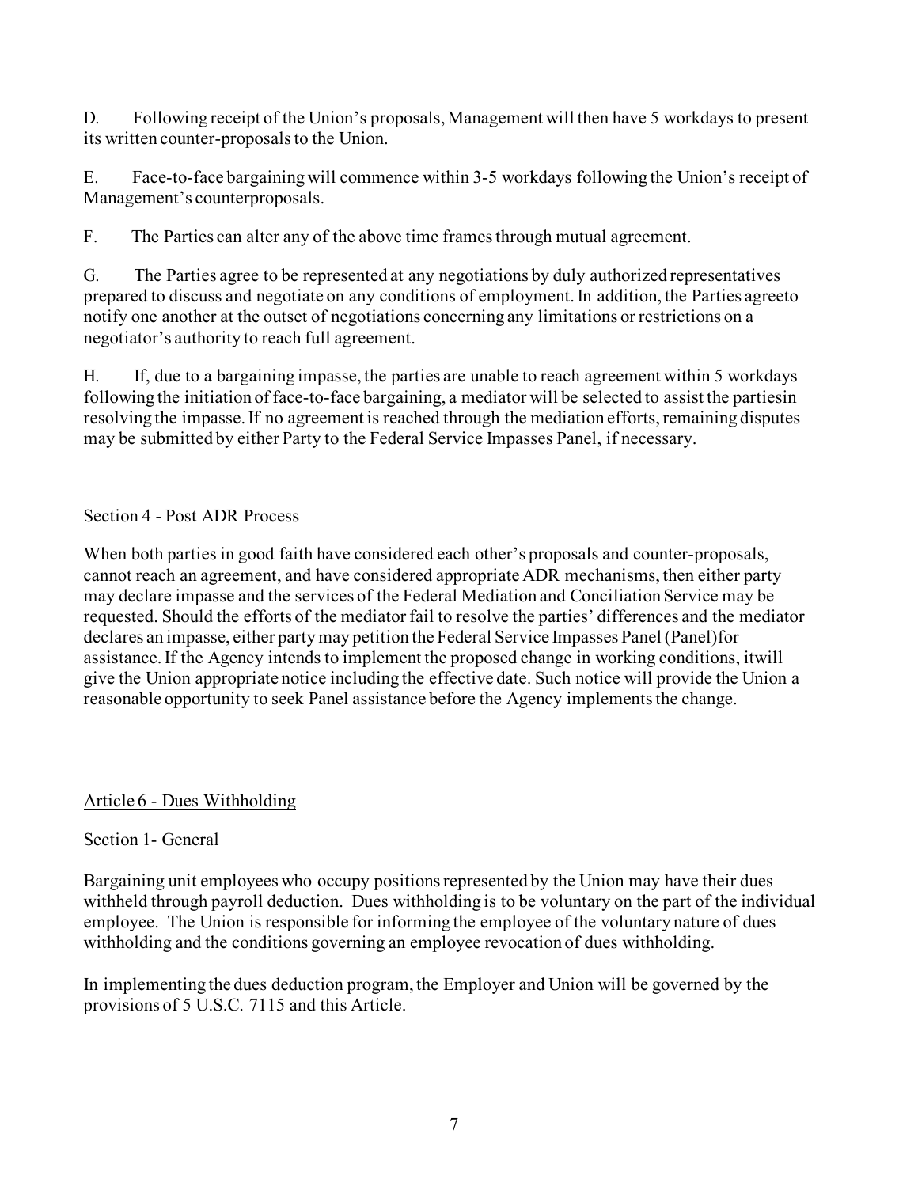D. Following receipt of the Union's proposals, Management will then have 5 workdays to present its written counter-proposals to the Union.

E. Face-to-face bargaining will commence within 3-5 workdays following the Union's receipt of Management's counterproposals.

F. The Parties can alter any of the above time frames through mutual agreement.

G. The Parties agree to be represented at any negotiations by duly authorized representatives prepared to discuss and negotiate on any conditions of employment. In addition, the Parties agreeto notify one another at the outset of negotiations concerning any limitations or restrictions on a negotiator's authority to reach full agreement.

H. If, due to a bargaining impasse, the parties are unable to reach agreement within 5 workdays following the initiation of face-to-face bargaining, a mediator will be selected to assist the partiesin resolving the impasse. If no agreement is reached through the mediation efforts, remaining disputes may be submitted by either Party to the Federal Service Impasses Panel, if necessary.

Section 4 - Post ADR Process

When both parties in good faith have considered each other's proposals and counter-proposals, cannot reach an agreement, and have considered appropriate ADR mechanisms, then either party may declare impasse and the services of the Federal Mediation and Conciliation Service may be requested. Should the efforts of the mediator fail to resolve the parties' differences and the mediator declares an impasse, either party may petition the Federal Service Impasses Panel (Panel)for assistance. If the Agency intends to implement the proposed change in working conditions, itwill give the Union appropriate notice including the effective date. Such notice will provide the Union a reasonable opportunity to seek Panel assistance before the Agency implements the change.

## Article 6 - Dues Withholding

Section 1- General

Bargaining unit employees who occupy positions represented by the Union may have their dues withheld through payroll deduction. Dues withholding is to be voluntary on the part of the individual employee. The Union is responsible for informing the employee of the voluntary nature of dues withholding and the conditions governing an employee revocation of dues withholding.

In implementing the dues deduction program, the Employer and Union will be governed by the provisions of 5 U.S.C. 7115 and this Article.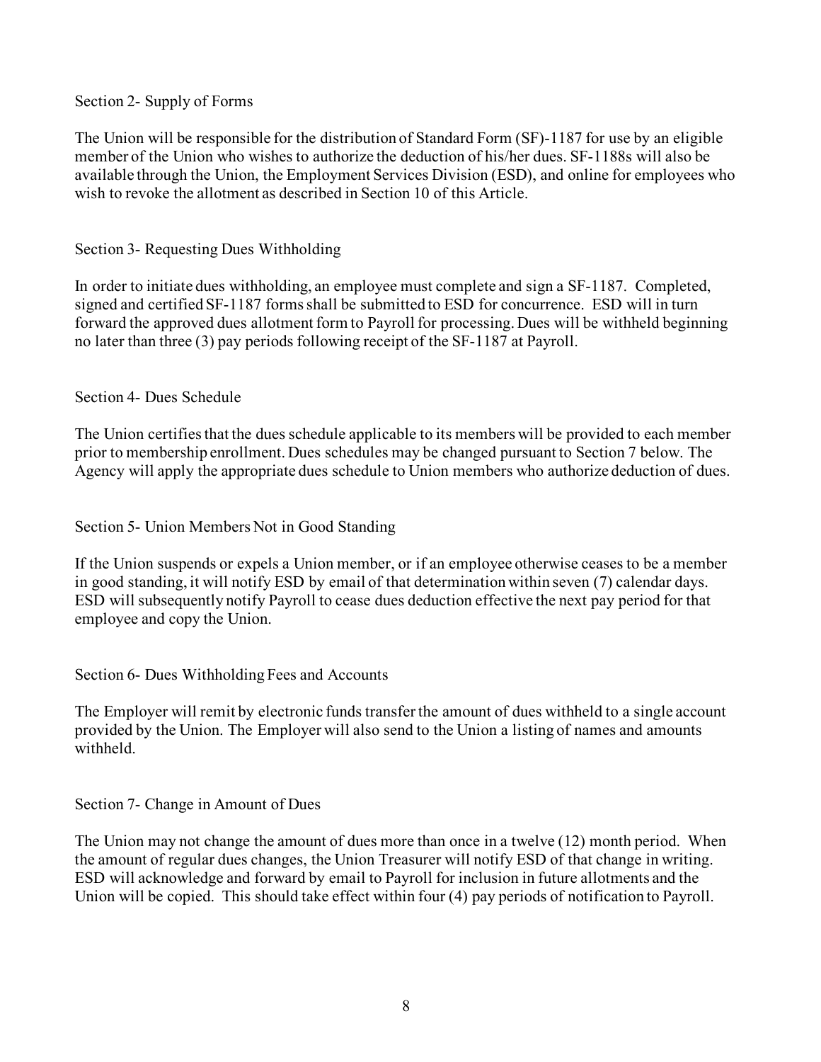### Section 2- Supply of Forms

The Union will be responsible for the distribution of Standard Form (SF)-1187 for use by an eligible member of the Union who wishes to authorize the deduction of his/her dues. SF-1188s will also be available through the Union, the Employment Services Division (ESD), and online for employees who wish to revoke the allotment as described in Section 10 of this Article.

### Section 3- Requesting Dues Withholding

In order to initiate dues withholding, an employee must complete and sign a SF-1187. Completed, signed and certified SF-1187 forms shall be submitted to ESD for concurrence. ESD will in turn forward the approved dues allotment form to Payroll for processing. Dues will be withheld beginning no later than three (3) pay periods following receipt of the SF-1187 at Payroll.

### Section 4- Dues Schedule

The Union certifies that the dues schedule applicable to its members will be provided to each member prior to membership enrollment. Dues schedules may be changed pursuant to Section 7 below. The Agency will apply the appropriate dues schedule to Union members who authorize deduction of dues.

### Section 5- Union Members Not in Good Standing

If the Union suspends or expels a Union member, or if an employee otherwise ceases to be a member in good standing, it will notify ESD by email of that determination within seven (7) calendar days. ESD will subsequently notify Payroll to cease dues deduction effective the next pay period for that employee and copy the Union.

### Section 6- Dues Withholding Fees and Accounts

The Employer will remit by electronic funds transfer the amount of dues withheld to a single account provided by the Union. The Employer will also send to the Union a listing of names and amounts withheld.

### Section 7- Change in Amount of Dues

The Union may not change the amount of dues more than once in a twelve (12) month period. When the amount of regular dues changes, the Union Treasurer will notify ESD of that change in writing. ESD will acknowledge and forward by email to Payroll for inclusion in future allotments and the Union will be copied. This should take effect within four (4) pay periods of notification to Payroll.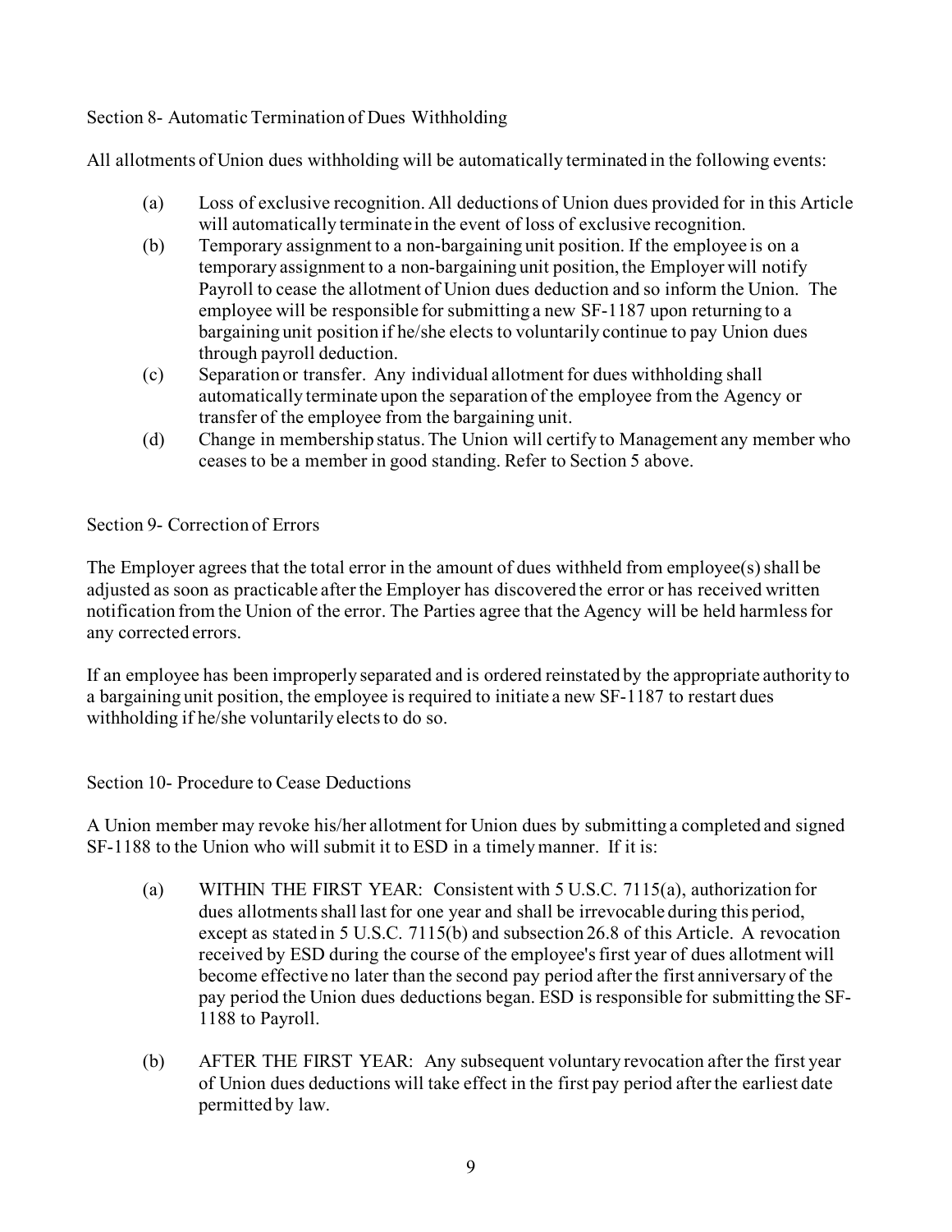Section 8- Automatic Termination of Dues Withholding

All allotments of Union dues withholding will be automatically terminated in the following events:

(a) Loss of exclusive recognition. All deductions of Union dues provided for in this Article will automatically terminate in the event of loss of exclusive recognition.

(b) Temporary assignment to a non-bargaining unit position. If the employee is on a temporary assignment to a non-bargaining unit position, the Employer will notify Payroll to cease the allotment of Union dues deduction and so inform the Union. The employee will be responsible for submitting a new SF-1187 upon returning to a bargaining unit position if he/she elects to voluntarily continue to pay Union dues through payroll deduction.

(c) Separation or transfer. Any individual allotment for dues withholding shall automatically terminate upon the separation of the employee from the Agency or transfer of the employee from the bargaining unit.

(d) Change in membership status. The Union will certify to Management any member who ceases to be a member in good standing. Refer to Section 5 above.

Section 9- Correction of Errors

The Employer agrees that the total error in the amount of dues withheld from employee(s) shall be adjusted as soon as practicable after the Employer has discovered the error or has received written notification from the Union of the error. The Parties agree that the Agency will be held harmless for any corrected errors.

If an employee has been improperly separated and is ordered reinstated by the appropriate authority to a bargaining unit position, the employee is required to initiate a new SF-1187 to restart dues withholding if he/she voluntarily elects to do so.

Section 10- Procedure to Cease Deductions

A Union member may revoke his/her allotment for Union dues by submitting a completed and signed SF-1188 to the Union who will submit it to ESD in a timely manner. If it is:

(a) WITHIN THE FIRST YEAR: Consistent with 5 U.S.C. 7115(a), authorization for dues allotments shall last for one year and shall be irrevocable during this period, except as stated in 5 U.S.C. 7115(b) and subsection 26.8 of this Article. A revocation received by ESD during the course of the employee's first year of dues allotment will become effective no later than the second pay period after the first anniversary of the pay period the Union dues deductions began. ESD is responsible for submitting the SF-1188 to Payroll.

(b) AFTER THE FIRST YEAR: Any subsequent voluntary revocation after the first year of Union dues deductions will take effect in the first pay period after the earliest date permitted by law.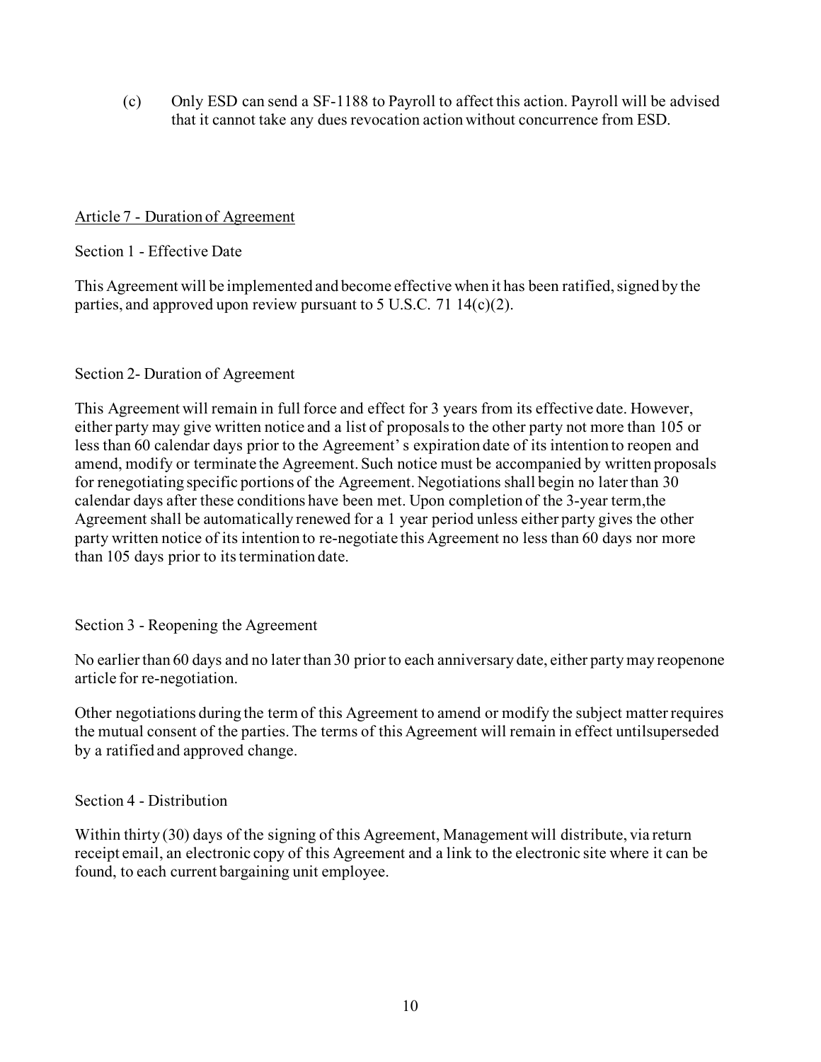(c) Only ESD can send a SF-1188 to Payroll to affect this action. Payroll will be advised that it cannot take any dues revocation action without concurrence from ESD.

## Article 7 - Duration of Agreement

### Section 1 - Effective Date

This Agreement will be implemented and become effective when it has been ratified, signed by the parties, and approved upon review pursuant to 5 U.S.C. 71 14(c)(2).

### Section 2- Duration of Agreement

This Agreement will remain in full force and effect for 3 years from its effective date. However, either party may give written notice and a list of proposals to the other party not more than 105 or less than 60 calendar days prior to the Agreement' s expiration date of its intention to reopen and amend, modify or terminate the Agreement. Such notice must be accompanied by written proposals for renegotiating specific portions of the Agreement. Negotiations shall begin no later than 30 calendar days after these conditions have been met. Upon completion of the 3-year term,the Agreement shall be automatically renewed for a 1 year period unless either party gives the other party written notice of its intention to re-negotiate this Agreement no less than 60 days nor more than 105 days prior to its termination date.

### Section 3 - Reopening the Agreement

No earlier than 60 days and no later than 30 prior to each anniversary date, either party may reopenone article for re-negotiation.

Other negotiations during the term of this Agreement to amend or modify the subject matter requires the mutual consent of the parties. The terms of this Agreement will remain in effect untilsuperseded by a ratified and approved change.

### Section 4 - Distribution

Within thirty (30) days of the signing of this Agreement, Management will distribute, via return receipt email, an electronic copy of this Agreement and a link to the electronic site where it can be found, to each current bargaining unit employee.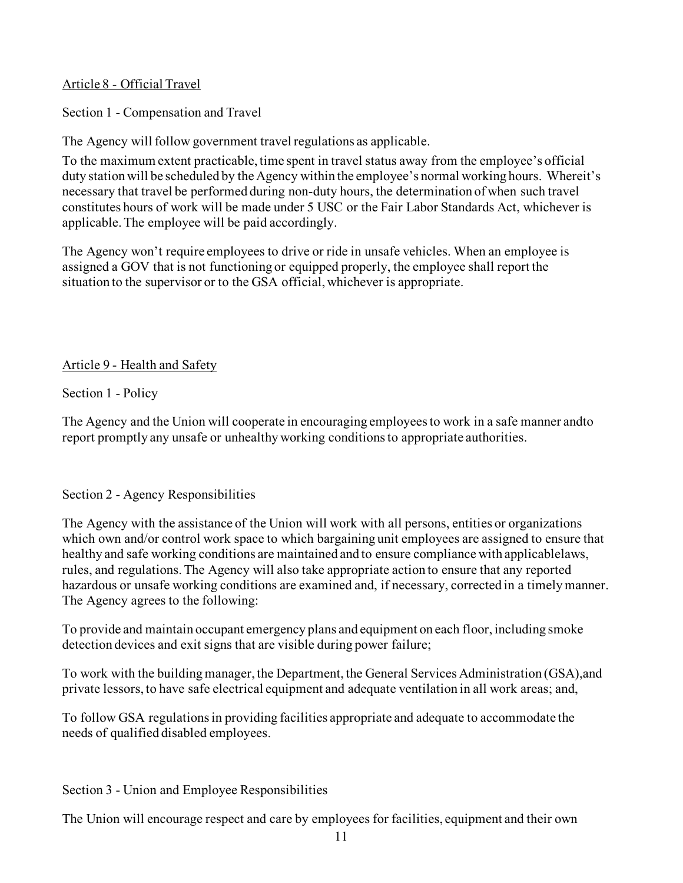## Article 8 - Official Travel

### Section 1 - Compensation and Travel

The Agency will follow government travel regulations as applicable.

To the maximum extent practicable, time spent in travel status away from the employee's official duty station will be scheduled by the Agency within the employee's normal working hours. Whereit's necessary that travel be performed during non-duty hours, the determination of when such travel constitutes hours of work will be made under 5 USC or the Fair Labor Standards Act, whichever is applicable. The employee will be paid accordingly.

The Agency won't require employees to drive or ride in unsafe vehicles. When an employee is assigned a GOV that is not functioning or equipped properly, the employee shall report the situation to the supervisor or to the GSA official, whichever is appropriate.

## Article 9 - Health and Safety

### Section 1 - Policy

The Agency and the Union will cooperate in encouraging employees to work in a safe manner andto report promptly any unsafe or unhealthy working conditions to appropriate authorities.

### Section 2 - Agency Responsibilities

The Agency with the assistance of the Union will work with all persons, entities or organizations which own and/or control work space to which bargaining unit employees are assigned to ensure that healthy and safe working conditions are maintained and to ensure compliance with applicablelaws, rules, and regulations. The Agency will also take appropriate action to ensure that any reported hazardous or unsafe working conditions are examined and, if necessary, corrected in a timely manner. The Agency agrees to the following:

To provide and maintain occupant emergency plans and equipment on each floor, including smoke detection devices and exit signs that are visible during power failure;

To work with the building manager, the Department, the General Services Administration (GSA),and private lessors, to have safe electrical equipment and adequate ventilation in all work areas; and,

To follow GSA regulations in providing facilities appropriate and adequate to accommodate the needs of qualified disabled employees.

### Section 3 - Union and Employee Responsibilities

The Union will encourage respect and care by employees for facilities, equipment and their own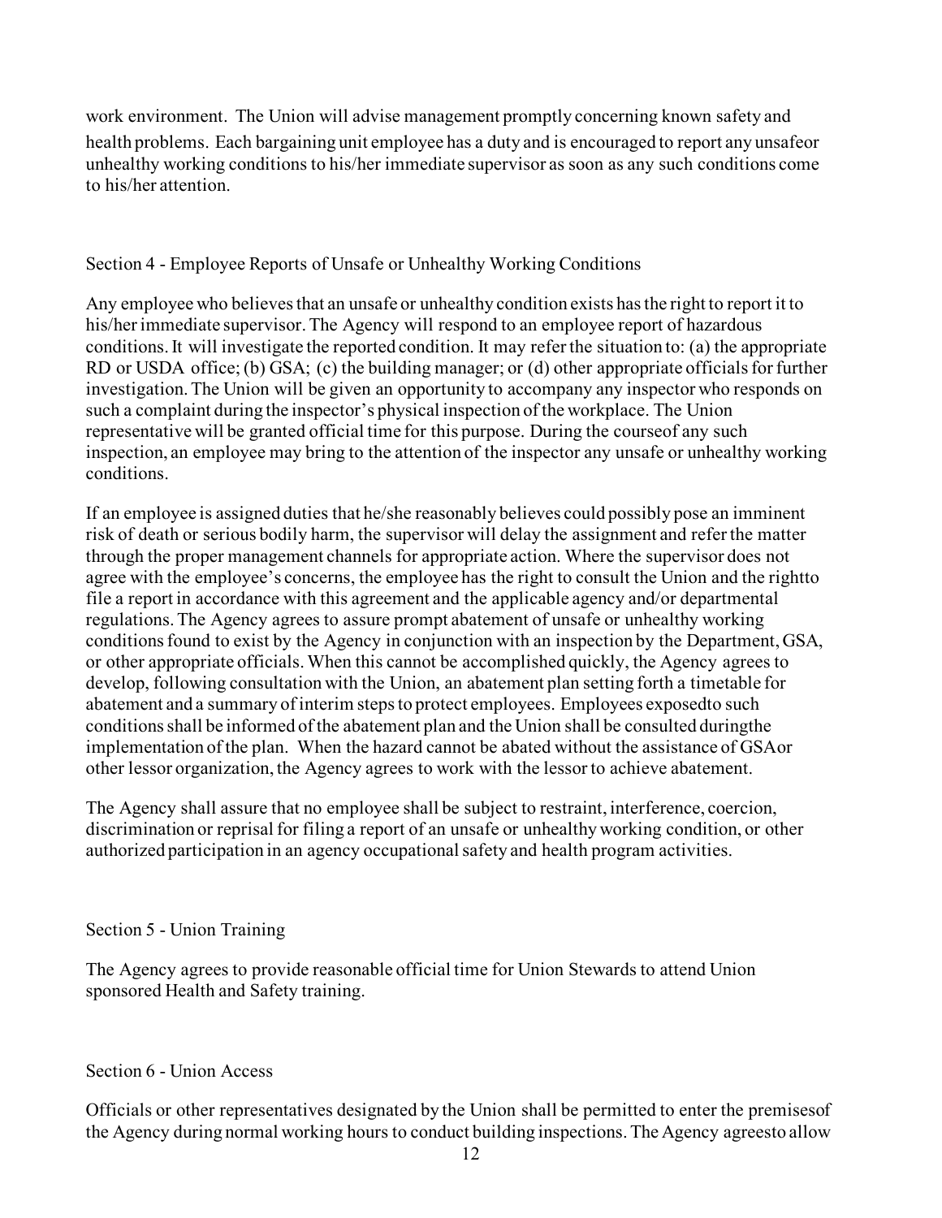work environment. The Union will advise management promptly concerning known safety and health problems. Each bargaining unit employee has a duty and is encouraged to report any unsafe or unhealthy working conditions to his/her immediate supervisor as soon as any such conditions come to his/her attention.

## Section 4 - Employee Reports of Unsafe or Unhealthy Working Conditions

Any employee who believes that an unsafe or unhealthy condition exists has the right to report it to his/her immediate supervisor. The Agency will respond to an employee report of hazardous conditions. It will investigate the reported condition. It may refer the situation to: (a) the appropriate RD or USDA office; (b) GSA; (c) the building manager; or (d) other appropriate officials for further investigation. The Union will be given an opportunity to accompany any inspector who responds on such a complaint during the inspector's physical inspection of the workplace. The Union representative will be granted official time for this purpose. During the course of any such inspection, an employee may bring to the attention of the inspector any unsafe or unhealthy working conditions.

If an employee is assigned duties that he/she reasonably believes could possibly pose an imminent risk of death or serious bodily harm, the supervisor will delay the assignment and refer the matter through the proper management channels for appropriate action. Where the supervisor does not agree with the employee's concerns, the employee has the right to consult the Union and the right to file a report in accordance with this agreement and the applicable agency and/or departmental regulations. The Agency agrees to assure prompt abatement of unsafe or unhealthy working conditions found to exist by the Agency in conjunction with an inspection by the Department, GSA, or other appropriate officials. When this cannot be accomplished quickly, the Agency agrees to develop, following consultation with the Union, an abatement plan setting forth a timetable for abatement and a summary of interim steps to protect employees. Employees exposed to such conditions shall be informed of the abatement plan and the Union shall be consulted during the implementation of the plan. When the hazard cannot be abated without the assistance of GSA or other lessor organization, the Agency agrees to work with the lessor to achieve abatement.

The Agency shall assure that no employee shall be subject to restraint, interference, coercion, discrimination or reprisal for filing a report of an unsafe or unhealthy working condition, or other authorized participation in an agency occupational safety and health program activities.

## Section 5 - Union Training

The Agency agrees to provide reasonable official time for Union Stewards to attend Union sponsored Health and Safety training.

## Section 6 - Union Access

Officials or other representatives designated by the Union shall be permitted to enter the premises of the Agency during normal working hours to conduct building inspections. The Agency agrees to allow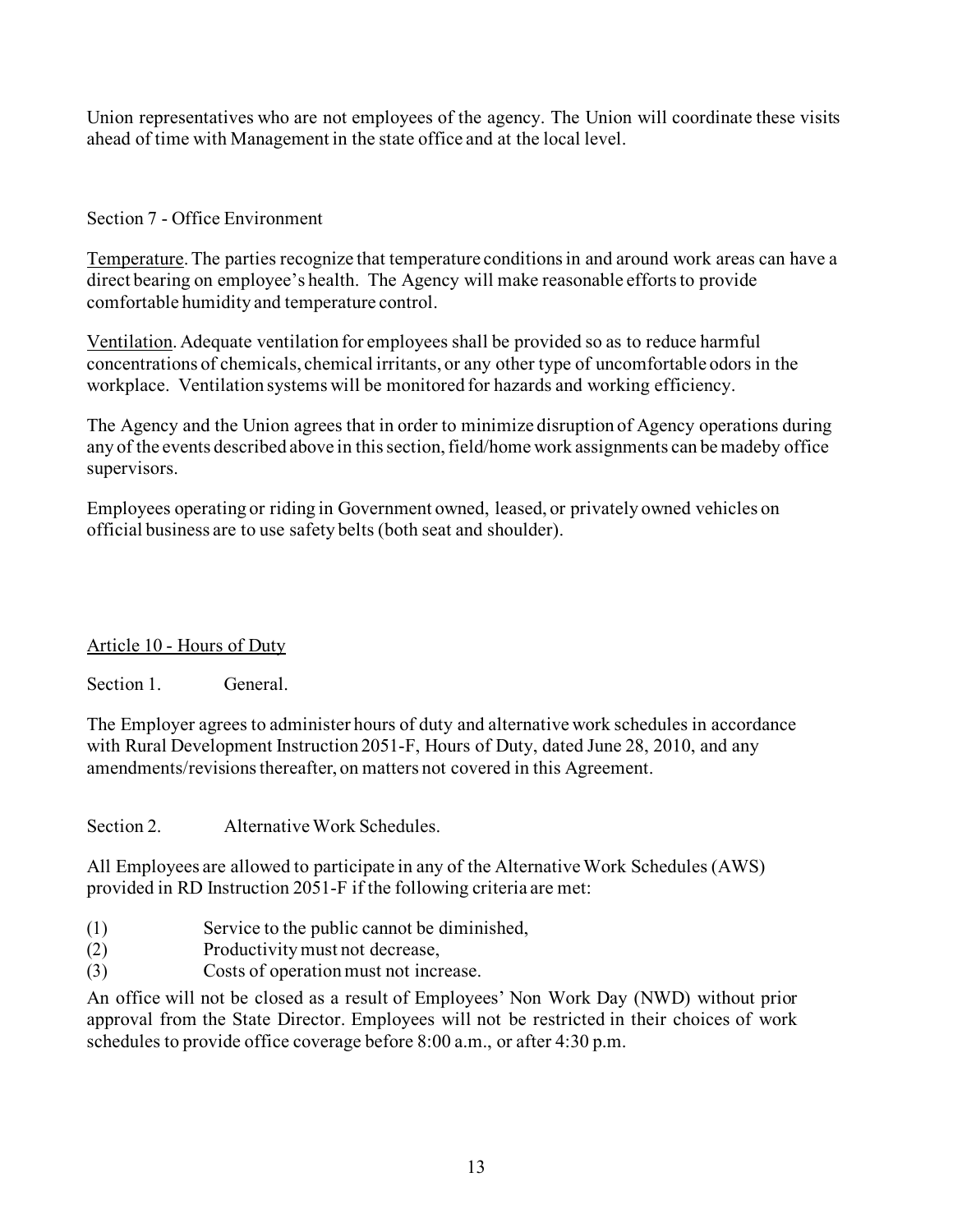Union representatives who are not employees of the agency. The Union will coordinate these visits ahead of time with Management in the state office and at the local level.

Section 7 - Office Environment

Temperature. The parties recognize that temperature conditions in and around work areas can have a direct bearing on employee's health. The Agency will make reasonable efforts to provide comfortable humidity and temperature control.

Ventilation. Adequate ventilation for employees shall be provided so as to reduce harmful concentrations of chemicals, chemical irritants, or any other type of uncomfortable odors in the workplace. Ventilation systems will be monitored for hazards and working efficiency.

The Agency and the Union agrees that in order to minimize disruption of Agency operations during any of the events described above in this section, field/home work assignments can be madeby office supervisors.

Employees operating or riding in Government owned, leased, or privately owned vehicles on official business are to use safety belts (both seat and shoulder).

## Article 10 - Hours of Duty

Section 1. General.

The Employer agrees to administer hours of duty and alternative work schedules in accordance with Rural Development Instruction 2051-F, Hours of Duty, dated June 28, 2010, and any amendments/revisions thereafter, on matters not covered in this Agreement.

Section 2. Alternative Work Schedules.

All Employees are allowed to participate in any of the Alternative Work Schedules (AWS) provided in RD Instruction 2051-F if the following criteria are met:

(1) Service to the public cannot be diminished,
(2) Productivity must not decrease,
(3) Costs of operation must not increase.

An office will not be closed as a result of Employees' Non Work Day (NWD) without prior approval from the State Director. Employees will not be restricted in their choices of work schedules to provide office coverage before 8:00 a.m., or after 4:30 p.m.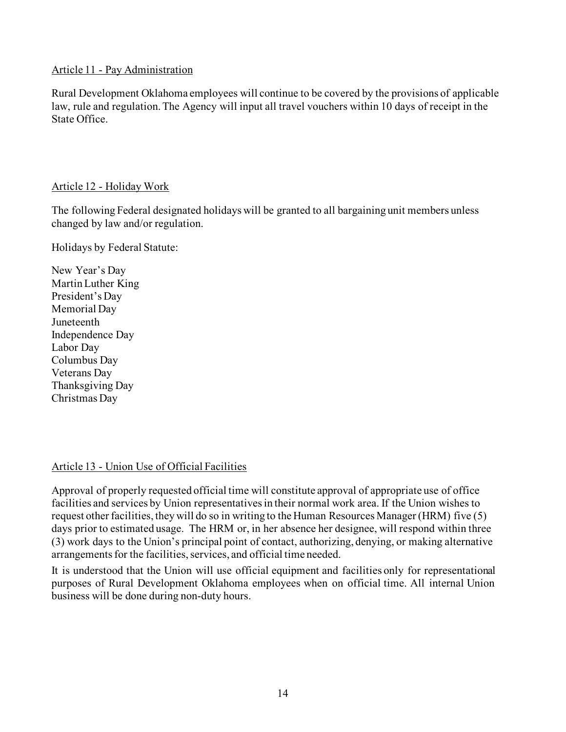## Article 11 - Pay Administration

Rural Development Oklahoma employees will continue to be covered by the provisions of applicable law, rule and regulation. The Agency will input all travel vouchers within 10 days of receipt in the State Office.

## Article 12 - Holiday Work

The following Federal designated holidays will be granted to all bargaining unit members unless changed by law and/or regulation.

Holidays by Federal Statute:

New Year's Day
Martin Luther King
President's Day
Memorial Day
Juneteenth
Independence Day
Labor Day
Columbus Day
Veterans Day
Thanksgiving Day
Christmas Day

## Article 13 - Union Use of Official Facilities

Approval of properly requested official time will constitute approval of appropriate use of office facilities and services by Union representatives in their normal work area. If the Union wishes to request other facilities, they will do so in writing to the Human Resources Manager (HRM) five (5) days prior to estimated usage. The HRM or, in her absence her designee, will respond within three (3) work days to the Union's principal point of contact, authorizing, denying, or making alternative arrangements for the facilities, services, and official time needed.

It is understood that the Union will use official equipment and facilities only for representational purposes of Rural Development Oklahoma employees when on official time. All internal Union business will be done during non-duty hours.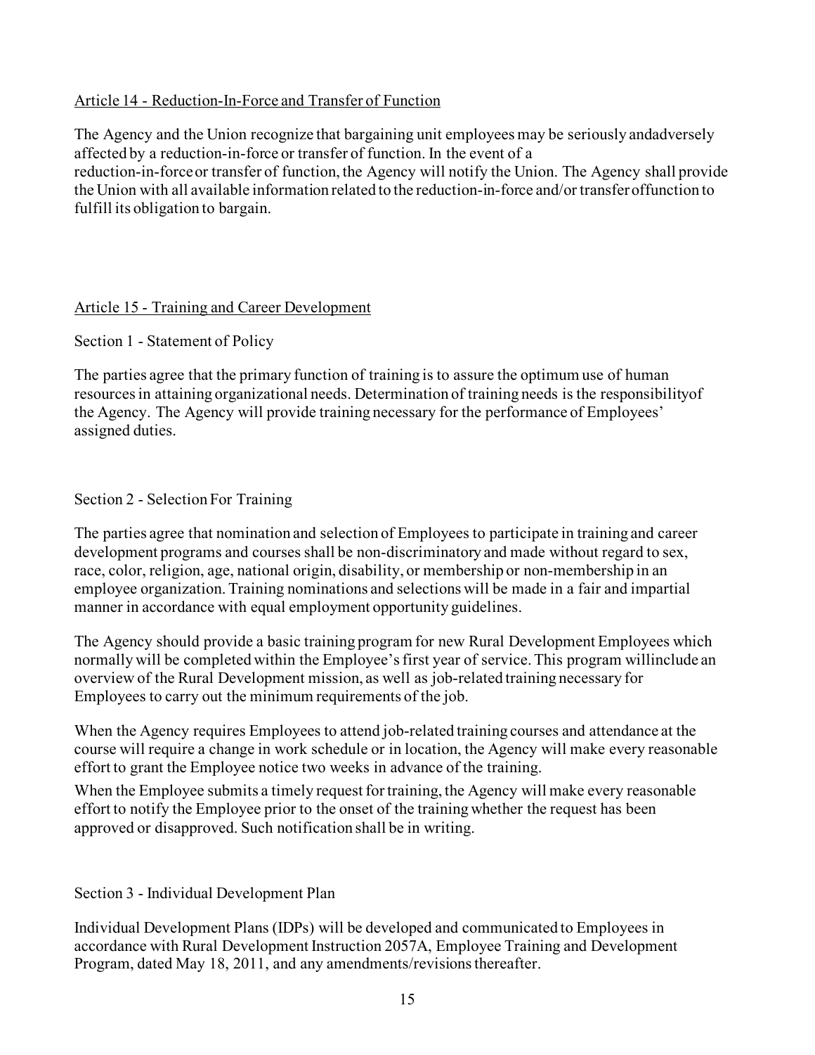## Article 14 - Reduction-In-Force and Transfer of Function

The Agency and the Union recognize that bargaining unit employees may be seriously andadversely affected by a reduction-in-force or transfer of function. In the event of a reduction-in-forceor transfer of function, the Agency will notify the Union. The Agency shall provide the Union with all available information related to the reduction-in-force and/or transfer offunction to fulfill its obligation to bargain.

## Article 15 - Training and Career Development

### Section 1 - Statement of Policy

The parties agree that the primary function of training is to assure the optimum use of human resources in attaining organizational needs. Determination of training needs is the responsibilityof the Agency. The Agency will provide training necessary for the performance of Employees' assigned duties.

### Section 2 - Selection For Training

The parties agree that nomination and selection of Employees to participate in training and career development programs and courses shall be non-discriminatory and made without regard to sex, race, color, religion, age, national origin, disability, or membership or non-membership in an employee organization. Training nominations and selections will be made in a fair and impartial manner in accordance with equal employment opportunity guidelines.

The Agency should provide a basic training program for new Rural Development Employees which normally will be completed within the Employee's first year of service. This program willinclude an overview of the Rural Development mission, as well as job-related training necessary for Employees to carry out the minimum requirements of the job.

When the Agency requires Employees to attend job-related training courses and attendance at the course will require a change in work schedule or in location, the Agency will make every reasonable effort to grant the Employee notice two weeks in advance of the training.

When the Employee submits a timely request for training, the Agency will make every reasonable effort to notify the Employee prior to the onset of the training whether the request has been approved or disapproved. Such notification shall be in writing.

### Section 3 - Individual Development Plan

Individual Development Plans (IDPs) will be developed and communicated to Employees in accordance with Rural Development Instruction 2057A, Employee Training and Development Program, dated May 18, 2011, and any amendments/revisions thereafter.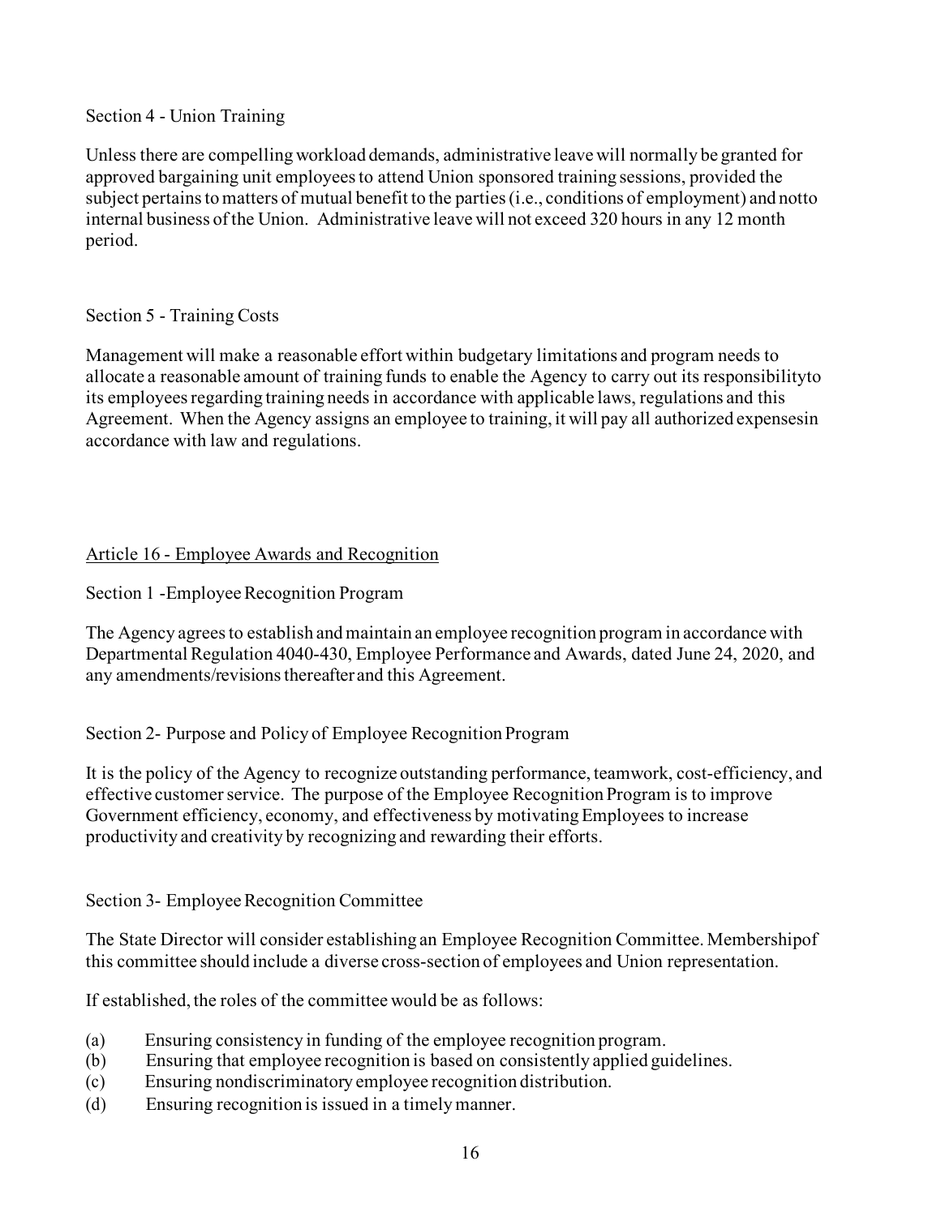Section 4 - Union Training

Unless there are compelling workload demands, administrative leave will normally be granted for approved bargaining unit employees to attend Union sponsored training sessions, provided the subject pertains to matters of mutual benefit to the parties (i.e., conditions of employment) and notto internal business of the Union. Administrative leave will not exceed 320 hours in any 12 month period.

Section 5 - Training Costs

Management will make a reasonable effort within budgetary limitations and program needs to allocate a reasonable amount of training funds to enable the Agency to carry out its responsibilityto its employees regarding training needs in accordance with applicable laws, regulations and this Agreement. When the Agency assigns an employee to training, it will pay all authorized expensesin accordance with law and regulations.

## Article 16 - Employee Awards and Recognition

Section 1 -Employee Recognition Program

The Agency agrees to establish and maintain an employee recognition program in accordance with Departmental Regulation 4040-430, Employee Performance and Awards, dated June 24, 2020, and any amendments/revisions thereafter and this Agreement.

Section 2- Purpose and Policy of Employee Recognition Program

It is the policy of the Agency to recognize outstanding performance, teamwork, cost-efficiency, and effective customer service. The purpose of the Employee Recognition Program is to improve Government efficiency, economy, and effectiveness by motivating Employees to increase productivity and creativity by recognizing and rewarding their efforts.

Section 3- Employee Recognition Committee

The State Director will consider establishing an Employee Recognition Committee. Membershipof this committee should include a diverse cross-section of employees and Union representation.

If established, the roles of the committee would be as follows:

(a) Ensuring consistency in funding of the employee recognition program.
(b) Ensuring that employee recognition is based on consistently applied guidelines.
(c) Ensuring nondiscriminatory employee recognition distribution.
(d) Ensuring recognition is issued in a timely manner.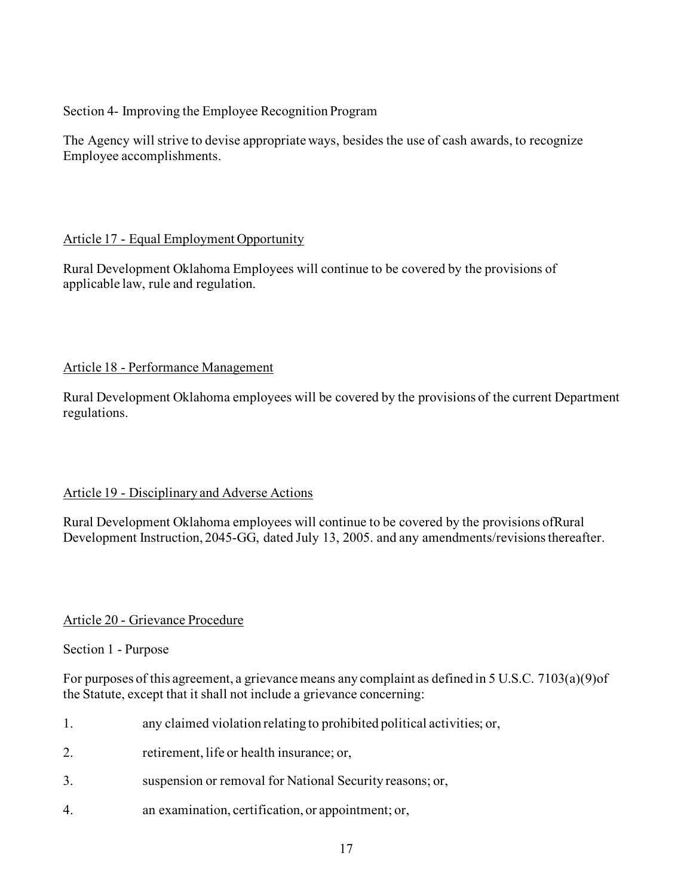Section 4- Improving the Employee Recognition Program

The Agency will strive to devise appropriate ways, besides the use of cash awards, to recognize Employee accomplishments.

## Article 17 - Equal Employment Opportunity

Rural Development Oklahoma Employees will continue to be covered by the provisions of applicable law, rule and regulation.

## Article 18 - Performance Management

Rural Development Oklahoma employees will be covered by the provisions of the current Department regulations.

## Article 19 - Disciplinary and Adverse Actions

Rural Development Oklahoma employees will continue to be covered by the provisions ofRural Development Instruction, 2045-GG, dated July 13, 2005. and any amendments/revisions thereafter.

## Article 20 - Grievance Procedure

Section 1 - Purpose

For purposes of this agreement, a grievance means any complaint as defined in 5 U.S.C. 7103(a)(9)of the Statute, except that it shall not include a grievance concerning:

1. any claimed violation relating to prohibited political activities; or,
2. retirement, life or health insurance; or,
3. suspension or removal for National Security reasons; or,
4. an examination, certification, or appointment; or,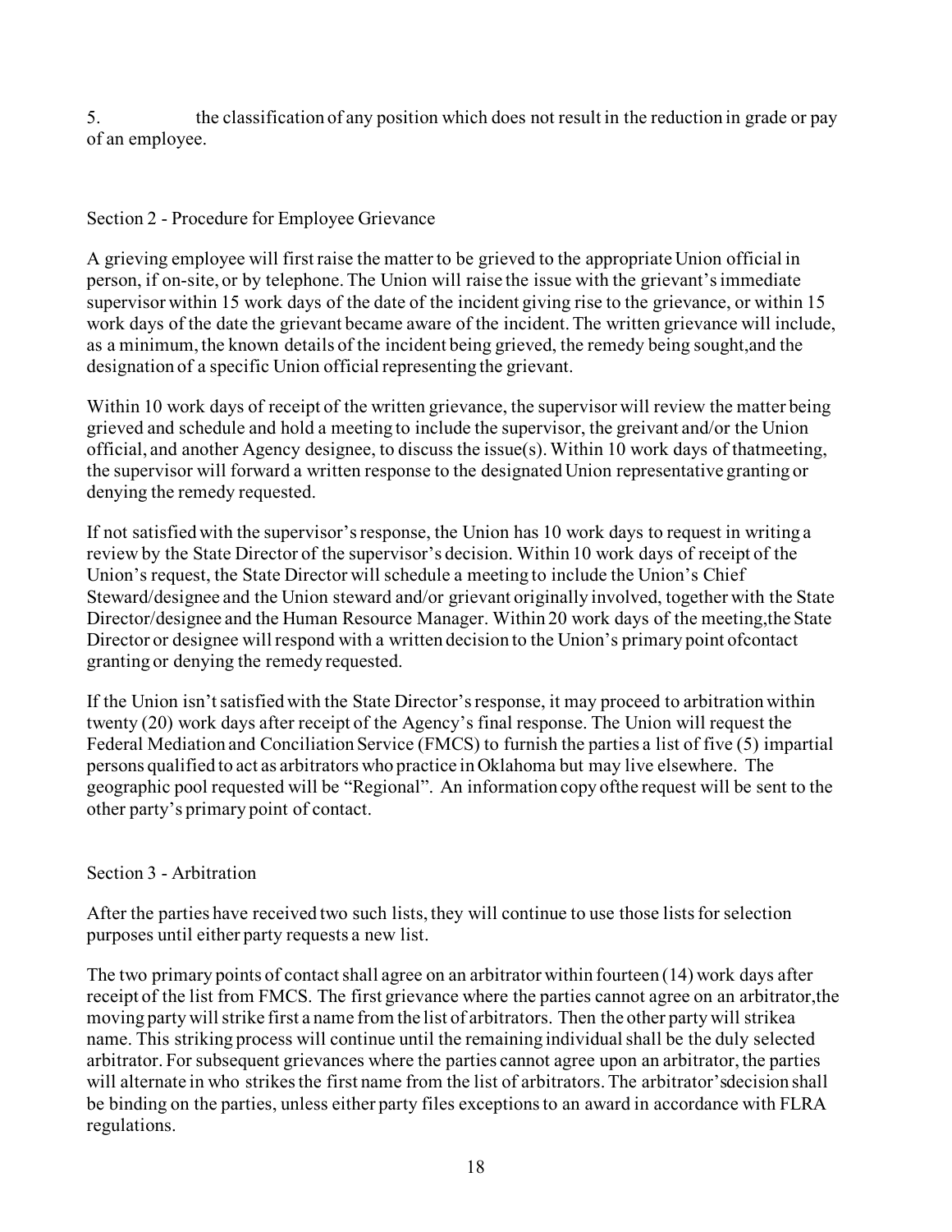5. the classification of any position which does not result in the reduction in grade or pay of an employee.

## Section 2 - Procedure for Employee Grievance

A grieving employee will first raise the matter to be grieved to the appropriate Union official in person, if on-site, or by telephone. The Union will raise the issue with the grievant's immediate supervisor within 15 work days of the date of the incident giving rise to the grievance, or within 15 work days of the date the grievant became aware of the incident. The written grievance will include, as a minimum, the known details of the incident being grieved, the remedy being sought,and the designation of a specific Union official representing the grievant.

Within 10 work days of receipt of the written grievance, the supervisor will review the matter being grieved and schedule and hold a meeting to include the supervisor, the greivant and/or the Union official, and another Agency designee, to discuss the issue(s). Within 10 work days of thatmeeting, the supervisor will forward a written response to the designated Union representative granting or denying the remedy requested.

If not satisfied with the supervisor's response, the Union has 10 work days to request in writing a review by the State Director of the supervisor's decision. Within 10 work days of receipt of the Union's request, the State Director will schedule a meeting to include the Union's Chief Steward/designee and the Union steward and/or grievant originally involved, together with the State Director/designee and the Human Resource Manager. Within 20 work days of the meeting,the State Director or designee will respond with a written decision to the Union's primary point ofcontact granting or denying the remedy requested.

If the Union isn't satisfied with the State Director's response, it may proceed to arbitration within twenty (20) work days after receipt of the Agency's final response. The Union will request the Federal Mediation and Conciliation Service (FMCS) to furnish the parties a list of five (5) impartial persons qualified to act as arbitrators who practice in Oklahoma but may live elsewhere. The geographic pool requested will be "Regional". An information copy ofthe request will be sent to the other party's primary point of contact.

## Section 3 - Arbitration

After the parties have received two such lists, they will continue to use those lists for selection purposes until either party requests a new list.

The two primary points of contact shall agree on an arbitrator within fourteen (14) work days after receipt of the list from FMCS. The first grievance where the parties cannot agree on an arbitrator,the moving party will strike first a name from the list of arbitrators. Then the other party will strikea name. This striking process will continue until the remaining individual shall be the duly selected arbitrator. For subsequent grievances where the parties cannot agree upon an arbitrator, the parties will alternate in who strikes the first name from the list of arbitrators. The arbitrator'sdecision shall be binding on the parties, unless either party files exceptions to an award in accordance with FLRA regulations.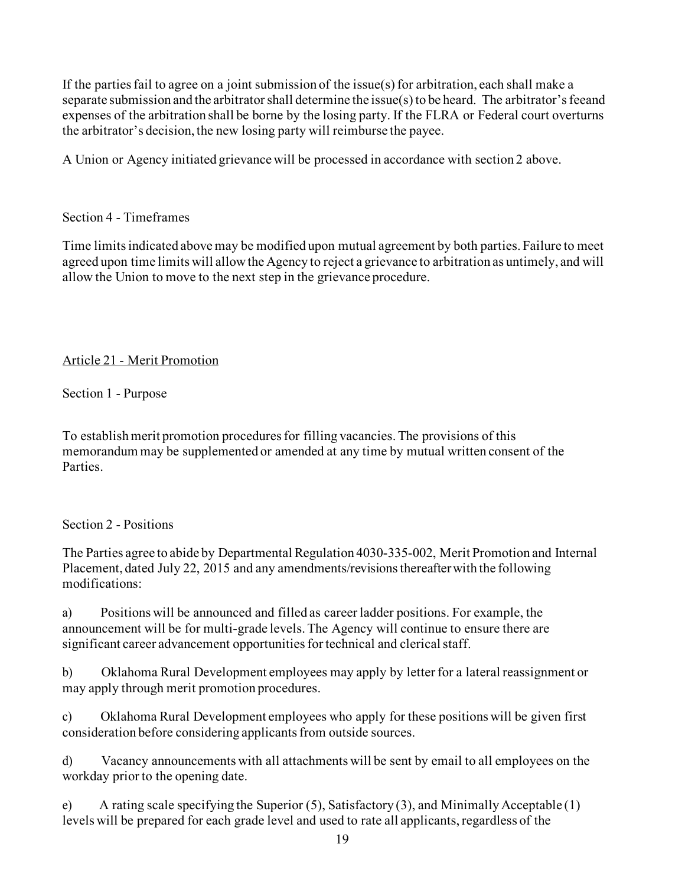If the parties fail to agree on a joint submission of the issue(s) for arbitration, each shall make a separate submission and the arbitrator shall determine the issue(s) to be heard. The arbitrator's feeand expenses of the arbitration shall be borne by the losing party. If the FLRA or Federal court overturns the arbitrator's decision, the new losing party will reimburse the payee.

A Union or Agency initiated grievance will be processed in accordance with section 2 above.

Section 4 - Timeframes

Time limits indicated above may be modified upon mutual agreement by both parties. Failure to meet agreed upon time limits will allow the Agency to reject a grievance to arbitration as untimely, and will allow the Union to move to the next step in the grievance procedure.

## Article 21 - Merit Promotion

Section 1 - Purpose

To establish merit promotion procedures for filling vacancies. The provisions of this memorandum may be supplemented or amended at any time by mutual written consent of the Parties.

Section 2 - Positions

The Parties agree to abide by Departmental Regulation 4030-335-002, Merit Promotion and Internal Placement, dated July 22, 2015 and any amendments/revisions thereafter with the following modifications:

a) Positions will be announced and filled as career ladder positions. For example, the announcement will be for multi-grade levels. The Agency will continue to ensure there are significant career advancement opportunities for technical and clerical staff.

b) Oklahoma Rural Development employees may apply by letter for a lateral reassignment or may apply through merit promotion procedures.

c) Oklahoma Rural Development employees who apply for these positions will be given first consideration before considering applicants from outside sources.

d) Vacancy announcements with all attachments will be sent by email to all employees on the workday prior to the opening date.

e) A rating scale specifying the Superior (5), Satisfactory (3), and Minimally Acceptable (1) levels will be prepared for each grade level and used to rate all applicants, regardless of the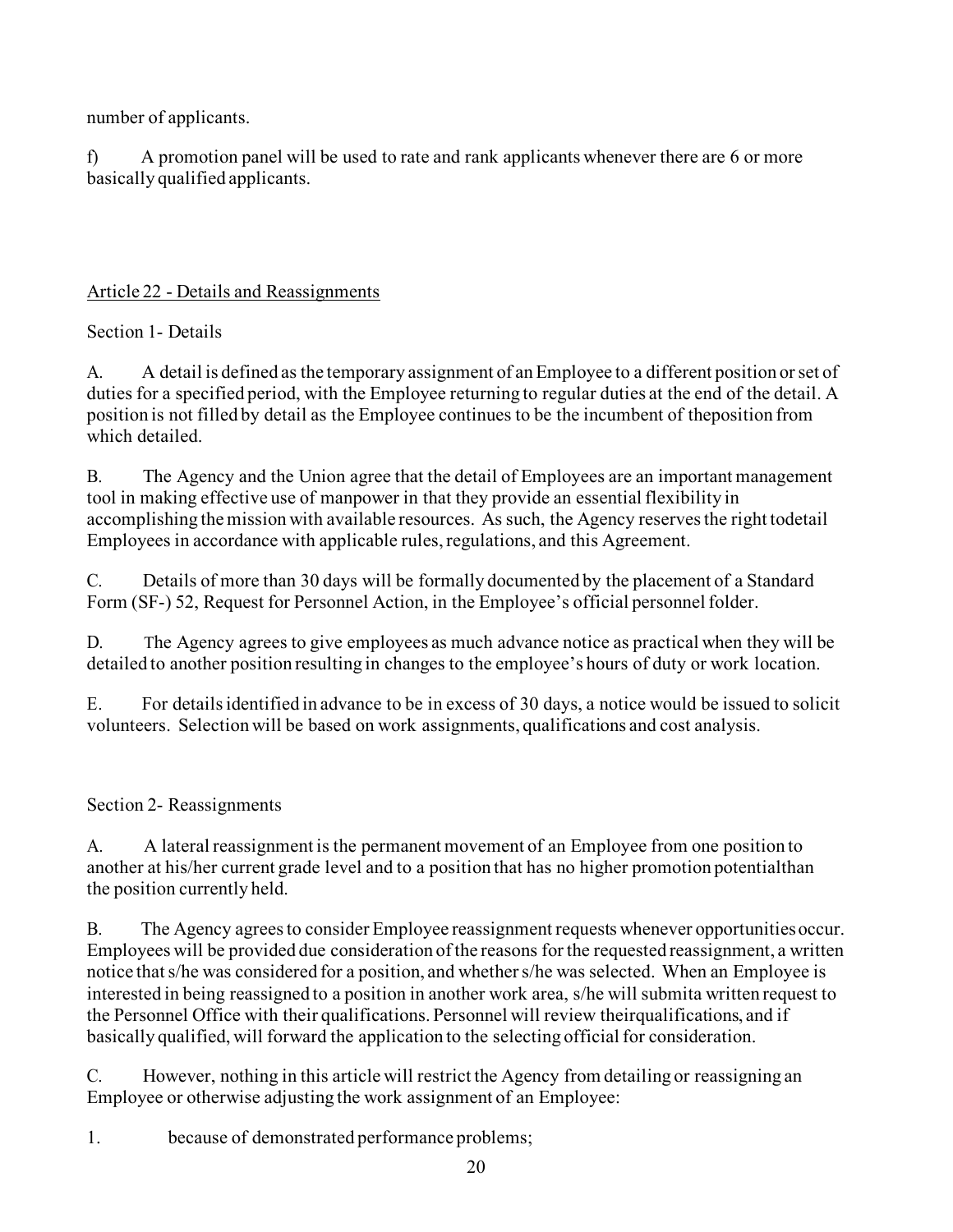number of applicants.

f) A promotion panel will be used to rate and rank applicants whenever there are 6 or more basically qualified applicants.

## Article 22 - Details and Reassignments

Section 1- Details

A. A detail is defined as the temporary assignment of an Employee to a different position or set of duties for a specified period, with the Employee returning to regular duties at the end of the detail. A position is not filled by detail as the Employee continues to be the incumbent of theposition from which detailed.

B. The Agency and the Union agree that the detail of Employees are an important management tool in making effective use of manpower in that they provide an essential flexibility in accomplishing the mission with available resources. As such, the Agency reserves the right todetail Employees in accordance with applicable rules, regulations, and this Agreement.

C. Details of more than 30 days will be formally documented by the placement of a Standard Form (SF-) 52, Request for Personnel Action, in the Employee's official personnel folder.

D. The Agency agrees to give employees as much advance notice as practical when they will be detailed to another position resulting in changes to the employee's hours of duty or work location.

E. For details identified in advance to be in excess of 30 days, a notice would be issued to solicit volunteers. Selection will be based on work assignments, qualifications and cost analysis.

Section 2- Reassignments

A. A lateral reassignment is the permanent movement of an Employee from one position to another at his/her current grade level and to a position that has no higher promotion potentialthan the position currently held.

B. The Agency agrees to consider Employee reassignment requests whenever opportunities occur. Employees will be provided due consideration of the reasons for the requested reassignment, a written notice that s/he was considered for a position, and whether s/he was selected. When an Employee is interested in being reassigned to a position in another work area, s/he will submita written request to the Personnel Office with their qualifications. Personnel will review theirqualifications, and if basically qualified, will forward the application to the selecting official for consideration.

C. However, nothing in this article will restrict the Agency from detailing or reassigning an Employee or otherwise adjusting the work assignment of an Employee:

1. because of demonstrated performance problems;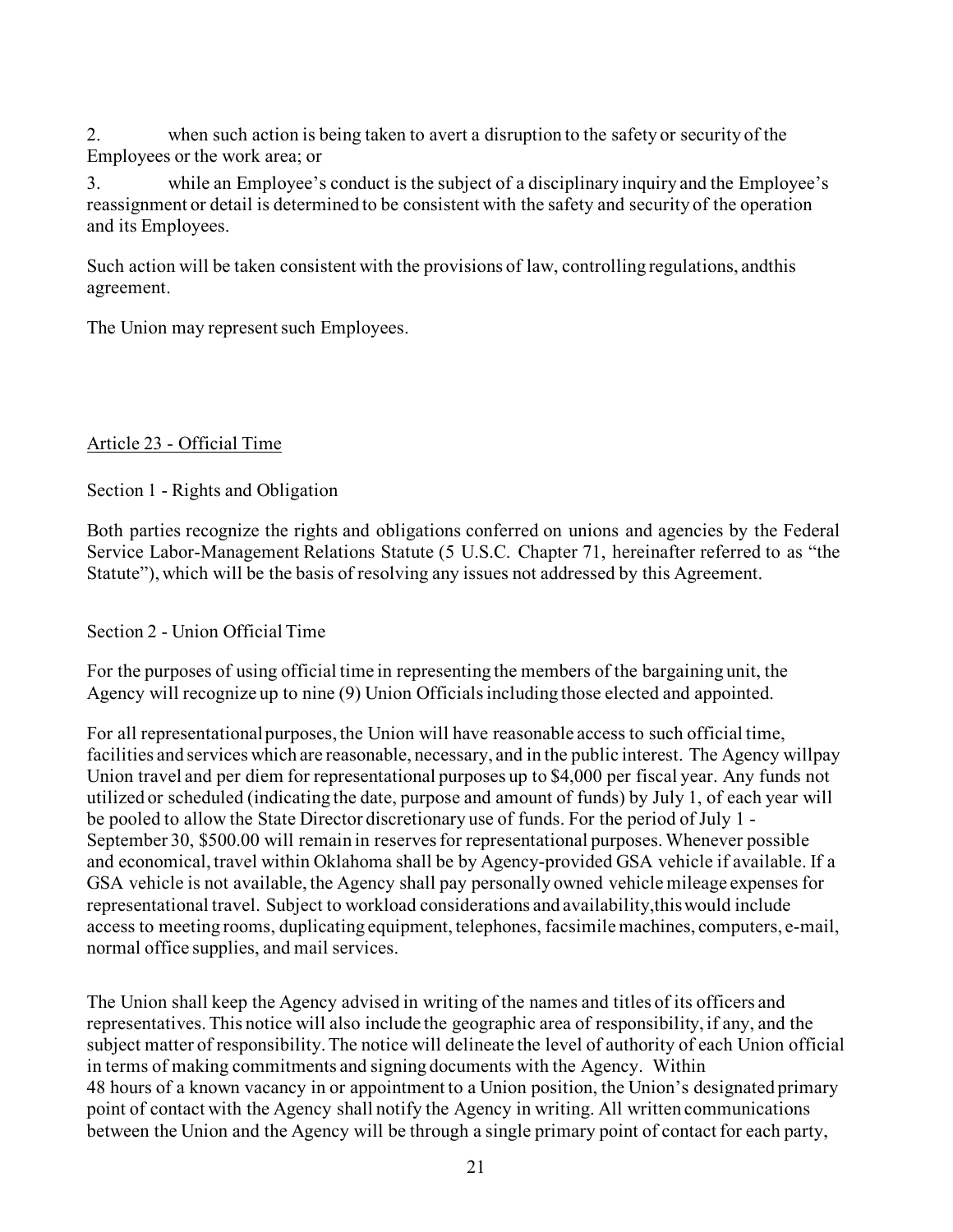2. when such action is being taken to avert a disruption to the safety or security of the Employees or the work area; or

3. while an Employee's conduct is the subject of a disciplinary inquiry and the Employee's reassignment or detail is determined to be consistent with the safety and security of the operation and its Employees.

Such action will be taken consistent with the provisions of law, controlling regulations, andthis agreement.

The Union may represent such Employees.

## Article 23 - Official Time

### Section 1 - Rights and Obligation

Both parties recognize the rights and obligations conferred on unions and agencies by the Federal Service Labor-Management Relations Statute (5 U.S.C. Chapter 71, hereinafter referred to as "the Statute"), which will be the basis of resolving any issues not addressed by this Agreement.

### Section 2 - Union Official Time

For the purposes of using official time in representing the members of the bargaining unit, the Agency will recognize up to nine (9) Union Officials including those elected and appointed.

For all representational purposes, the Union will have reasonable access to such official time, facilities and services which are reasonable, necessary, and in the public interest. The Agency willpay Union travel and per diem for representational purposes up to $4,000 per fiscal year. Any funds not utilized or scheduled (indicating the date, purpose and amount of funds) by July 1, of each year will be pooled to allow the State Director discretionary use of funds. For the period of July 1 - September 30, $500.00 will remain in reserves for representational purposes. Whenever possible and economical, travel within Oklahoma shall be by Agency-provided GSA vehicle if available. If a GSA vehicle is not available, the Agency shall pay personally owned vehicle mileage expenses for representational travel. Subject to workload considerations and availability,thiswould include access to meeting rooms, duplicating equipment, telephones, facsimile machines, computers, e-mail, normal office supplies, and mail services.

The Union shall keep the Agency advised in writing of the names and titles of its officers and representatives. This notice will also include the geographic area of responsibility, if any, and the subject matter of responsibility. The notice will delineate the level of authority of each Union official in terms of making commitments and signing documents with the Agency. Within 48 hours of a known vacancy in or appointment to a Union position, the Union's designated primary point of contact with the Agency shall notify the Agency in writing. All written communications between the Union and the Agency will be through a single primary point of contact for each party,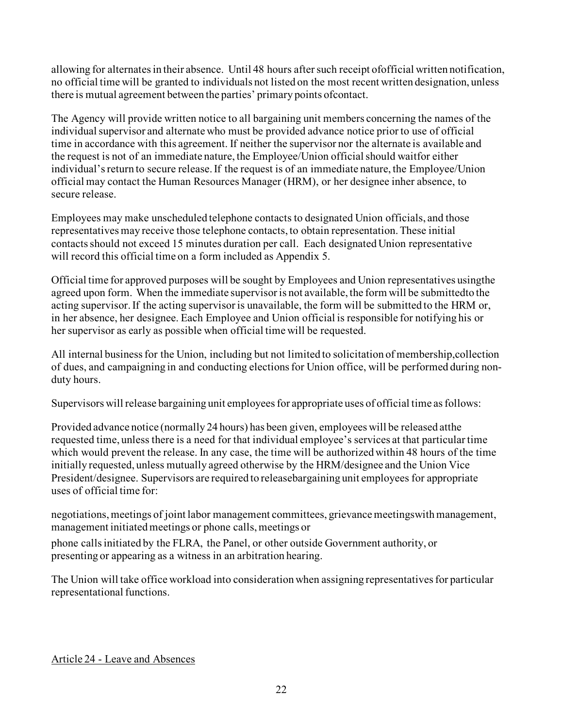allowing for alternates in their absence. Until 48 hours after such receipt of official written notification, no official time will be granted to individuals not listed on the most recent written designation, unless there is mutual agreement between the parties' primary points of contact.

The Agency will provide written notice to all bargaining unit members concerning the names of the individual supervisor and alternate who must be provided advance notice prior to use of official time in accordance with this agreement. If neither the supervisor nor the alternate is available and the request is not of an immediate nature, the Employee/Union official should wait for either individual's return to secure release. If the request is of an immediate nature, the Employee/Union official may contact the Human Resources Manager (HRM), or her designee in her absence, to secure release.

Employees may make unscheduled telephone contacts to designated Union officials, and those representatives may receive those telephone contacts, to obtain representation. These initial contacts should not exceed 15 minutes duration per call. Each designated Union representative will record this official time on a form included as Appendix 5.

Official time for approved purposes will be sought by Employees and Union representatives using the agreed upon form. When the immediate supervisor is not available, the form will be submitted to the acting supervisor. If the acting supervisor is unavailable, the form will be submitted to the HRM or, in her absence, her designee. Each Employee and Union official is responsible for notifying his or her supervisor as early as possible when official time will be requested.

All internal business for the Union, including but not limited to solicitation of membership, collection of dues, and campaigning in and conducting elections for Union office, will be performed during non-duty hours.

Supervisors will release bargaining unit employees for appropriate uses of official time as follows:

Provided advance notice (normally 24 hours) has been given, employees will be released at the requested time, unless there is a need for that individual employee's services at that particular time which would prevent the release. In any case, the time will be authorized within 48 hours of the time initially requested, unless mutually agreed otherwise by the HRM/designee and the Union Vice President/designee. Supervisors are required to release bargaining unit employees for appropriate uses of official time for:

negotiations, meetings of joint labor management committees, grievance meetings with management, management initiated meetings or phone calls, meetings or

phone calls initiated by the FLRA, the Panel, or other outside Government authority, or presenting or appearing as a witness in an arbitration hearing.

The Union will take office workload into consideration when assigning representatives for particular representational functions.

<u>Article 24 - Leave and Absences</u>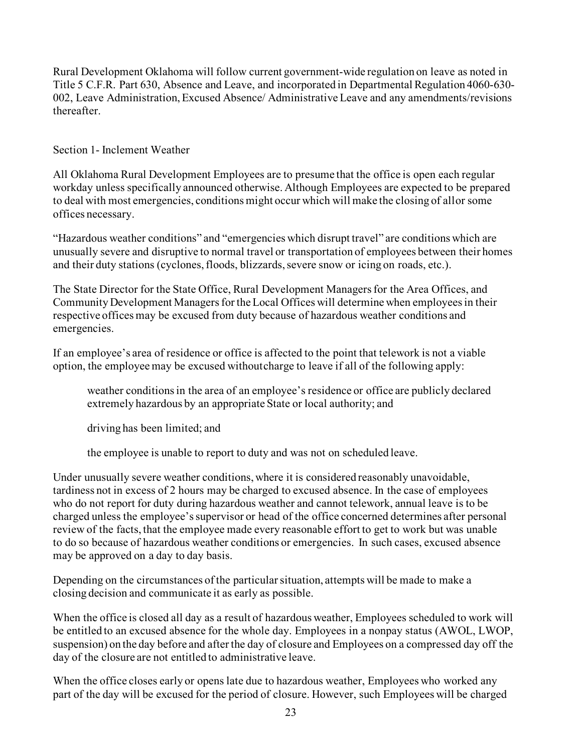Rural Development Oklahoma will follow current government-wide regulation on leave as noted in Title 5 C.F.R. Part 630, Absence and Leave, and incorporated in Departmental Regulation 4060-630-002, Leave Administration, Excused Absence/ Administrative Leave and any amendments/revisions thereafter.

## Section 1- Inclement Weather

All Oklahoma Rural Development Employees are to presume that the office is open each regular workday unless specifically announced otherwise. Although Employees are expected to be prepared to deal with most emergencies, conditions might occur which will make the closing of all or some offices necessary.

"Hazardous weather conditions" and "emergencies which disrupt travel" are conditions which are unusually severe and disruptive to normal travel or transportation of employees between their homes and their duty stations (cyclones, floods, blizzards, severe snow or icing on roads, etc.).

The State Director for the State Office, Rural Development Managers for the Area Offices, and Community Development Managers for the Local Offices will determine when employees in their respective offices may be excused from duty because of hazardous weather conditions and emergencies.

If an employee's area of residence or office is affected to the point that telework is not a viable option, the employee may be excused without charge to leave if all of the following apply:

> weather conditions in the area of an employee's residence or office are publicly declared extremely hazardous by an appropriate State or local authority; and
>
> driving has been limited; and
>
> the employee is unable to report to duty and was not on scheduled leave.

Under unusually severe weather conditions, where it is considered reasonably unavoidable, tardiness not in excess of 2 hours may be charged to excused absence. In the case of employees who do not report for duty during hazardous weather and cannot telework, annual leave is to be charged unless the employee's supervisor or head of the office concerned determines after personal review of the facts, that the employee made every reasonable effort to get to work but was unable to do so because of hazardous weather conditions or emergencies. In such cases, excused absence may be approved on a day to day basis.

Depending on the circumstances of the particular situation, attempts will be made to make a closing decision and communicate it as early as possible.

When the office is closed all day as a result of hazardous weather, Employees scheduled to work will be entitled to an excused absence for the whole day. Employees in a nonpay status (AWOL, LWOP, suspension) on the day before and after the day of closure and Employees on a compressed day off the day of the closure are not entitled to administrative leave.

When the office closes early or opens late due to hazardous weather, Employees who worked any part of the day will be excused for the period of closure. However, such Employees will be charged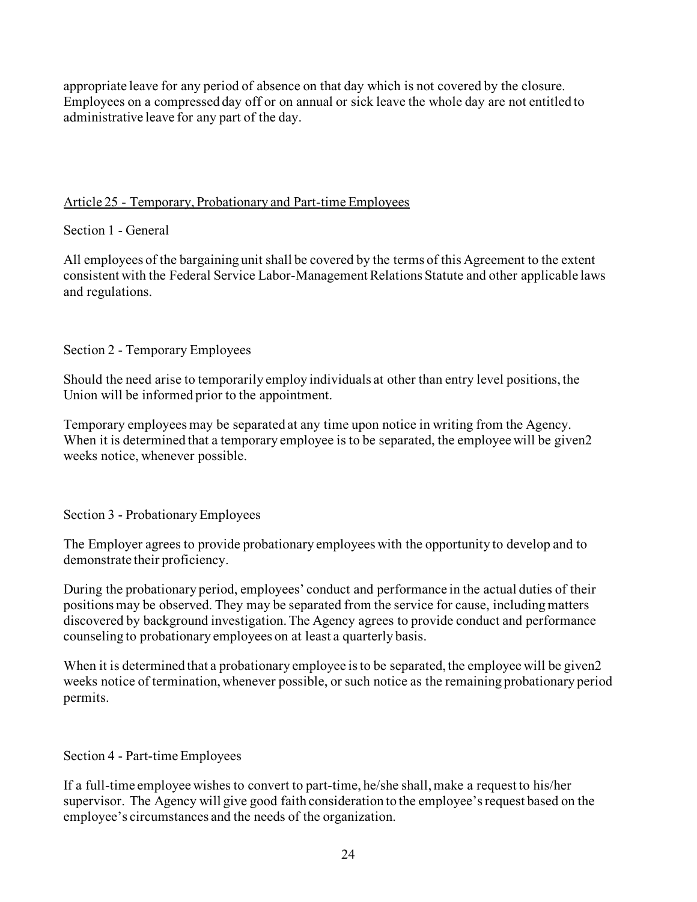appropriate leave for any period of absence on that day which is not covered by the closure. Employees on a compressed day off or on annual or sick leave the whole day are not entitled to administrative leave for any part of the day.

## Article 25 - Temporary, Probationary and Part-time Employees

### Section 1 - General

All employees of the bargaining unit shall be covered by the terms of this Agreement to the extent consistent with the Federal Service Labor-Management Relations Statute and other applicable laws and regulations.

### Section 2 - Temporary Employees

Should the need arise to temporarily employ individuals at other than entry level positions, the Union will be informed prior to the appointment.

Temporary employees may be separated at any time upon notice in writing from the Agency. When it is determined that a temporary employee is to be separated, the employee will be given2 weeks notice, whenever possible.

### Section 3 - Probationary Employees

The Employer agrees to provide probationary employees with the opportunity to develop and to demonstrate their proficiency.

During the probationary period, employees' conduct and performance in the actual duties of their positions may be observed. They may be separated from the service for cause, including matters discovered by background investigation. The Agency agrees to provide conduct and performance counseling to probationary employees on at least a quarterly basis.

When it is determined that a probationary employee is to be separated, the employee will be given2 weeks notice of termination, whenever possible, or such notice as the remaining probationary period permits.

### Section 4 - Part-time Employees

If a full-time employee wishes to convert to part-time, he/she shall, make a request to his/her supervisor. The Agency will give good faith consideration to the employee's request based on the employee's circumstances and the needs of the organization.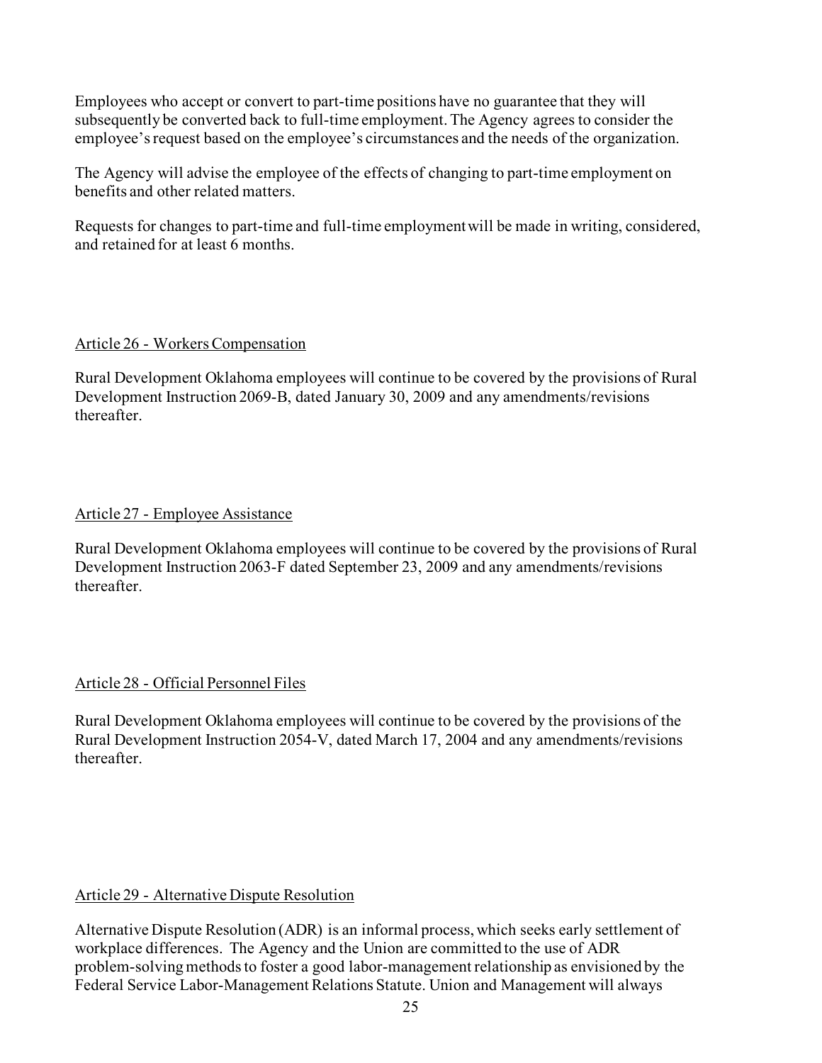Employees who accept or convert to part-time positions have no guarantee that they will subsequently be converted back to full-time employment. The Agency agrees to consider the employee's request based on the employee's circumstances and the needs of the organization.

The Agency will advise the employee of the effects of changing to part-time employment on benefits and other related matters.

Requests for changes to part-time and full-time employment will be made in writing, considered, and retained for at least 6 months.

## Article 26 - Workers Compensation

Rural Development Oklahoma employees will continue to be covered by the provisions of Rural Development Instruction 2069-B, dated January 30, 2009 and any amendments/revisions thereafter.

## Article 27 - Employee Assistance

Rural Development Oklahoma employees will continue to be covered by the provisions of Rural Development Instruction 2063-F dated September 23, 2009 and any amendments/revisions thereafter.

## Article 28 - Official Personnel Files

Rural Development Oklahoma employees will continue to be covered by the provisions of the Rural Development Instruction 2054-V, dated March 17, 2004 and any amendments/revisions thereafter.

## Article 29 - Alternative Dispute Resolution

Alternative Dispute Resolution (ADR) is an informal process, which seeks early settlement of workplace differences. The Agency and the Union are committed to the use of ADR problem-solving methods to foster a good labor-management relationship as envisioned by the Federal Service Labor-Management Relations Statute. Union and Management will always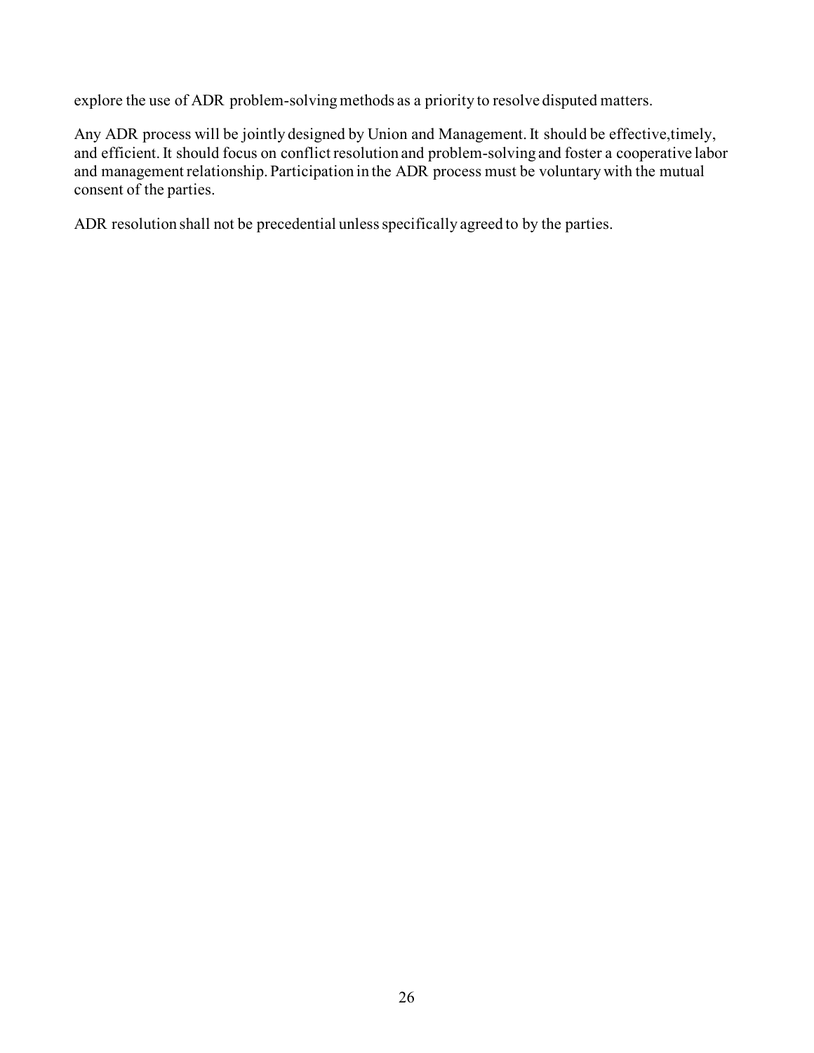explore the use of ADR problem-solving methods as a priority to resolve disputed matters.

Any ADR process will be jointly designed by Union and Management. It should be effective,timely, and efficient. It should focus on conflict resolution and problem-solving and foster a cooperative labor and management relationship. Participation in the ADR process must be voluntary with the mutual consent of the parties.

ADR resolution shall not be precedential unless specifically agreed to by the parties.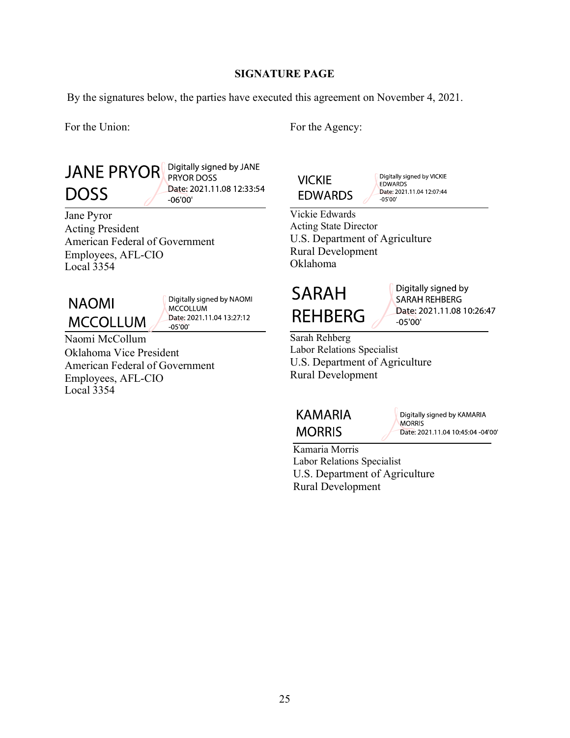**SIGNATURE PAGE**

By the signatures below, the parties have executed this agreement on November 4, 2021.

For the Union:

JANE PRYOR DOSS — Digitally signed by JANE PRYOR DOSS Date: 2021.11.08 12:33:54 -06'00'

Jane Pyror
Acting President
American Federal of Government Employees, AFL-CIO
Local 3354

NAOMI MCCOLLUM — Digitally signed by NAOMI MCCOLLUM Date: 2021.11.04 13:27:12 -05'00'

Naomi McCollum
Oklahoma Vice President
American Federal of Government Employees, AFL-CIO
Local 3354

For the Agency:

VICKIE EDWARDS — Digitally signed by VICKIE EDWARDS Date: 2021.11.04 12:07:44 -05'00'

Vickie Edwards
Acting State Director
U.S. Department of Agriculture
Rural Development
Oklahoma

SARAH REHBERG — Digitally signed by SARAH REHBERG Date: 2021.11.08 10:26:47 -05'00'

Sarah Rehberg
Labor Relations Specialist
U.S. Department of Agriculture
Rural Development

KAMARIA MORRIS — Digitally signed by KAMARIA MORRIS Date: 2021.11.04 10:45:04 -04'00'

Kamaria Morris
Labor Relations Specialist
U.S. Department of Agriculture
Rural Development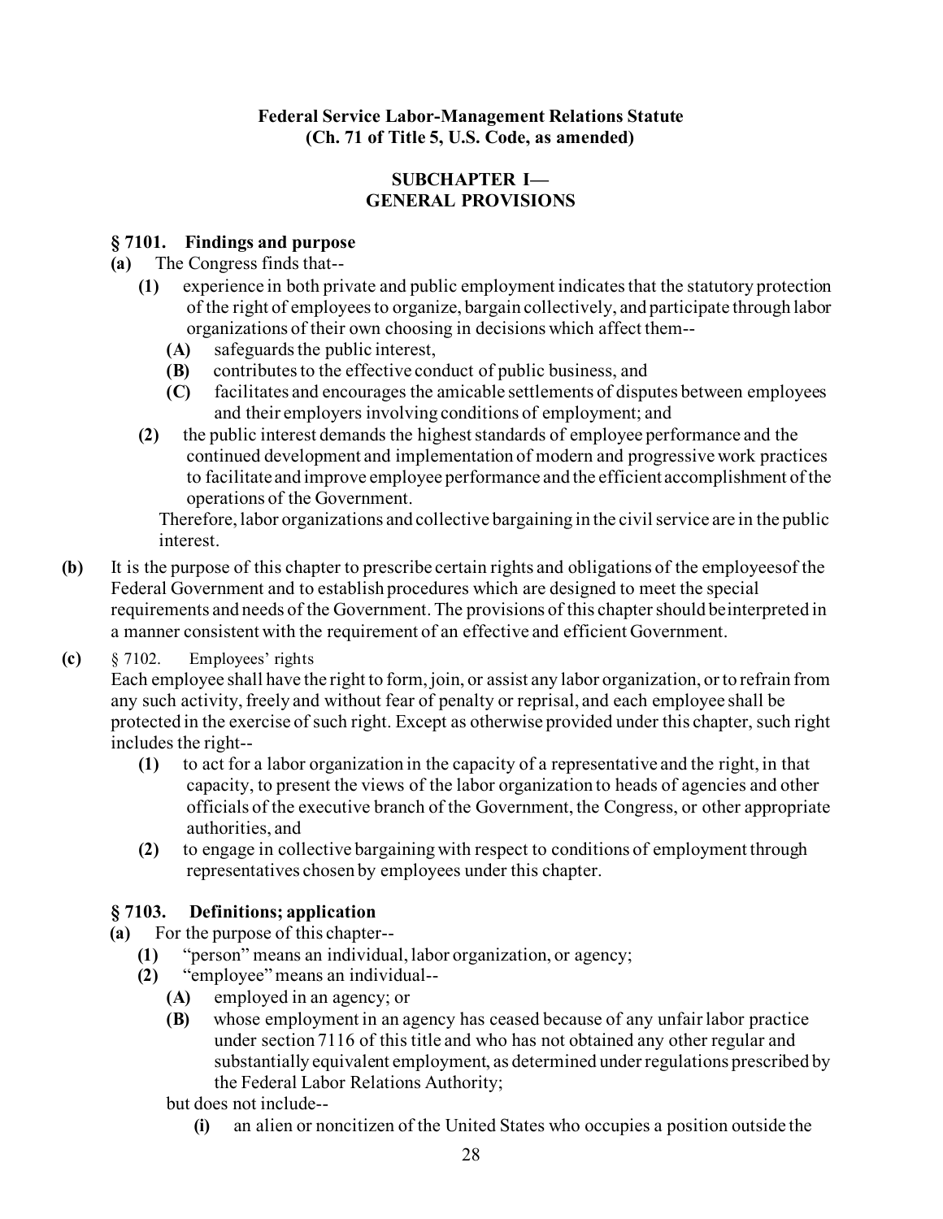**Federal Service Labor-Management Relations Statute**
**(Ch. 71 of Title 5, U.S. Code, as amended)**

## SUBCHAPTER I— GENERAL PROVISIONS

### § 7101. Findings and purpose

**(a)** The Congress finds that--

**(1)** experience in both private and public employment indicates that the statutory protection of the right of employees to organize, bargain collectively, and participate through labor organizations of their own choosing in decisions which affect them--

**(A)** safeguards the public interest,

**(B)** contributes to the effective conduct of public business, and

**(C)** facilitates and encourages the amicable settlements of disputes between employees and their employers involving conditions of employment; and

**(2)** the public interest demands the highest standards of employee performance and the continued development and implementation of modern and progressive work practices to facilitate and improve employee performance and the efficient accomplishment of the operations of the Government.

Therefore, labor organizations and collective bargaining in the civil service are in the public interest.

**(b)** It is the purpose of this chapter to prescribe certain rights and obligations of the employeesof the Federal Government and to establish procedures which are designed to meet the special requirements and needs of the Government. The provisions of this chapter should beinterpreted in a manner consistent with the requirement of an effective and efficient Government.

**(c)** § 7102. Employees' rights

Each employee shall have the right to form, join, or assist any labor organization, or to refrain from any such activity, freely and without fear of penalty or reprisal, and each employee shall be protected in the exercise of such right. Except as otherwise provided under this chapter, such right includes the right--

**(1)** to act for a labor organization in the capacity of a representative and the right, in that capacity, to present the views of the labor organization to heads of agencies and other officials of the executive branch of the Government, the Congress, or other appropriate authorities, and

**(2)** to engage in collective bargaining with respect to conditions of employment through representatives chosen by employees under this chapter.

### § 7103. Definitions; application

**(a)** For the purpose of this chapter--

**(1)** "person" means an individual, labor organization, or agency;

**(2)** "employee" means an individual--

**(A)** employed in an agency; or

**(B)** whose employment in an agency has ceased because of any unfair labor practice under section 7116 of this title and who has not obtained any other regular and substantially equivalent employment, as determined under regulations prescribed by the Federal Labor Relations Authority;

but does not include--

**(i)** an alien or noncitizen of the United States who occupies a position outside the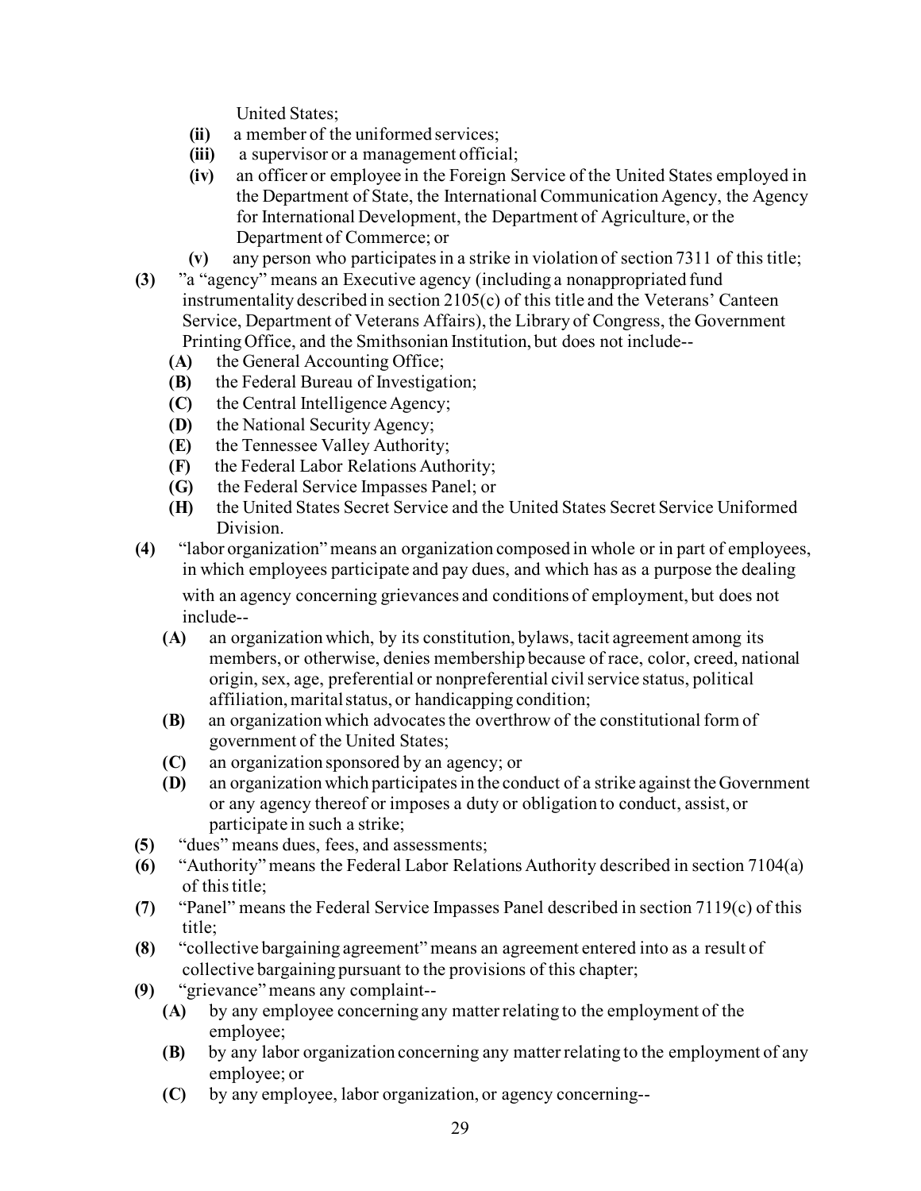United States;

- **(ii)** a member of the uniformed services;
- **(iii)** a supervisor or a management official;
- **(iv)** an officer or employee in the Foreign Service of the United States employed in the Department of State, the International Communication Agency, the Agency for International Development, the Department of Agriculture, or the Department of Commerce; or
- **(v)** any person who participates in a strike in violation of section 7311 of this title;

**(3)** "a "agency" means an Executive agency (including a nonappropriated fund instrumentality described in section 2105(c) of this title and the Veterans' Canteen Service, Department of Veterans Affairs), the Library of Congress, the Government Printing Office, and the Smithsonian Institution, but does not include--

- **(A)** the General Accounting Office;
- **(B)** the Federal Bureau of Investigation;
- **(C)** the Central Intelligence Agency;
- **(D)** the National Security Agency;
- **(E)** the Tennessee Valley Authority;
- **(F)** the Federal Labor Relations Authority;
- **(G)** the Federal Service Impasses Panel; or
- **(H)** the United States Secret Service and the United States Secret Service Uniformed Division.

**(4)** "labor organization" means an organization composed in whole or in part of employees, in which employees participate and pay dues, and which has as a purpose the dealing with an agency concerning grievances and conditions of employment, but does not include--

- **(A)** an organization which, by its constitution, bylaws, tacit agreement among its members, or otherwise, denies membership because of race, color, creed, national origin, sex, age, preferential or nonpreferential civil service status, political affiliation, marital status, or handicapping condition;
- **(B)** an organization which advocates the overthrow of the constitutional form of government of the United States;
- **(C)** an organization sponsored by an agency; or
- **(D)** an organization which participates in the conduct of a strike against the Government or any agency thereof or imposes a duty or obligation to conduct, assist, or participate in such a strike;

**(5)** "dues" means dues, fees, and assessments;

**(6)** "Authority" means the Federal Labor Relations Authority described in section 7104(a) of this title;

**(7)** "Panel" means the Federal Service Impasses Panel described in section 7119(c) of this title;

**(8)** "collective bargaining agreement" means an agreement entered into as a result of collective bargaining pursuant to the provisions of this chapter;

**(9)** "grievance" means any complaint--

- **(A)** by any employee concerning any matter relating to the employment of the employee;
- **(B)** by any labor organization concerning any matter relating to the employment of any employee; or
- **(C)** by any employee, labor organization, or agency concerning--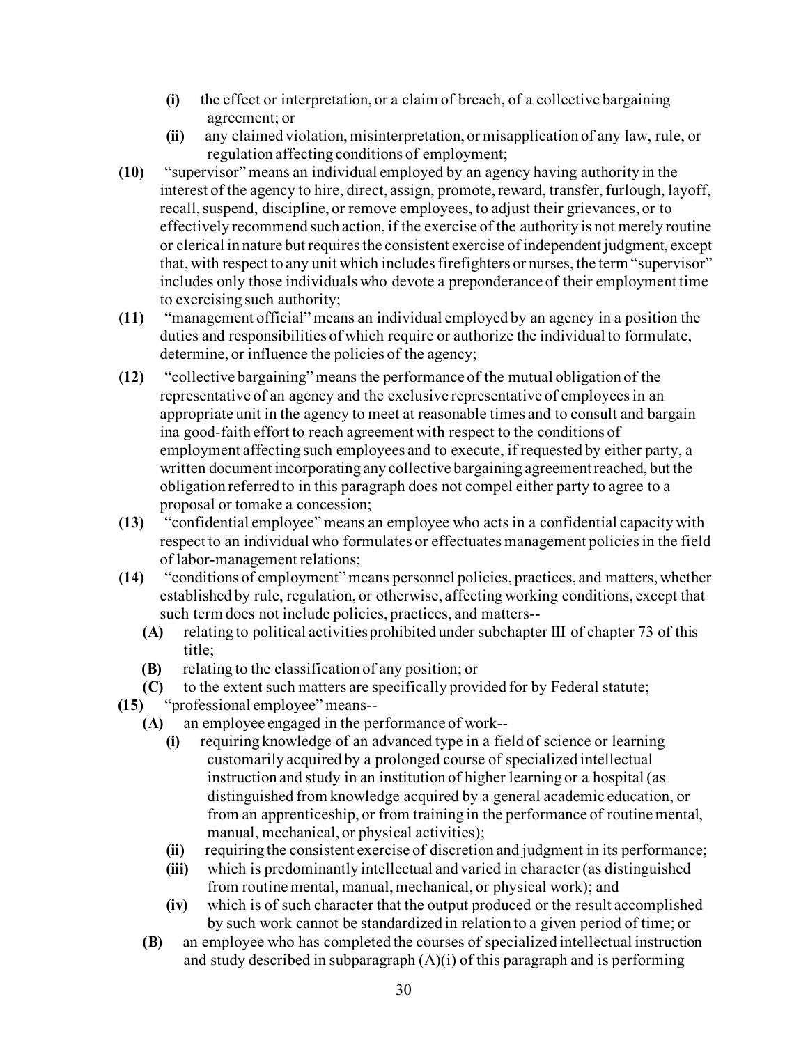- **(i)** the effect or interpretation, or a claim of breach, of a collective bargaining agreement; or
- **(ii)** any claimed violation, misinterpretation, or misapplication of any law, rule, or regulation affecting conditions of employment;

**(10)** "supervisor" means an individual employed by an agency having authority in the interest of the agency to hire, direct, assign, promote, reward, transfer, furlough, layoff, recall, suspend, discipline, or remove employees, to adjust their grievances, or to effectively recommend such action, if the exercise of the authority is not merely routine or clerical in nature but requires the consistent exercise of independent judgment, except that, with respect to any unit which includes firefighters or nurses, the term "supervisor" includes only those individuals who devote a preponderance of their employment time to exercising such authority;

**(11)** "management official" means an individual employed by an agency in a position the duties and responsibilities of which require or authorize the individual to formulate, determine, or influence the policies of the agency;

**(12)** "collective bargaining" means the performance of the mutual obligation of the representative of an agency and the exclusive representative of employees in an appropriate unit in the agency to meet at reasonable times and to consult and bargain ina good-faith effort to reach agreement with respect to the conditions of employment affecting such employees and to execute, if requested by either party, a written document incorporating any collective bargaining agreement reached, but the obligation referred to in this paragraph does not compel either party to agree to a proposal or tomake a concession;

**(13)** "confidential employee" means an employee who acts in a confidential capacity with respect to an individual who formulates or effectuates management policies in the field of labor-management relations;

**(14)** "conditions of employment" means personnel policies, practices, and matters, whether established by rule, regulation, or otherwise, affecting working conditions, except that such term does not include policies, practices, and matters--

- **(A)** relating to political activities prohibited under subchapter III of chapter 73 of this title;
- **(B)** relating to the classification of any position; or
- **(C)** to the extent such matters are specifically provided for by Federal statute;

**(15)** "professional employee" means--

- **(A)** an employee engaged in the performance of work--
  - **(i)** requiring knowledge of an advanced type in a field of science or learning customarily acquired by a prolonged course of specialized intellectual instruction and study in an institution of higher learning or a hospital (as distinguished from knowledge acquired by a general academic education, or from an apprenticeship, or from training in the performance of routine mental, manual, mechanical, or physical activities);
  - **(ii)** requiring the consistent exercise of discretion and judgment in its performance;
  - **(iii)** which is predominantly intellectual and varied in character (as distinguished from routine mental, manual, mechanical, or physical work); and
  - **(iv)** which is of such character that the output produced or the result accomplished by such work cannot be standardized in relation to a given period of time; or
- **(B)** an employee who has completed the courses of specialized intellectual instruction and study described in subparagraph (A)(i) of this paragraph and is performing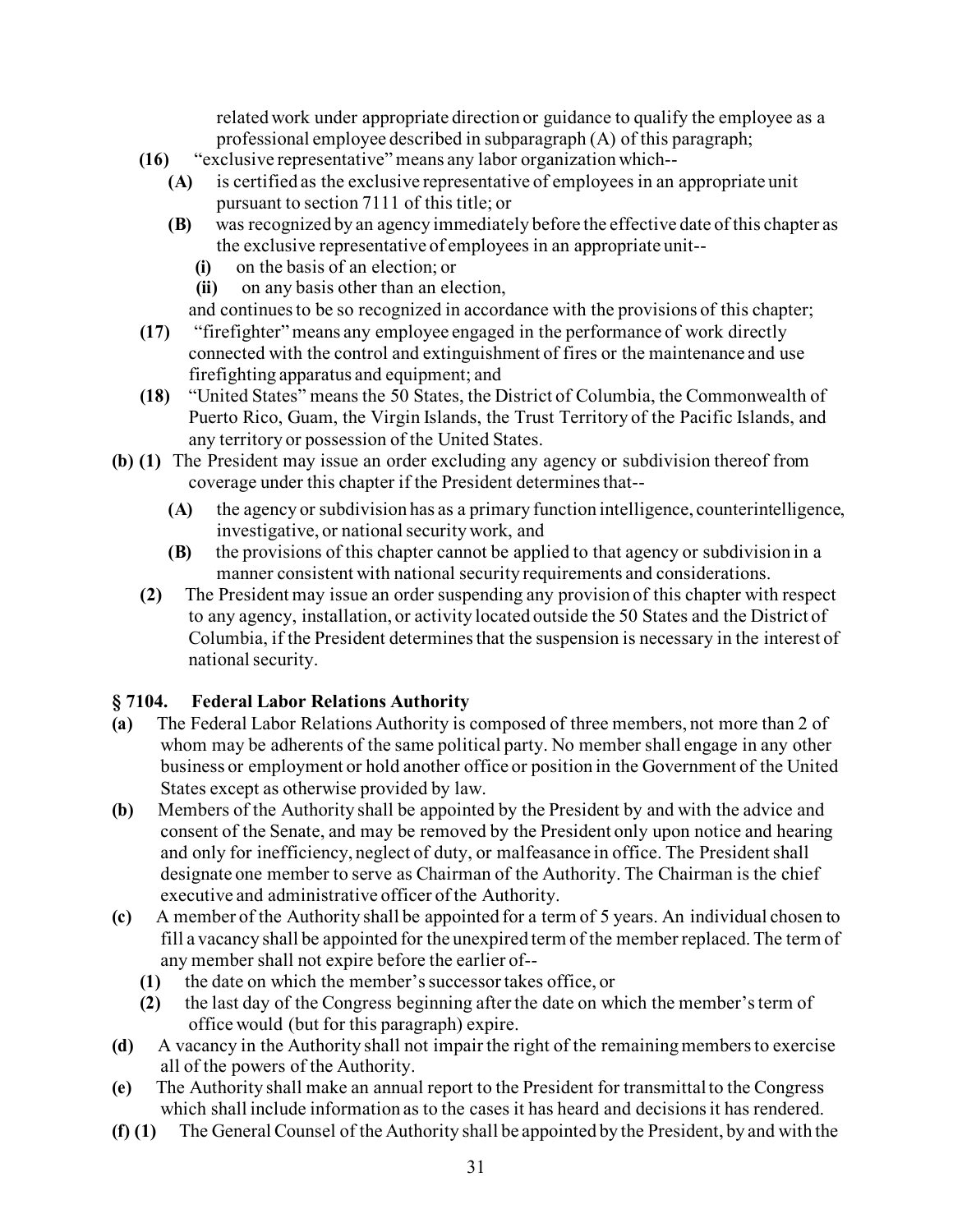related work under appropriate direction or guidance to qualify the employee as a professional employee described in subparagraph (A) of this paragraph;

**(16)** "exclusive representative" means any labor organization which--

**(A)** is certified as the exclusive representative of employees in an appropriate unit pursuant to section 7111 of this title; or

**(B)** was recognized by an agency immediately before the effective date of this chapter as the exclusive representative of employees in an appropriate unit--

**(i)** on the basis of an election; or

**(ii)** on any basis other than an election,

and continues to be so recognized in accordance with the provisions of this chapter;

**(17)** "firefighter" means any employee engaged in the performance of work directly connected with the control and extinguishment of fires or the maintenance and use firefighting apparatus and equipment; and

**(18)** "United States" means the 50 States, the District of Columbia, the Commonwealth of Puerto Rico, Guam, the Virgin Islands, the Trust Territory of the Pacific Islands, and any territory or possession of the United States.

**(b) (1)** The President may issue an order excluding any agency or subdivision thereof from coverage under this chapter if the President determines that--

**(A)** the agency or subdivision has as a primary function intelligence, counterintelligence, investigative, or national security work, and

**(B)** the provisions of this chapter cannot be applied to that agency or subdivision in a manner consistent with national security requirements and considerations.

**(2)** The President may issue an order suspending any provision of this chapter with respect to any agency, installation, or activity located outside the 50 States and the District of Columbia, if the President determines that the suspension is necessary in the interest of national security.

## § 7104. Federal Labor Relations Authority

**(a)** The Federal Labor Relations Authority is composed of three members, not more than 2 of whom may be adherents of the same political party. No member shall engage in any other business or employment or hold another office or position in the Government of the United States except as otherwise provided by law.

**(b)** Members of the Authority shall be appointed by the President by and with the advice and consent of the Senate, and may be removed by the President only upon notice and hearing and only for inefficiency, neglect of duty, or malfeasance in office. The President shall designate one member to serve as Chairman of the Authority. The Chairman is the chief executive and administrative officer of the Authority.

**(c)** A member of the Authority shall be appointed for a term of 5 years. An individual chosen to fill a vacancy shall be appointed for the unexpired term of the member replaced. The term of any member shall not expire before the earlier of--

**(1)** the date on which the member's successor takes office, or

**(2)** the last day of the Congress beginning after the date on which the member's term of office would (but for this paragraph) expire.

**(d)** A vacancy in the Authority shall not impair the right of the remaining members to exercise all of the powers of the Authority.

**(e)** The Authority shall make an annual report to the President for transmittal to the Congress which shall include information as to the cases it has heard and decisions it has rendered.

**(f) (1)** The General Counsel of the Authority shall be appointed by the President, by and with the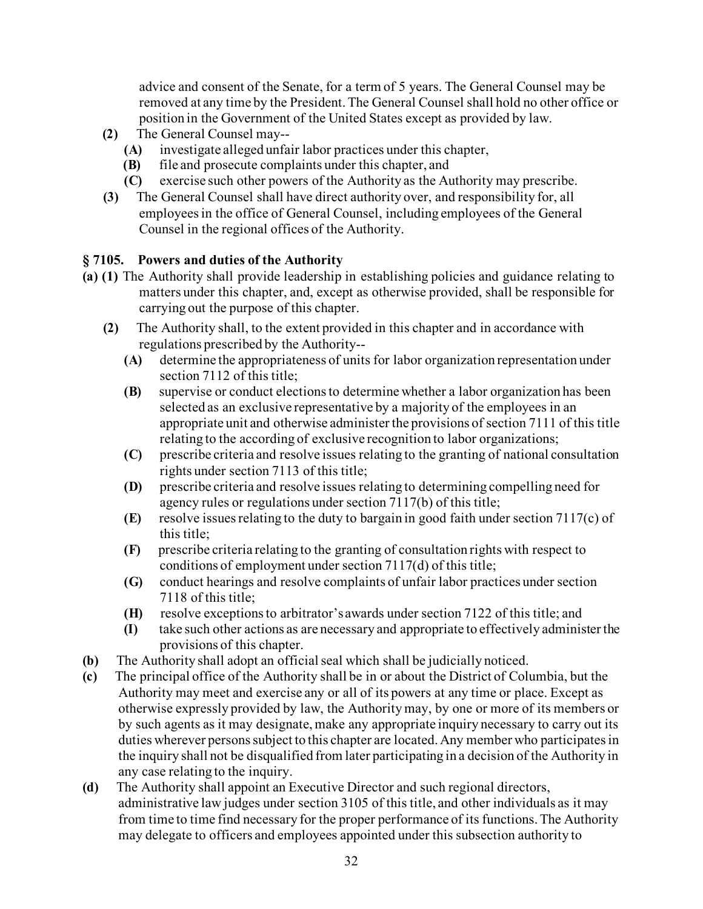advice and consent of the Senate, for a term of 5 years. The General Counsel may be removed at any time by the President. The General Counsel shall hold no other office or position in the Government of the United States except as provided by law.

**(2)** The General Counsel may--

**(A)** investigate alleged unfair labor practices under this chapter,

**(B)** file and prosecute complaints under this chapter, and

**(C)** exercise such other powers of the Authority as the Authority may prescribe.

**(3)** The General Counsel shall have direct authority over, and responsibility for, all employees in the office of General Counsel, including employees of the General Counsel in the regional offices of the Authority.

### § 7105. Powers and duties of the Authority

**(a) (1)** The Authority shall provide leadership in establishing policies and guidance relating to matters under this chapter, and, except as otherwise provided, shall be responsible for carrying out the purpose of this chapter.

**(2)** The Authority shall, to the extent provided in this chapter and in accordance with regulations prescribed by the Authority--

**(A)** determine the appropriateness of units for labor organization representation under section 7112 of this title;

**(B)** supervise or conduct elections to determine whether a labor organization has been selected as an exclusive representative by a majority of the employees in an appropriate unit and otherwise administer the provisions of section 7111 of this title relating to the according of exclusive recognition to labor organizations;

**(C)** prescribe criteria and resolve issues relating to the granting of national consultation rights under section 7113 of this title;

**(D)** prescribe criteria and resolve issues relating to determining compelling need for agency rules or regulations under section 7117(b) of this title;

**(E)** resolve issues relating to the duty to bargain in good faith under section 7117(c) of this title;

**(F)** prescribe criteria relating to the granting of consultation rights with respect to conditions of employment under section 7117(d) of this title;

**(G)** conduct hearings and resolve complaints of unfair labor practices under section 7118 of this title;

**(H)** resolve exceptions to arbitrator's awards under section 7122 of this title; and

**(I)** take such other actions as are necessary and appropriate to effectively administer the provisions of this chapter.

**(b)** The Authority shall adopt an official seal which shall be judicially noticed.

**(c)** The principal office of the Authority shall be in or about the District of Columbia, but the Authority may meet and exercise any or all of its powers at any time or place. Except as otherwise expressly provided by law, the Authority may, by one or more of its members or by such agents as it may designate, make any appropriate inquiry necessary to carry out its duties wherever persons subject to this chapter are located. Any member who participates in the inquiry shall not be disqualified from later participating in a decision of the Authority in any case relating to the inquiry.

**(d)** The Authority shall appoint an Executive Director and such regional directors, administrative law judges under section 3105 of this title, and other individuals as it may from time to time find necessary for the proper performance of its functions. The Authority may delegate to officers and employees appointed under this subsection authority to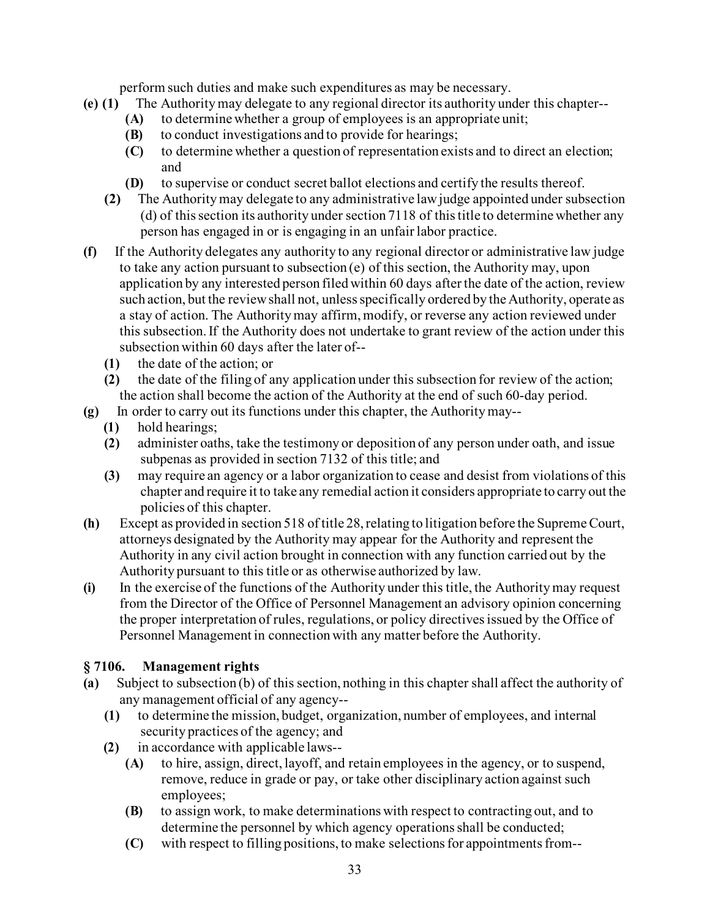perform such duties and make such expenditures as may be necessary.

**(e) (1)** The Authority may delegate to any regional director its authority under this chapter--

- **(A)** to determine whether a group of employees is an appropriate unit;
- **(B)** to conduct investigations and to provide for hearings;
- **(C)** to determine whether a question of representation exists and to direct an election; and
- **(D)** to supervise or conduct secret ballot elections and certify the results thereof.

**(2)** The Authority may delegate to any administrative law judge appointed under subsection (d) of this section its authority under section 7118 of this title to determine whether any person has engaged in or is engaging in an unfair labor practice.

**(f)** If the Authority delegates any authority to any regional director or administrative law judge to take any action pursuant to subsection (e) of this section, the Authority may, upon application by any interested person filed within 60 days after the date of the action, review such action, but the review shall not, unless specifically ordered by the Authority, operate as a stay of action. The Authority may affirm, modify, or reverse any action reviewed under this subsection. If the Authority does not undertake to grant review of the action under this subsection within 60 days after the later of--

- **(1)** the date of the action; or
- **(2)** the date of the filing of any application under this subsection for review of the action;

the action shall become the action of the Authority at the end of such 60-day period.

**(g)** In order to carry out its functions under this chapter, the Authority may--

- **(1)** hold hearings;
- **(2)** administer oaths, take the testimony or deposition of any person under oath, and issue subpenas as provided in section 7132 of this title; and
- **(3)** may require an agency or a labor organization to cease and desist from violations of this chapter and require it to take any remedial action it considers appropriate to carry out the policies of this chapter.

**(h)** Except as provided in section 518 of title 28, relating to litigation before the Supreme Court, attorneys designated by the Authority may appear for the Authority and represent the Authority in any civil action brought in connection with any function carried out by the Authority pursuant to this title or as otherwise authorized by law.

**(i)** In the exercise of the functions of the Authority under this title, the Authority may request from the Director of the Office of Personnel Management an advisory opinion concerning the proper interpretation of rules, regulations, or policy directives issued by the Office of Personnel Management in connection with any matter before the Authority.

## § 7106. Management rights

**(a)** Subject to subsection (b) of this section, nothing in this chapter shall affect the authority of any management official of any agency--

- **(1)** to determine the mission, budget, organization, number of employees, and internal security practices of the agency; and
- **(2)** in accordance with applicable laws--
  - **(A)** to hire, assign, direct, layoff, and retain employees in the agency, or to suspend, remove, reduce in grade or pay, or take other disciplinary action against such employees;
  - **(B)** to assign work, to make determinations with respect to contracting out, and to determine the personnel by which agency operations shall be conducted;
  - **(C)** with respect to filling positions, to make selections for appointments from--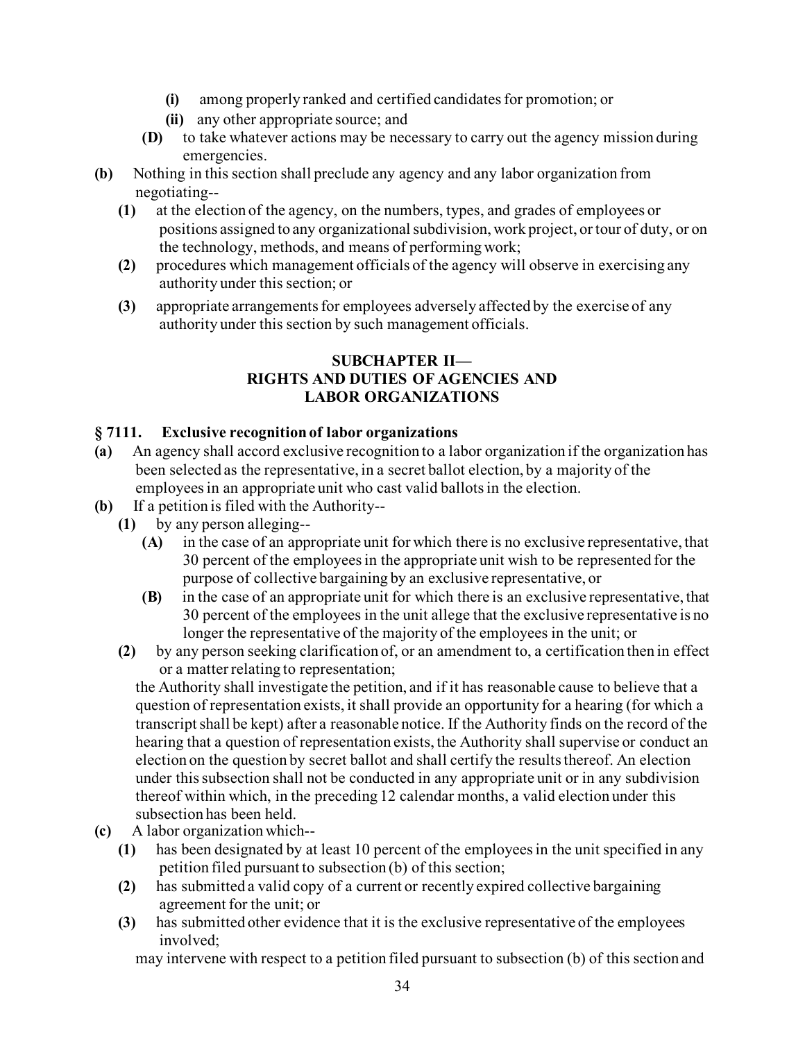- **(i)** among properly ranked and certified candidates for promotion; or
- **(ii)** any other appropriate source; and

**(D)** to take whatever actions may be necessary to carry out the agency mission during emergencies.

**(b)** Nothing in this section shall preclude any agency and any labor organization from negotiating--

- **(1)** at the election of the agency, on the numbers, types, and grades of employees or positions assigned to any organizational subdivision, work project, or tour of duty, or on the technology, methods, and means of performing work;
- **(2)** procedures which management officials of the agency will observe in exercising any authority under this section; or
- **(3)** appropriate arrangements for employees adversely affected by the exercise of any authority under this section by such management officials.

## SUBCHAPTER II— RIGHTS AND DUTIES OF AGENCIES AND LABOR ORGANIZATIONS

### § 7111. Exclusive recognition of labor organizations

**(a)** An agency shall accord exclusive recognition to a labor organization if the organization has been selected as the representative, in a secret ballot election, by a majority of the employees in an appropriate unit who cast valid ballots in the election.

**(b)** If a petition is filed with the Authority--

- **(1)** by any person alleging--
  - **(A)** in the case of an appropriate unit for which there is no exclusive representative, that 30 percent of the employees in the appropriate unit wish to be represented for the purpose of collective bargaining by an exclusive representative, or
  - **(B)** in the case of an appropriate unit for which there is an exclusive representative, that 30 percent of the employees in the unit allege that the exclusive representative is no longer the representative of the majority of the employees in the unit; or
- **(2)** by any person seeking clarification of, or an amendment to, a certification then in effect or a matter relating to representation;

the Authority shall investigate the petition, and if it has reasonable cause to believe that a question of representation exists, it shall provide an opportunity for a hearing (for which a transcript shall be kept) after a reasonable notice. If the Authority finds on the record of the hearing that a question of representation exists, the Authority shall supervise or conduct an election on the question by secret ballot and shall certify the results thereof. An election under this subsection shall not be conducted in any appropriate unit or in any subdivision thereof within which, in the preceding 12 calendar months, a valid election under this subsection has been held.

**(c)** A labor organization which--

- **(1)** has been designated by at least 10 percent of the employees in the unit specified in any petition filed pursuant to subsection (b) of this section;
- **(2)** has submitted a valid copy of a current or recently expired collective bargaining agreement for the unit; or
- **(3)** has submitted other evidence that it is the exclusive representative of the employees involved;

may intervene with respect to a petition filed pursuant to subsection (b) of this section and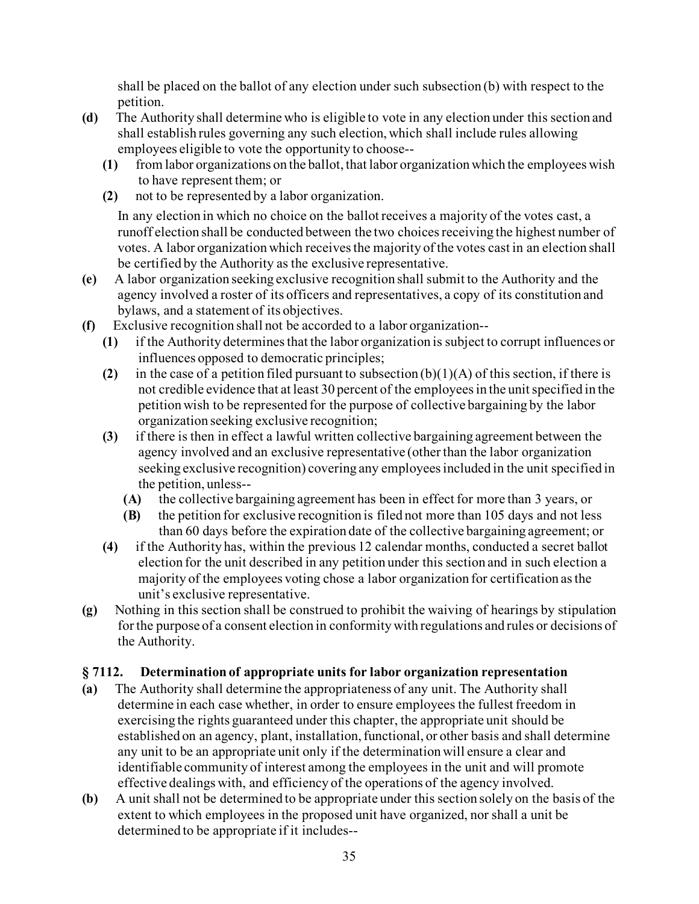shall be placed on the ballot of any election under such subsection (b) with respect to the petition.

**(d)** The Authority shall determine who is eligible to vote in any election under this section and shall establish rules governing any such election, which shall include rules allowing employees eligible to vote the opportunity to choose--

- **(1)** from labor organizations on the ballot, that labor organization which the employees wish to have represent them; or
- **(2)** not to be represented by a labor organization.

In any election in which no choice on the ballot receives a majority of the votes cast, a runoff election shall be conducted between the two choices receiving the highest number of votes. A labor organization which receives the majority of the votes cast in an election shall be certified by the Authority as the exclusive representative.

**(e)** A labor organization seeking exclusive recognition shall submit to the Authority and the agency involved a roster of its officers and representatives, a copy of its constitution and bylaws, and a statement of its objectives.

**(f)** Exclusive recognition shall not be accorded to a labor organization--

- **(1)** if the Authority determines that the labor organization is subject to corrupt influences or influences opposed to democratic principles;
- **(2)** in the case of a petition filed pursuant to subsection (b)(1)(A) of this section, if there is not credible evidence that at least 30 percent of the employees in the unit specified in the petition wish to be represented for the purpose of collective bargaining by the labor organization seeking exclusive recognition;
- **(3)** if there is then in effect a lawful written collective bargaining agreement between the agency involved and an exclusive representative (other than the labor organization seeking exclusive recognition) covering any employees included in the unit specified in the petition, unless--
  - **(A)** the collective bargaining agreement has been in effect for more than 3 years, or
  - **(B)** the petition for exclusive recognition is filed not more than 105 days and not less than 60 days before the expiration date of the collective bargaining agreement; or
- **(4)** if the Authority has, within the previous 12 calendar months, conducted a secret ballot election for the unit described in any petition under this section and in such election a majority of the employees voting chose a labor organization for certification as the unit's exclusive representative.

**(g)** Nothing in this section shall be construed to prohibit the waiving of hearings by stipulation for the purpose of a consent election in conformity with regulations and rules or decisions of the Authority.

## § 7112. Determination of appropriate units for labor organization representation

**(a)** The Authority shall determine the appropriateness of any unit. The Authority shall determine in each case whether, in order to ensure employees the fullest freedom in exercising the rights guaranteed under this chapter, the appropriate unit should be established on an agency, plant, installation, functional, or other basis and shall determine any unit to be an appropriate unit only if the determination will ensure a clear and identifiable community of interest among the employees in the unit and will promote effective dealings with, and efficiency of the operations of the agency involved.

**(b)** A unit shall not be determined to be appropriate under this section solely on the basis of the extent to which employees in the proposed unit have organized, nor shall a unit be determined to be appropriate if it includes--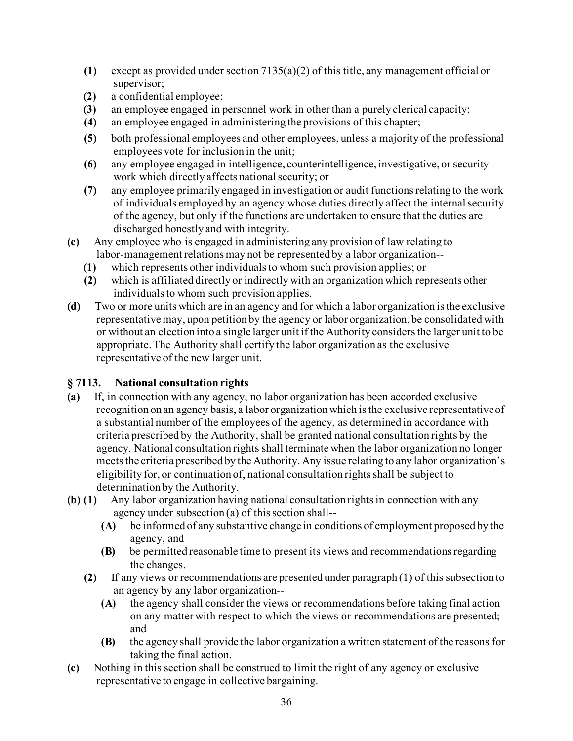- **(1)** except as provided under section 7135(a)(2) of this title, any management official or supervisor;
- **(2)** a confidential employee;
- **(3)** an employee engaged in personnel work in other than a purely clerical capacity;
- **(4)** an employee engaged in administering the provisions of this chapter;
- **(5)** both professional employees and other employees, unless a majority of the professional employees vote for inclusion in the unit;
- **(6)** any employee engaged in intelligence, counterintelligence, investigative, or security work which directly affects national security; or
- **(7)** any employee primarily engaged in investigation or audit functions relating to the work of individuals employed by an agency whose duties directly affect the internal security of the agency, but only if the functions are undertaken to ensure that the duties are discharged honestly and with integrity.

**(c)** Any employee who is engaged in administering any provision of law relating to labor-management relations may not be represented by a labor organization--

- **(1)** which represents other individuals to whom such provision applies; or
- **(2)** which is affiliated directly or indirectly with an organization which represents other individuals to whom such provision applies.

**(d)** Two or more units which are in an agency and for which a labor organization is the exclusive representative may, upon petition by the agency or labor organization, be consolidated with or without an election into a single larger unit if the Authority considers the larger unit to be appropriate. The Authority shall certify the labor organization as the exclusive representative of the new larger unit.

## § 7113. National consultation rights

**(a)** If, in connection with any agency, no labor organization has been accorded exclusive recognition on an agency basis, a labor organization which is the exclusive representative of a substantial number of the employees of the agency, as determined in accordance with criteria prescribed by the Authority, shall be granted national consultation rights by the agency. National consultation rights shall terminate when the labor organization no longer meets the criteria prescribed by the Authority. Any issue relating to any labor organization's eligibility for, or continuation of, national consultation rights shall be subject to determination by the Authority.

**(b) (1)** Any labor organization having national consultation rights in connection with any agency under subsection (a) of this section shall--

- **(A)** be informed of any substantive change in conditions of employment proposed by the agency, and
- **(B)** be permitted reasonable time to present its views and recommendations regarding the changes.

**(2)** If any views or recommendations are presented under paragraph (1) of this subsection to an agency by any labor organization--

- **(A)** the agency shall consider the views or recommendations before taking final action on any matter with respect to which the views or recommendations are presented; and
- **(B)** the agency shall provide the labor organization a written statement of the reasons for taking the final action.

**(c)** Nothing in this section shall be construed to limit the right of any agency or exclusive representative to engage in collective bargaining.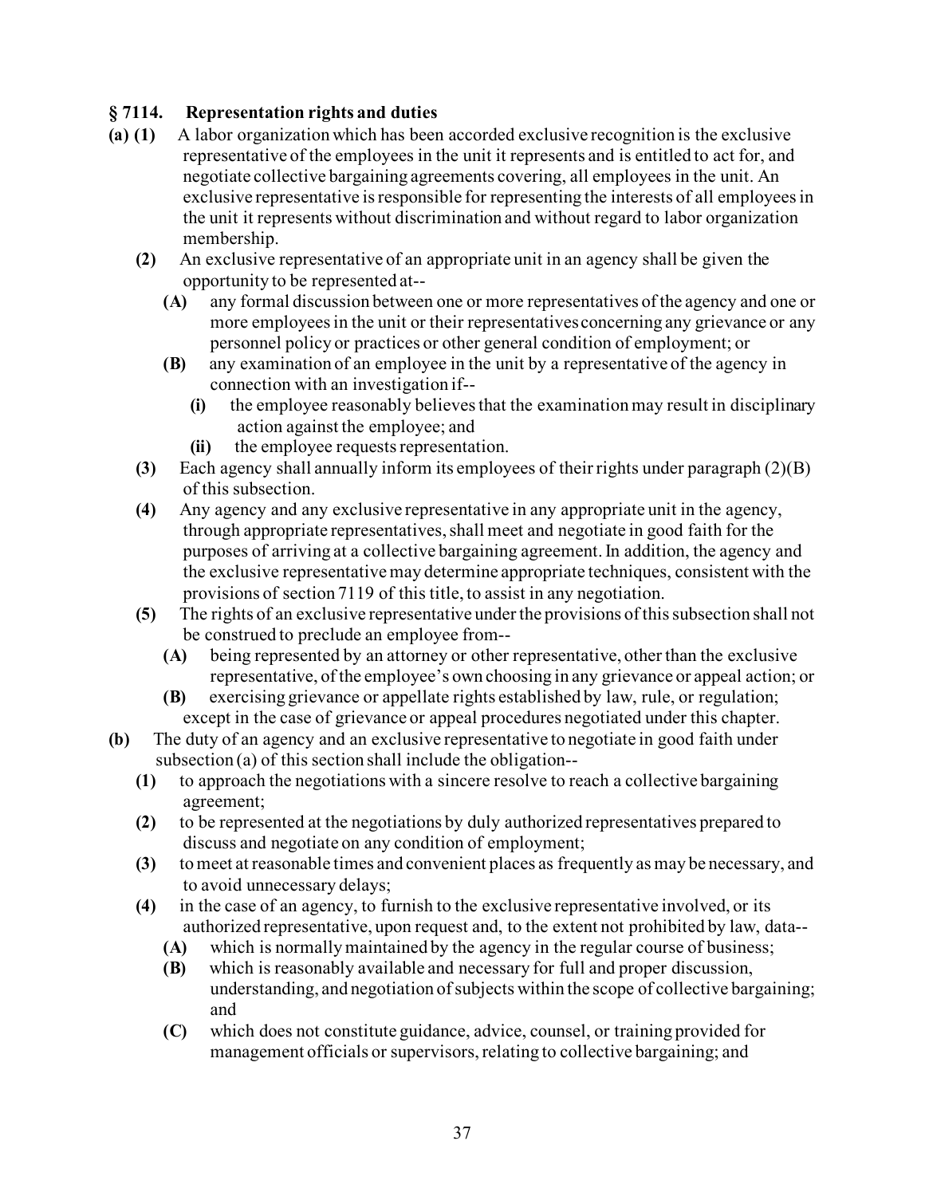### § 7114. Representation rights and duties

**(a) (1)** A labor organization which has been accorded exclusive recognition is the exclusive representative of the employees in the unit it represents and is entitled to act for, and negotiate collective bargaining agreements covering, all employees in the unit. An exclusive representative is responsible for representing the interests of all employees in the unit it represents without discrimination and without regard to labor organization membership.

**(2)** An exclusive representative of an appropriate unit in an agency shall be given the opportunity to be represented at--

**(A)** any formal discussion between one or more representatives of the agency and one or more employees in the unit or their representatives concerning any grievance or any personnel policy or practices or other general condition of employment; or

**(B)** any examination of an employee in the unit by a representative of the agency in connection with an investigation if--

**(i)** the employee reasonably believes that the examination may result in disciplinary action against the employee; and

**(ii)** the employee requests representation.

**(3)** Each agency shall annually inform its employees of their rights under paragraph (2)(B) of this subsection.

**(4)** Any agency and any exclusive representative in any appropriate unit in the agency, through appropriate representatives, shall meet and negotiate in good faith for the purposes of arriving at a collective bargaining agreement. In addition, the agency and the exclusive representative may determine appropriate techniques, consistent with the provisions of section 7119 of this title, to assist in any negotiation.

**(5)** The rights of an exclusive representative under the provisions of this subsection shall not be construed to preclude an employee from--

**(A)** being represented by an attorney or other representative, other than the exclusive representative, of the employee's own choosing in any grievance or appeal action; or

**(B)** exercising grievance or appellate rights established by law, rule, or regulation;

except in the case of grievance or appeal procedures negotiated under this chapter.

**(b)** The duty of an agency and an exclusive representative to negotiate in good faith under subsection (a) of this section shall include the obligation--

**(1)** to approach the negotiations with a sincere resolve to reach a collective bargaining agreement;

**(2)** to be represented at the negotiations by duly authorized representatives prepared to discuss and negotiate on any condition of employment;

**(3)** to meet at reasonable times and convenient places as frequently as may be necessary, and to avoid unnecessary delays;

**(4)** in the case of an agency, to furnish to the exclusive representative involved, or its authorized representative, upon request and, to the extent not prohibited by law, data--

**(A)** which is normally maintained by the agency in the regular course of business;

**(B)** which is reasonably available and necessary for full and proper discussion, understanding, and negotiation of subjects within the scope of collective bargaining; and

**(C)** which does not constitute guidance, advice, counsel, or training provided for management officials or supervisors, relating to collective bargaining; and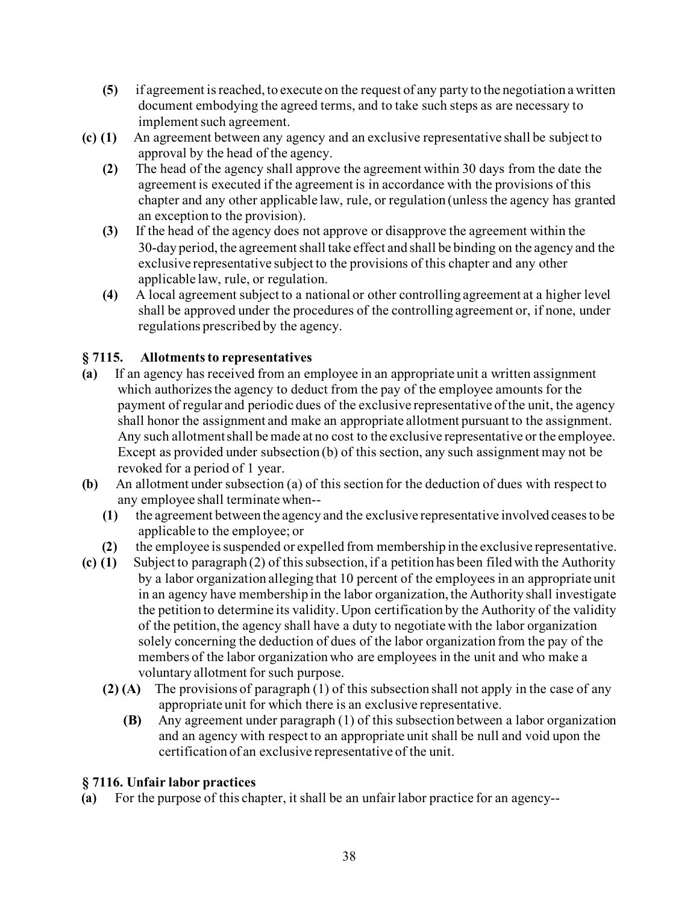- **(5)** if agreement is reached, to execute on the request of any party to the negotiation a written document embodying the agreed terms, and to take such steps as are necessary to implement such agreement.

**(c) (1)** An agreement between any agency and an exclusive representative shall be subject to approval by the head of the agency.

- **(2)** The head of the agency shall approve the agreement within 30 days from the date the agreement is executed if the agreement is in accordance with the provisions of this chapter and any other applicable law, rule, or regulation (unless the agency has granted an exception to the provision).
- **(3)** If the head of the agency does not approve or disapprove the agreement within the 30-day period, the agreement shall take effect and shall be binding on the agency and the exclusive representative subject to the provisions of this chapter and any other applicable law, rule, or regulation.
- **(4)** A local agreement subject to a national or other controlling agreement at a higher level shall be approved under the procedures of the controlling agreement or, if none, under regulations prescribed by the agency.

## § 7115. Allotments to representatives

**(a)** If an agency has received from an employee in an appropriate unit a written assignment which authorizes the agency to deduct from the pay of the employee amounts for the payment of regular and periodic dues of the exclusive representative of the unit, the agency shall honor the assignment and make an appropriate allotment pursuant to the assignment. Any such allotment shall be made at no cost to the exclusive representative or the employee. Except as provided under subsection (b) of this section, any such assignment may not be revoked for a period of 1 year.

**(b)** An allotment under subsection (a) of this section for the deduction of dues with respect to any employee shall terminate when--

- **(1)** the agreement between the agency and the exclusive representative involved ceases to be applicable to the employee; or
- **(2)** the employee is suspended or expelled from membership in the exclusive representative.

**(c) (1)** Subject to paragraph (2) of this subsection, if a petition has been filed with the Authority by a labor organization alleging that 10 percent of the employees in an appropriate unit in an agency have membership in the labor organization, the Authority shall investigate the petition to determine its validity. Upon certification by the Authority of the validity of the petition, the agency shall have a duty to negotiate with the labor organization solely concerning the deduction of dues of the labor organization from the pay of the members of the labor organization who are employees in the unit and who make a voluntary allotment for such purpose.

- **(2) (A)** The provisions of paragraph (1) of this subsection shall not apply in the case of any appropriate unit for which there is an exclusive representative.
  - **(B)** Any agreement under paragraph (1) of this subsection between a labor organization and an agency with respect to an appropriate unit shall be null and void upon the certification of an exclusive representative of the unit.

## § 7116. Unfair labor practices

**(a)** For the purpose of this chapter, it shall be an unfair labor practice for an agency--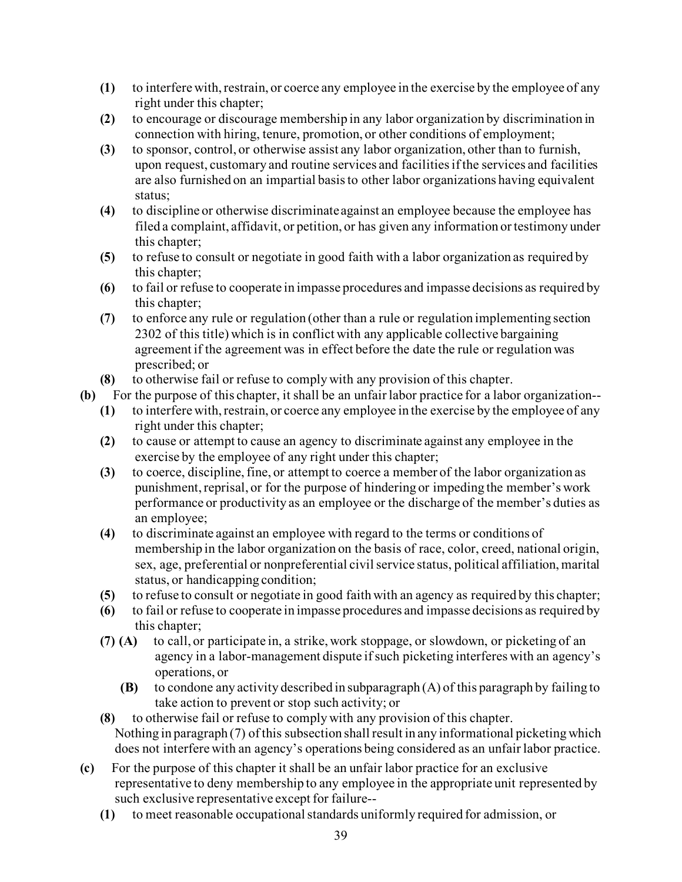- **(1)** to interfere with, restrain, or coerce any employee in the exercise by the employee of any right under this chapter;
- **(2)** to encourage or discourage membership in any labor organization by discrimination in connection with hiring, tenure, promotion, or other conditions of employment;
- **(3)** to sponsor, control, or otherwise assist any labor organization, other than to furnish, upon request, customary and routine services and facilities if the services and facilities are also furnished on an impartial basis to other labor organizations having equivalent status;
- **(4)** to discipline or otherwise discriminate against an employee because the employee has filed a complaint, affidavit, or petition, or has given any information or testimony under this chapter;
- **(5)** to refuse to consult or negotiate in good faith with a labor organization as required by this chapter;
- **(6)** to fail or refuse to cooperate in impasse procedures and impasse decisions as required by this chapter;
- **(7)** to enforce any rule or regulation (other than a rule or regulation implementing section 2302 of this title) which is in conflict with any applicable collective bargaining agreement if the agreement was in effect before the date the rule or regulation was prescribed; or
- **(8)** to otherwise fail or refuse to comply with any provision of this chapter.

**(b)** For the purpose of this chapter, it shall be an unfair labor practice for a labor organization--

- **(1)** to interfere with, restrain, or coerce any employee in the exercise by the employee of any right under this chapter;
- **(2)** to cause or attempt to cause an agency to discriminate against any employee in the exercise by the employee of any right under this chapter;
- **(3)** to coerce, discipline, fine, or attempt to coerce a member of the labor organization as punishment, reprisal, or for the purpose of hindering or impeding the member's work performance or productivity as an employee or the discharge of the member's duties as an employee;
- **(4)** to discriminate against an employee with regard to the terms or conditions of membership in the labor organization on the basis of race, color, creed, national origin, sex, age, preferential or nonpreferential civil service status, political affiliation, marital status, or handicapping condition;
- **(5)** to refuse to consult or negotiate in good faith with an agency as required by this chapter;
- **(6)** to fail or refuse to cooperate in impasse procedures and impasse decisions as required by this chapter;
- **(7) (A)** to call, or participate in, a strike, work stoppage, or slowdown, or picketing of an agency in a labor-management dispute if such picketing interferes with an agency's operations, or
  - **(B)** to condone any activity described in subparagraph (A) of this paragraph by failing to take action to prevent or stop such activity; or
- **(8)** to otherwise fail or refuse to comply with any provision of this chapter.

Nothing in paragraph (7) of this subsection shall result in any informational picketing which does not interfere with an agency's operations being considered as an unfair labor practice.

**(c)** For the purpose of this chapter it shall be an unfair labor practice for an exclusive representative to deny membership to any employee in the appropriate unit represented by such exclusive representative except for failure--

- **(1)** to meet reasonable occupational standards uniformly required for admission, or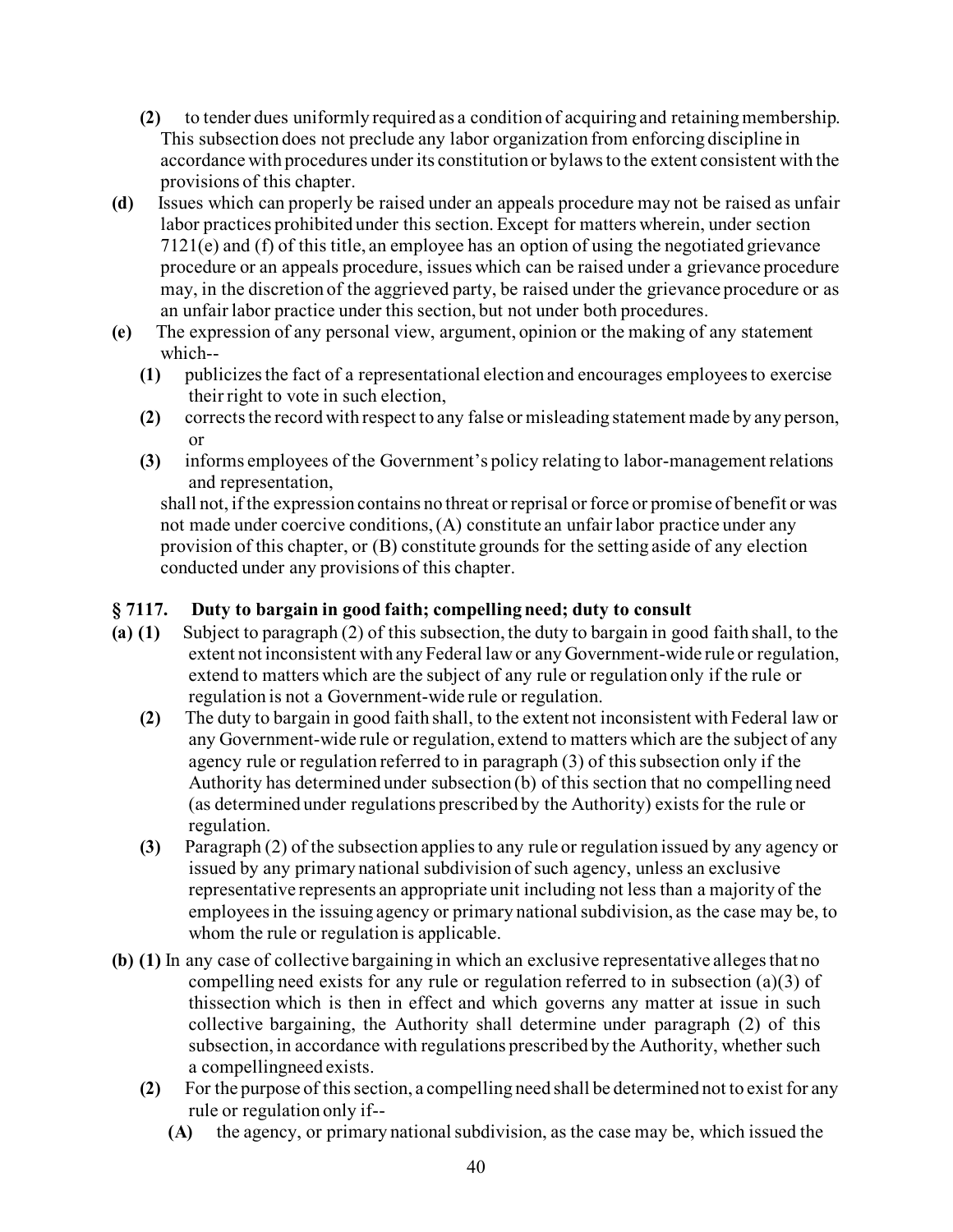**(2)** to tender dues uniformly required as a condition of acquiring and retaining membership. This subsection does not preclude any labor organization from enforcing discipline in accordance with procedures under its constitution or bylaws to the extent consistent with the provisions of this chapter.

**(d)** Issues which can properly be raised under an appeals procedure may not be raised as unfair labor practices prohibited under this section. Except for matters wherein, under section 7121(e) and (f) of this title, an employee has an option of using the negotiated grievance procedure or an appeals procedure, issues which can be raised under a grievance procedure may, in the discretion of the aggrieved party, be raised under the grievance procedure or as an unfair labor practice under this section, but not under both procedures.

**(e)** The expression of any personal view, argument, opinion or the making of any statement which--

**(1)** publicizes the fact of a representational election and encourages employees to exercise their right to vote in such election,

**(2)** corrects the record with respect to any false or misleading statement made by any person, or

**(3)** informs employees of the Government's policy relating to labor-management relations and representation,

shall not, if the expression contains no threat or reprisal or force or promise of benefit or was not made under coercive conditions, (A) constitute an unfair labor practice under any provision of this chapter, or (B) constitute grounds for the setting aside of any election conducted under any provisions of this chapter.

### § 7117. Duty to bargain in good faith; compelling need; duty to consult

**(a) (1)** Subject to paragraph (2) of this subsection, the duty to bargain in good faith shall, to the extent not inconsistent with any Federal law or any Government-wide rule or regulation, extend to matters which are the subject of any rule or regulation only if the rule or regulation is not a Government-wide rule or regulation.

**(2)** The duty to bargain in good faith shall, to the extent not inconsistent with Federal law or any Government-wide rule or regulation, extend to matters which are the subject of any agency rule or regulation referred to in paragraph (3) of this subsection only if the Authority has determined under subsection (b) of this section that no compelling need (as determined under regulations prescribed by the Authority) exists for the rule or regulation.

**(3)** Paragraph (2) of the subsection applies to any rule or regulation issued by any agency or issued by any primary national subdivision of such agency, unless an exclusive representative represents an appropriate unit including not less than a majority of the employees in the issuing agency or primary national subdivision, as the case may be, to whom the rule or regulation is applicable.

**(b) (1)** In any case of collective bargaining in which an exclusive representative alleges that no compelling need exists for any rule or regulation referred to in subsection (a)(3) of thissection which is then in effect and which governs any matter at issue in such collective bargaining, the Authority shall determine under paragraph (2) of this subsection, in accordance with regulations prescribed by the Authority, whether such a compellingneed exists.

**(2)** For the purpose of this section, a compelling need shall be determined not to exist for any rule or regulation only if--

**(A)** the agency, or primary national subdivision, as the case may be, which issued the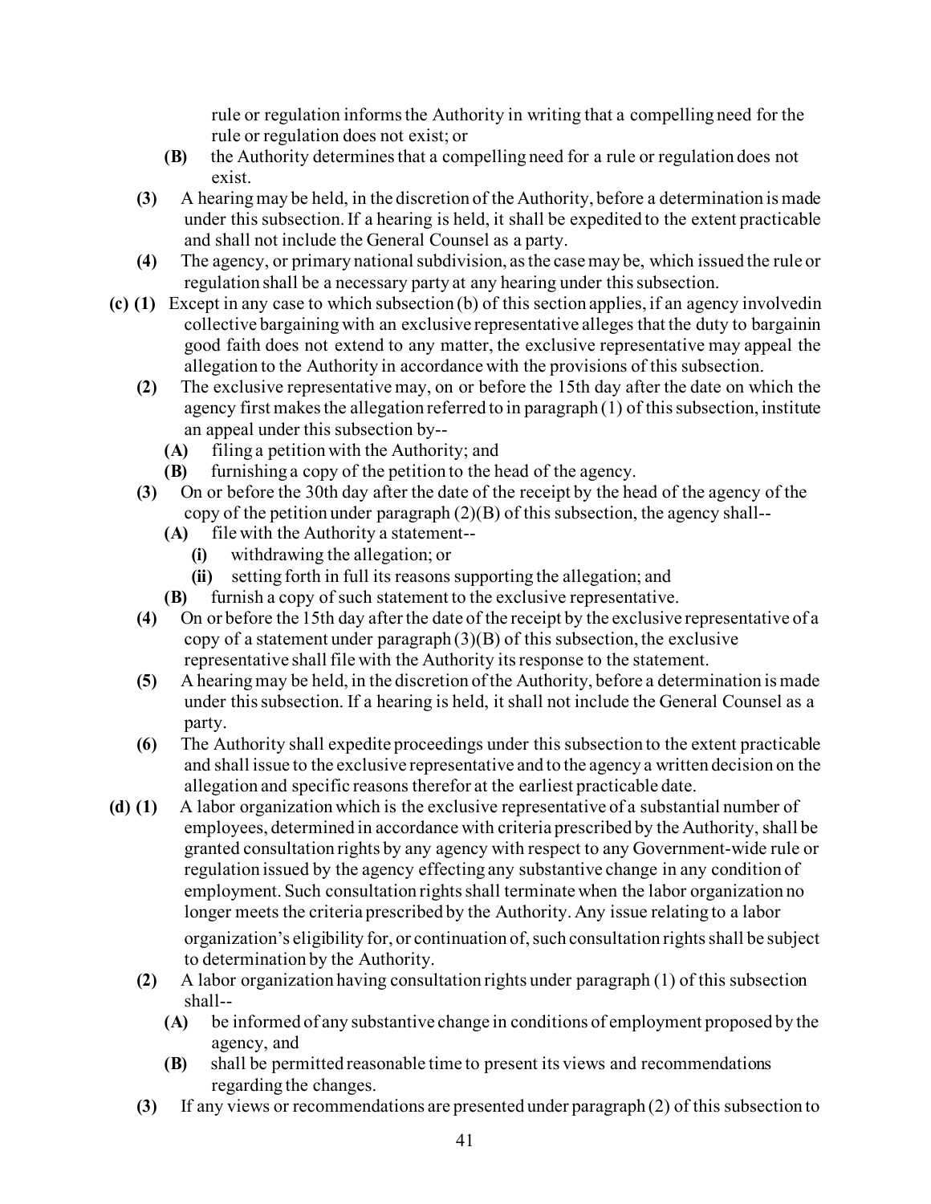rule or regulation informs the Authority in writing that a compelling need for the rule or regulation does not exist; or

**(B)** the Authority determines that a compelling need for a rule or regulation does not exist.

**(3)** A hearing may be held, in the discretion of the Authority, before a determination is made under this subsection. If a hearing is held, it shall be expedited to the extent practicable and shall not include the General Counsel as a party.

**(4)** The agency, or primary national subdivision, as the case may be, which issued the rule or regulation shall be a necessary party at any hearing under this subsection.

**(c) (1)** Except in any case to which subsection (b) of this section applies, if an agency involvedin collective bargaining with an exclusive representative alleges that the duty to bargainin good faith does not extend to any matter, the exclusive representative may appeal the allegation to the Authority in accordance with the provisions of this subsection.

**(2)** The exclusive representative may, on or before the 15th day after the date on which the agency first makes the allegation referred to in paragraph (1) of this subsection, institute an appeal under this subsection by--

**(A)** filing a petition with the Authority; and

**(B)** furnishing a copy of the petition to the head of the agency.

**(3)** On or before the 30th day after the date of the receipt by the head of the agency of the copy of the petition under paragraph (2)(B) of this subsection, the agency shall--

**(A)** file with the Authority a statement--

**(i)** withdrawing the allegation; or

**(ii)** setting forth in full its reasons supporting the allegation; and

**(B)** furnish a copy of such statement to the exclusive representative.

**(4)** On or before the 15th day after the date of the receipt by the exclusive representative of a copy of a statement under paragraph (3)(B) of this subsection, the exclusive representative shall file with the Authority its response to the statement.

**(5)** A hearing may be held, in the discretion of the Authority, before a determination is made under this subsection. If a hearing is held, it shall not include the General Counsel as a party.

**(6)** The Authority shall expedite proceedings under this subsection to the extent practicable and shall issue to the exclusive representative and to the agency a written decision on the allegation and specific reasons therefor at the earliest practicable date.

**(d) (1)** A labor organization which is the exclusive representative of a substantial number of employees, determined in accordance with criteria prescribed by the Authority, shall be granted consultation rights by any agency with respect to any Government-wide rule or regulation issued by the agency effecting any substantive change in any condition of employment. Such consultation rights shall terminate when the labor organization no longer meets the criteria prescribed by the Authority. Any issue relating to a labor organization's eligibility for, or continuation of, such consultation rights shall be subject to determination by the Authority.

**(2)** A labor organization having consultation rights under paragraph (1) of this subsection shall--

**(A)** be informed of any substantive change in conditions of employment proposed by the agency, and

**(B)** shall be permitted reasonable time to present its views and recommendations regarding the changes.

**(3)** If any views or recommendations are presented under paragraph (2) of this subsection to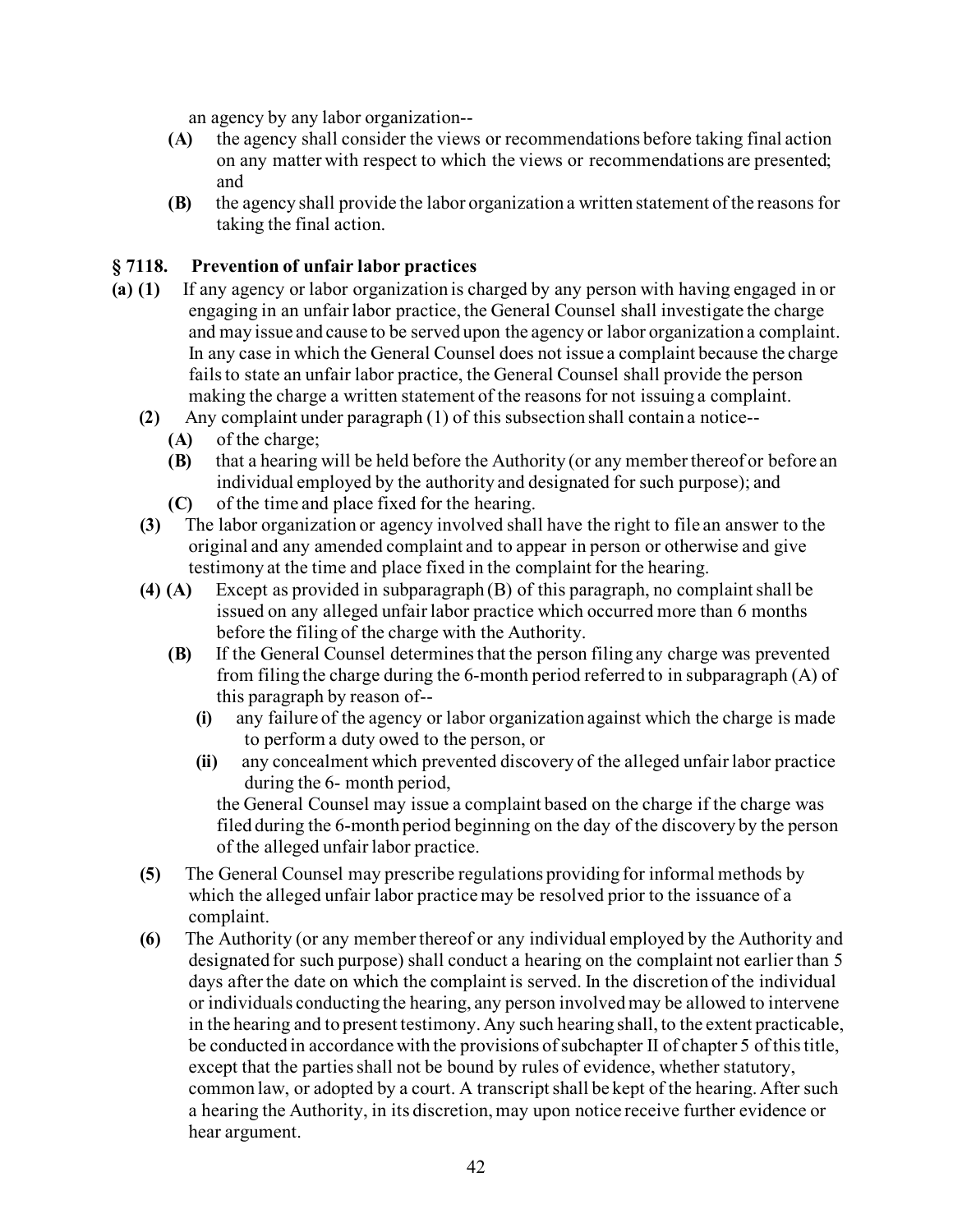an agency by any labor organization--

- **(A)** the agency shall consider the views or recommendations before taking final action on any matter with respect to which the views or recommendations are presented; and
- **(B)** the agency shall provide the labor organization a written statement of the reasons for taking the final action.

### § 7118. Prevention of unfair labor practices

**(a) (1)** If any agency or labor organization is charged by any person with having engaged in or engaging in an unfair labor practice, the General Counsel shall investigate the charge and may issue and cause to be served upon the agency or labor organization a complaint. In any case in which the General Counsel does not issue a complaint because the charge fails to state an unfair labor practice, the General Counsel shall provide the person making the charge a written statement of the reasons for not issuing a complaint.

**(2)** Any complaint under paragraph (1) of this subsection shall contain a notice--

- **(A)** of the charge;
- **(B)** that a hearing will be held before the Authority (or any member thereof or before an individual employed by the authority and designated for such purpose); and
- **(C)** of the time and place fixed for the hearing.

**(3)** The labor organization or agency involved shall have the right to file an answer to the original and any amended complaint and to appear in person or otherwise and give testimony at the time and place fixed in the complaint for the hearing.

**(4) (A)** Except as provided in subparagraph (B) of this paragraph, no complaint shall be issued on any alleged unfair labor practice which occurred more than 6 months before the filing of the charge with the Authority.

**(B)** If the General Counsel determines that the person filing any charge was prevented from filing the charge during the 6-month period referred to in subparagraph (A) of this paragraph by reason of--

- **(i)** any failure of the agency or labor organization against which the charge is made to perform a duty owed to the person, or
- **(ii)** any concealment which prevented discovery of the alleged unfair labor practice during the 6- month period,

the General Counsel may issue a complaint based on the charge if the charge was filed during the 6-month period beginning on the day of the discovery by the person of the alleged unfair labor practice.

**(5)** The General Counsel may prescribe regulations providing for informal methods by which the alleged unfair labor practice may be resolved prior to the issuance of a complaint.

**(6)** The Authority (or any member thereof or any individual employed by the Authority and designated for such purpose) shall conduct a hearing on the complaint not earlier than 5 days after the date on which the complaint is served. In the discretion of the individual or individuals conducting the hearing, any person involved may be allowed to intervene in the hearing and to present testimony. Any such hearing shall, to the extent practicable, be conducted in accordance with the provisions of subchapter II of chapter 5 of this title, except that the parties shall not be bound by rules of evidence, whether statutory, common law, or adopted by a court. A transcript shall be kept of the hearing. After such a hearing the Authority, in its discretion, may upon notice receive further evidence or hear argument.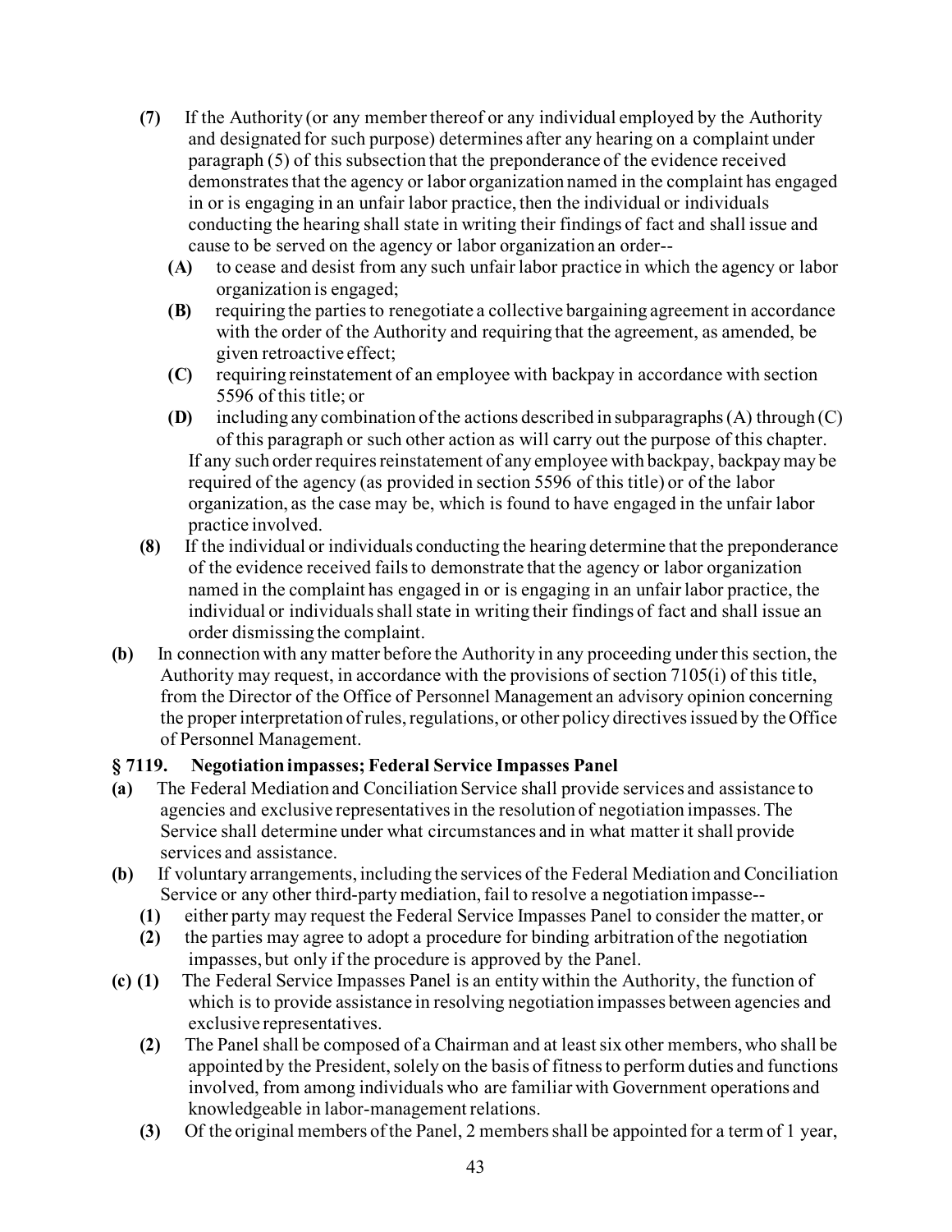**(7)** If the Authority (or any member thereof or any individual employed by the Authority and designated for such purpose) determines after any hearing on a complaint under paragraph (5) of this subsection that the preponderance of the evidence received demonstrates that the agency or labor organization named in the complaint has engaged in or is engaging in an unfair labor practice, then the individual or individuals conducting the hearing shall state in writing their findings of fact and shall issue and cause to be served on the agency or labor organization an order--

**(A)** to cease and desist from any such unfair labor practice in which the agency or labor organization is engaged;

**(B)** requiring the parties to renegotiate a collective bargaining agreement in accordance with the order of the Authority and requiring that the agreement, as amended, be given retroactive effect;

**(C)** requiring reinstatement of an employee with backpay in accordance with section 5596 of this title; or

**(D)** including any combination of the actions described in subparagraphs (A) through (C) of this paragraph or such other action as will carry out the purpose of this chapter.

If any such order requires reinstatement of any employee with backpay, backpay may be required of the agency (as provided in section 5596 of this title) or of the labor organization, as the case may be, which is found to have engaged in the unfair labor practice involved.

**(8)** If the individual or individuals conducting the hearing determine that the preponderance of the evidence received fails to demonstrate that the agency or labor organization named in the complaint has engaged in or is engaging in an unfair labor practice, the individual or individuals shall state in writing their findings of fact and shall issue an order dismissing the complaint.

**(b)** In connection with any matter before the Authority in any proceeding under this section, the Authority may request, in accordance with the provisions of section 7105(i) of this title, from the Director of the Office of Personnel Management an advisory opinion concerning the proper interpretation of rules, regulations, or other policy directives issued by the Office of Personnel Management.

### § 7119. Negotiation impasses; Federal Service Impasses Panel

**(a)** The Federal Mediation and Conciliation Service shall provide services and assistance to agencies and exclusive representatives in the resolution of negotiation impasses. The Service shall determine under what circumstances and in what matter it shall provide services and assistance.

**(b)** If voluntary arrangements, including the services of the Federal Mediation and Conciliation Service or any other third-party mediation, fail to resolve a negotiation impasse--

**(1)** either party may request the Federal Service Impasses Panel to consider the matter, or

**(2)** the parties may agree to adopt a procedure for binding arbitration of the negotiation impasses, but only if the procedure is approved by the Panel.

**(c)** **(1)** The Federal Service Impasses Panel is an entity within the Authority, the function of which is to provide assistance in resolving negotiation impasses between agencies and exclusive representatives.

**(2)** The Panel shall be composed of a Chairman and at least six other members, who shall be appointed by the President, solely on the basis of fitness to perform duties and functions involved, from among individuals who are familiar with Government operations and knowledgeable in labor-management relations.

**(3)** Of the original members of the Panel, 2 members shall be appointed for a term of 1 year,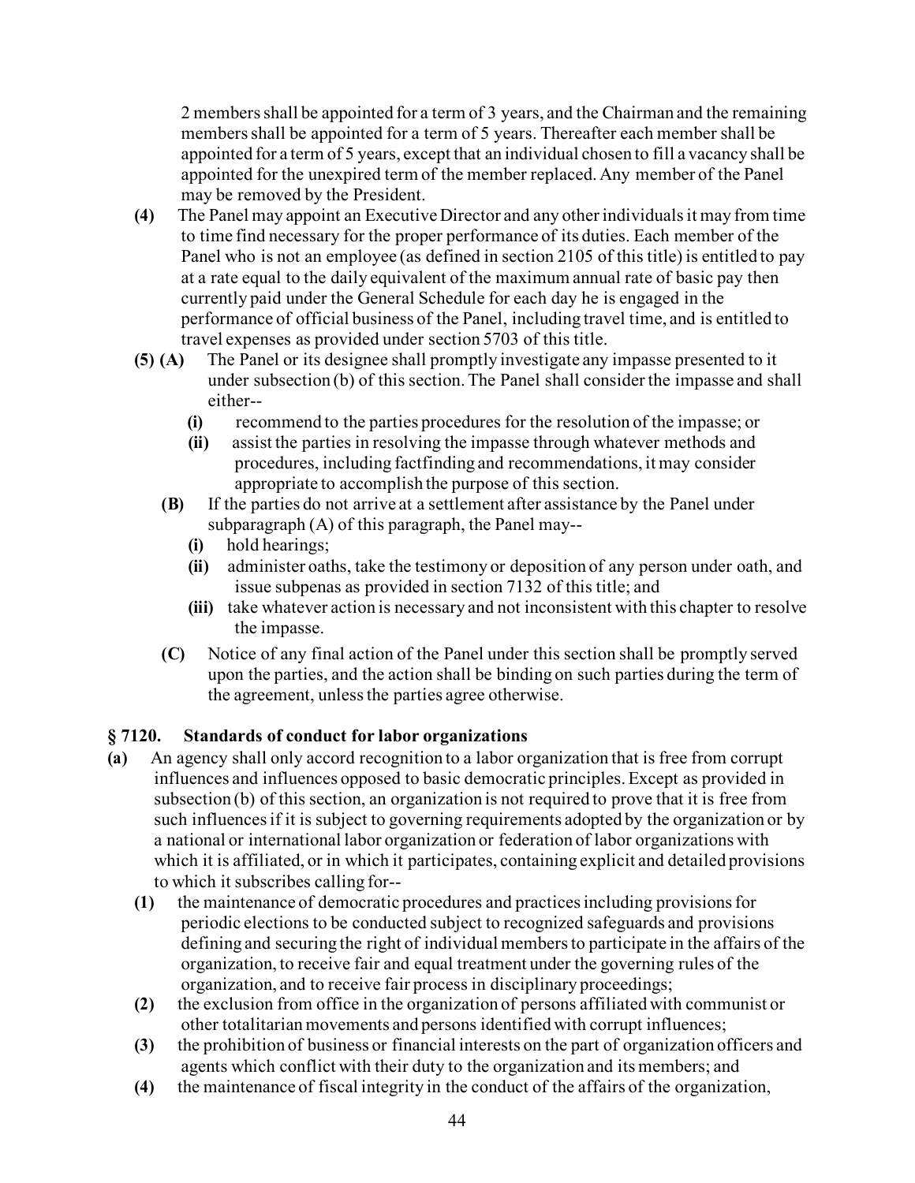2 members shall be appointed for a term of 3 years, and the Chairman and the remaining members shall be appointed for a term of 5 years. Thereafter each member shall be appointed for a term of 5 years, except that an individual chosen to fill a vacancy shall be appointed for the unexpired term of the member replaced. Any member of the Panel may be removed by the President.

**(4)** The Panel may appoint an Executive Director and any other individuals it may from time to time find necessary for the proper performance of its duties. Each member of the Panel who is not an employee (as defined in section 2105 of this title) is entitled to pay at a rate equal to the daily equivalent of the maximum annual rate of basic pay then currently paid under the General Schedule for each day he is engaged in the performance of official business of the Panel, including travel time, and is entitled to travel expenses as provided under section 5703 of this title.

**(5) (A)** The Panel or its designee shall promptly investigate any impasse presented to it under subsection (b) of this section. The Panel shall consider the impasse and shall either--

- **(i)** recommend to the parties procedures for the resolution of the impasse; or
- **(ii)** assist the parties in resolving the impasse through whatever methods and procedures, including factfinding and recommendations, it may consider appropriate to accomplish the purpose of this section.

**(B)** If the parties do not arrive at a settlement after assistance by the Panel under subparagraph (A) of this paragraph, the Panel may--

- **(i)** hold hearings;
- **(ii)** administer oaths, take the testimony or deposition of any person under oath, and issue subpenas as provided in section 7132 of this title; and
- **(iii)** take whatever action is necessary and not inconsistent with this chapter to resolve the impasse.

**(C)** Notice of any final action of the Panel under this section shall be promptly served upon the parties, and the action shall be binding on such parties during the term of the agreement, unless the parties agree otherwise.

## § 7120. Standards of conduct for labor organizations

**(a)** An agency shall only accord recognition to a labor organization that is free from corrupt influences and influences opposed to basic democratic principles. Except as provided in subsection (b) of this section, an organization is not required to prove that it is free from such influences if it is subject to governing requirements adopted by the organization or by a national or international labor organization or federation of labor organizations with which it is affiliated, or in which it participates, containing explicit and detailed provisions to which it subscribes calling for--

- **(1)** the maintenance of democratic procedures and practices including provisions for periodic elections to be conducted subject to recognized safeguards and provisions defining and securing the right of individual members to participate in the affairs of the organization, to receive fair and equal treatment under the governing rules of the organization, and to receive fair process in disciplinary proceedings;
- **(2)** the exclusion from office in the organization of persons affiliated with communist or other totalitarian movements and persons identified with corrupt influences;
- **(3)** the prohibition of business or financial interests on the part of organization officers and agents which conflict with their duty to the organization and its members; and
- **(4)** the maintenance of fiscal integrity in the conduct of the affairs of the organization,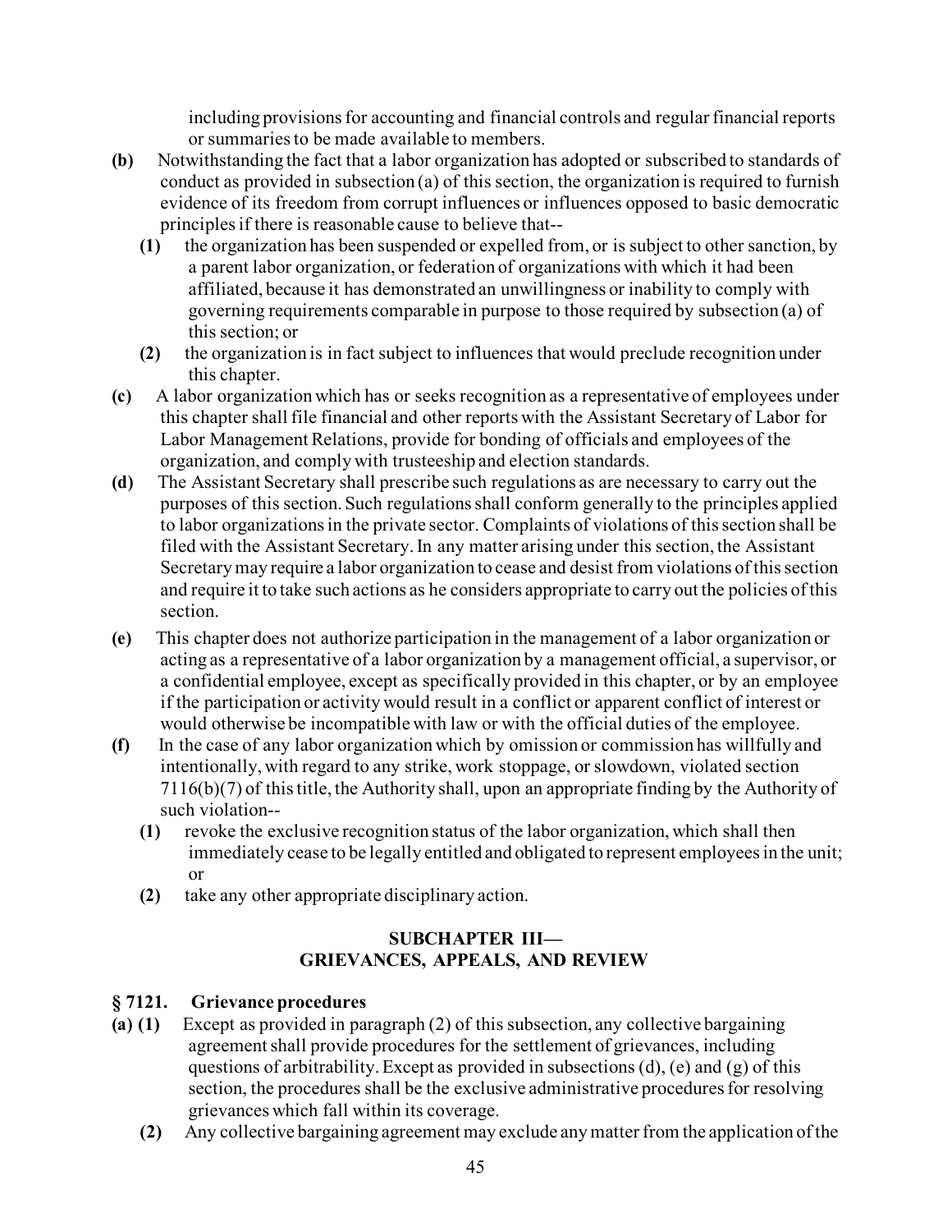including provisions for accounting and financial controls and regular financial reports or summaries to be made available to members.

**(b)** Notwithstanding the fact that a labor organization has adopted or subscribed to standards of conduct as provided in subsection (a) of this section, the organization is required to furnish evidence of its freedom from corrupt influences or influences opposed to basic democratic principles if there is reasonable cause to believe that--

- **(1)** the organization has been suspended or expelled from, or is subject to other sanction, by a parent labor organization, or federation of organizations with which it had been affiliated, because it has demonstrated an unwillingness or inability to comply with governing requirements comparable in purpose to those required by subsection (a) of this section; or
- **(2)** the organization is in fact subject to influences that would preclude recognition under this chapter.

**(c)** A labor organization which has or seeks recognition as a representative of employees under this chapter shall file financial and other reports with the Assistant Secretary of Labor for Labor Management Relations, provide for bonding of officials and employees of the organization, and comply with trusteeship and election standards.

**(d)** The Assistant Secretary shall prescribe such regulations as are necessary to carry out the purposes of this section. Such regulations shall conform generally to the principles applied to labor organizations in the private sector. Complaints of violations of this section shall be filed with the Assistant Secretary. In any matter arising under this section, the Assistant Secretary may require a labor organization to cease and desist from violations of this section and require it to take such actions as he considers appropriate to carry out the policies of this section.

**(e)** This chapter does not authorize participation in the management of a labor organization or acting as a representative of a labor organization by a management official, a supervisor, or a confidential employee, except as specifically provided in this chapter, or by an employee if the participation or activity would result in a conflict or apparent conflict of interest or would otherwise be incompatible with law or with the official duties of the employee.

**(f)** In the case of any labor organization which by omission or commission has willfully and intentionally, with regard to any strike, work stoppage, or slowdown, violated section 7116(b)(7) of this title, the Authority shall, upon an appropriate finding by the Authority of such violation--

- **(1)** revoke the exclusive recognition status of the labor organization, which shall then immediately cease to be legally entitled and obligated to represent employees in the unit; or
- **(2)** take any other appropriate disciplinary action.

## SUBCHAPTER III— GRIEVANCES, APPEALS, AND REVIEW

### § 7121. Grievance procedures

**(a) (1)** Except as provided in paragraph (2) of this subsection, any collective bargaining agreement shall provide procedures for the settlement of grievances, including questions of arbitrability. Except as provided in subsections (d), (e) and (g) of this section, the procedures shall be the exclusive administrative procedures for resolving grievances which fall within its coverage.

**(2)** Any collective bargaining agreement may exclude any matter from the application of the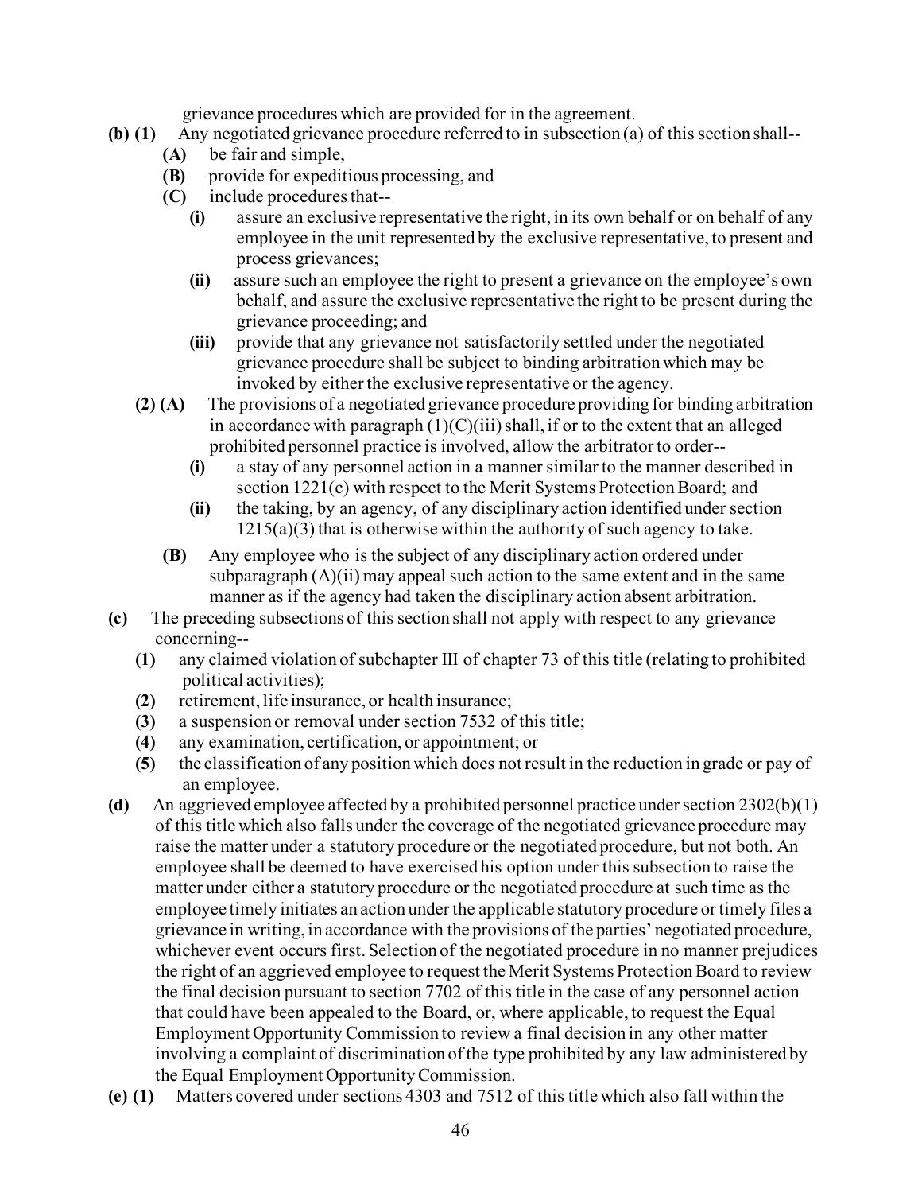grievance procedures which are provided for in the agreement.

**(b) (1)** Any negotiated grievance procedure referred to in subsection (a) of this section shall--

**(A)** be fair and simple,

**(B)** provide for expeditious processing, and

**(C)** include procedures that--

**(i)** assure an exclusive representative the right, in its own behalf or on behalf of any employee in the unit represented by the exclusive representative, to present and process grievances;

**(ii)** assure such an employee the right to present a grievance on the employee's own behalf, and assure the exclusive representative the right to be present during the grievance proceeding; and

**(iii)** provide that any grievance not satisfactorily settled under the negotiated grievance procedure shall be subject to binding arbitration which may be invoked by either the exclusive representative or the agency.

**(2) (A)** The provisions of a negotiated grievance procedure providing for binding arbitration in accordance with paragraph (1)(C)(iii) shall, if or to the extent that an alleged prohibited personnel practice is involved, allow the arbitrator to order--

**(i)** a stay of any personnel action in a manner similar to the manner described in section 1221(c) with respect to the Merit Systems Protection Board; and

**(ii)** the taking, by an agency, of any disciplinary action identified under section 1215(a)(3) that is otherwise within the authority of such agency to take.

**(B)** Any employee who is the subject of any disciplinary action ordered under subparagraph (A)(ii) may appeal such action to the same extent and in the same manner as if the agency had taken the disciplinary action absent arbitration.

**(c)** The preceding subsections of this section shall not apply with respect to any grievance concerning--

**(1)** any claimed violation of subchapter III of chapter 73 of this title (relating to prohibited political activities);

**(2)** retirement, life insurance, or health insurance;

**(3)** a suspension or removal under section 7532 of this title;

**(4)** any examination, certification, or appointment; or

**(5)** the classification of any position which does not result in the reduction in grade or pay of an employee.

**(d)** An aggrieved employee affected by a prohibited personnel practice under section 2302(b)(1) of this title which also falls under the coverage of the negotiated grievance procedure may raise the matter under a statutory procedure or the negotiated procedure, but not both. An employee shall be deemed to have exercised his option under this subsection to raise the matter under either a statutory procedure or the negotiated procedure at such time as the employee timely initiates an action under the applicable statutory procedure or timely files a grievance in writing, in accordance with the provisions of the parties' negotiated procedure, whichever event occurs first. Selection of the negotiated procedure in no manner prejudices the right of an aggrieved employee to request the Merit Systems Protection Board to review the final decision pursuant to section 7702 of this title in the case of any personnel action that could have been appealed to the Board, or, where applicable, to request the Equal Employment Opportunity Commission to review a final decision in any other matter involving a complaint of discrimination of the type prohibited by any law administered by the Equal Employment Opportunity Commission.

**(e) (1)** Matters covered under sections 4303 and 7512 of this title which also fall within the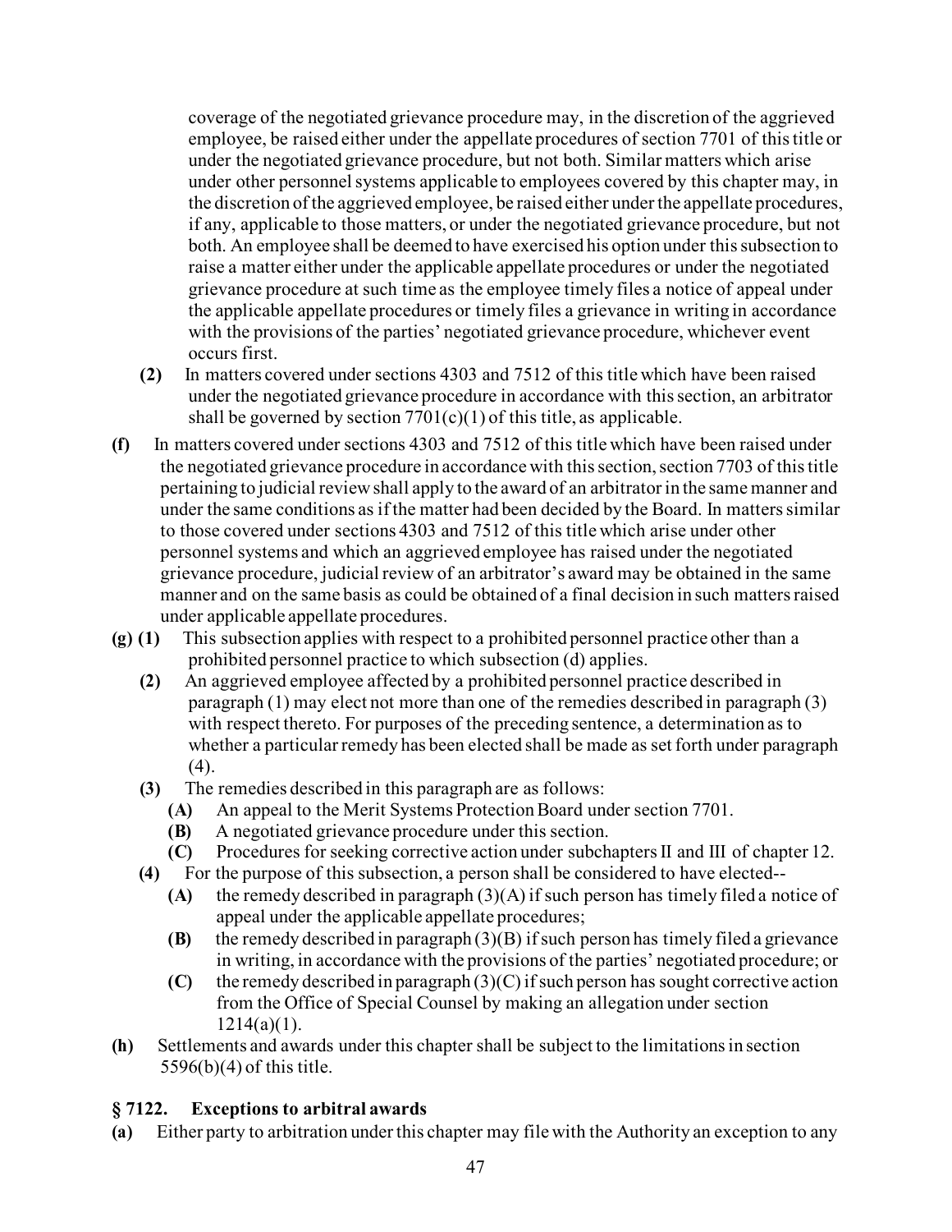coverage of the negotiated grievance procedure may, in the discretion of the aggrieved employee, be raised either under the appellate procedures of section 7701 of this title or under the negotiated grievance procedure, but not both. Similar matters which arise under other personnel systems applicable to employees covered by this chapter may, in the discretion of the aggrieved employee, be raised either under the appellate procedures, if any, applicable to those matters, or under the negotiated grievance procedure, but not both. An employee shall be deemed to have exercised his option under this subsection to raise a matter either under the applicable appellate procedures or under the negotiated grievance procedure at such time as the employee timely files a notice of appeal under the applicable appellate procedures or timely files a grievance in writing in accordance with the provisions of the parties' negotiated grievance procedure, whichever event occurs first.

**(2)** In matters covered under sections 4303 and 7512 of this title which have been raised under the negotiated grievance procedure in accordance with this section, an arbitrator shall be governed by section 7701(c)(1) of this title, as applicable.

**(f)** In matters covered under sections 4303 and 7512 of this title which have been raised under the negotiated grievance procedure in accordance with this section, section 7703 of this title pertaining to judicial review shall apply to the award of an arbitrator in the same manner and under the same conditions as if the matter had been decided by the Board. In matters similar to those covered under sections 4303 and 7512 of this title which arise under other personnel systems and which an aggrieved employee has raised under the negotiated grievance procedure, judicial review of an arbitrator's award may be obtained in the same manner and on the same basis as could be obtained of a final decision in such matters raised under applicable appellate procedures.

**(g) (1)** This subsection applies with respect to a prohibited personnel practice other than a prohibited personnel practice to which subsection (d) applies.

**(2)** An aggrieved employee affected by a prohibited personnel practice described in paragraph (1) may elect not more than one of the remedies described in paragraph (3) with respect thereto. For purposes of the preceding sentence, a determination as to whether a particular remedy has been elected shall be made as set forth under paragraph (4).

**(3)** The remedies described in this paragraph are as follows:

- **(A)** An appeal to the Merit Systems Protection Board under section 7701.
- **(B)** A negotiated grievance procedure under this section.
- **(C)** Procedures for seeking corrective action under subchapters II and III of chapter 12.

**(4)** For the purpose of this subsection, a person shall be considered to have elected--

- **(A)** the remedy described in paragraph (3)(A) if such person has timely filed a notice of appeal under the applicable appellate procedures;
- **(B)** the remedy described in paragraph (3)(B) if such person has timely filed a grievance in writing, in accordance with the provisions of the parties' negotiated procedure; or
- **(C)** the remedy described in paragraph (3)(C) if such person has sought corrective action from the Office of Special Counsel by making an allegation under section 1214(a)(1).

**(h)** Settlements and awards under this chapter shall be subject to the limitations in section 5596(b)(4) of this title.

## § 7122. Exceptions to arbitral awards

**(a)** Either party to arbitration under this chapter may file with the Authority an exception to any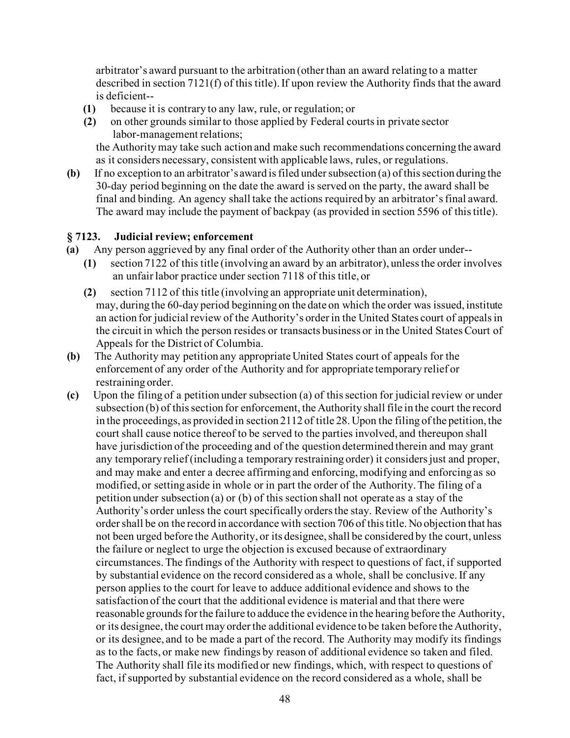arbitrator's award pursuant to the arbitration (other than an award relating to a matter described in section 7121(f) of this title). If upon review the Authority finds that the award is deficient--

**(1)** because it is contrary to any law, rule, or regulation; or

**(2)** on other grounds similar to those applied by Federal courts in private sector labor-management relations;

the Authority may take such action and make such recommendations concerning the award as it considers necessary, consistent with applicable laws, rules, or regulations.

**(b)** If no exception to an arbitrator's award is filed under subsection (a) of this section during the 30-day period beginning on the date the award is served on the party, the award shall be final and binding. An agency shall take the actions required by an arbitrator's final award. The award may include the payment of backpay (as provided in section 5596 of this title).

### § 7123. Judicial review; enforcement

**(a)** Any person aggrieved by any final order of the Authority other than an order under--

**(1)** section 7122 of this title (involving an award by an arbitrator), unless the order involves an unfair labor practice under section 7118 of this title, or

**(2)** section 7112 of this title (involving an appropriate unit determination),

may, during the 60-day period beginning on the date on which the order was issued, institute an action for judicial review of the Authority's order in the United States court of appeals in the circuit in which the person resides or transacts business or in the United States Court of Appeals for the District of Columbia.

**(b)** The Authority may petition any appropriate United States court of appeals for the enforcement of any order of the Authority and for appropriate temporary relief or restraining order.

**(c)** Upon the filing of a petition under subsection (a) of this section for judicial review or under subsection (b) of this section for enforcement, the Authority shall file in the court the record in the proceedings, as provided in section 2112 of title 28. Upon the filing of the petition, the court shall cause notice thereof to be served to the parties involved, and thereupon shall have jurisdiction of the proceeding and of the question determined therein and may grant any temporary relief (including a temporary restraining order) it considers just and proper, and may make and enter a decree affirming and enforcing, modifying and enforcing as so modified, or setting aside in whole or in part the order of the Authority. The filing of a petition under subsection (a) or (b) of this section shall not operate as a stay of the Authority's order unless the court specifically orders the stay. Review of the Authority's order shall be on the record in accordance with section 706 of this title. No objection that has not been urged before the Authority, or its designee, shall be considered by the court, unless the failure or neglect to urge the objection is excused because of extraordinary circumstances. The findings of the Authority with respect to questions of fact, if supported by substantial evidence on the record considered as a whole, shall be conclusive. If any person applies to the court for leave to adduce additional evidence and shows to the satisfaction of the court that the additional evidence is material and that there were reasonable grounds for the failure to adduce the evidence in the hearing before the Authority, or its designee, the court may order the additional evidence to be taken before the Authority, or its designee, and to be made a part of the record. The Authority may modify its findings as to the facts, or make new findings by reason of additional evidence so taken and filed. The Authority shall file its modified or new findings, which, with respect to questions of fact, if supported by substantial evidence on the record considered as a whole, shall be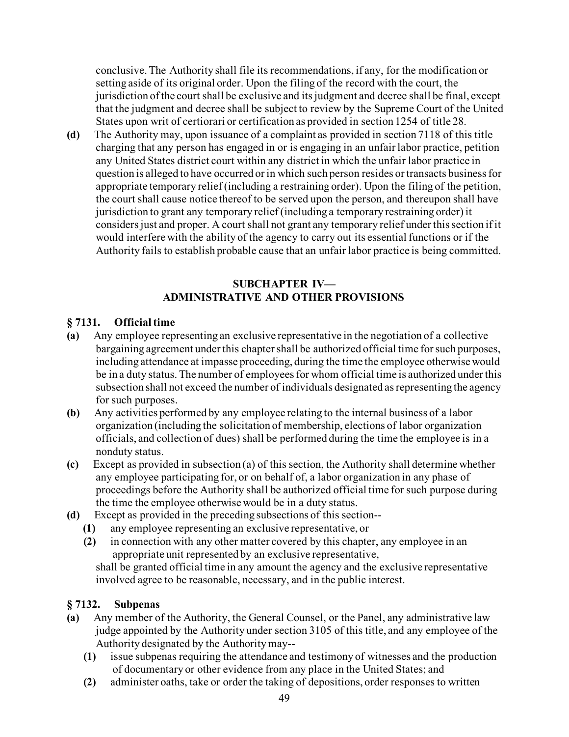conclusive. The Authority shall file its recommendations, if any, for the modification or setting aside of its original order. Upon the filing of the record with the court, the jurisdiction of the court shall be exclusive and its judgment and decree shall be final, except that the judgment and decree shall be subject to review by the Supreme Court of the United States upon writ of certiorari or certification as provided in section 1254 of title 28.

**(d)** The Authority may, upon issuance of a complaint as provided in section 7118 of this title charging that any person has engaged in or is engaging in an unfair labor practice, petition any United States district court within any district in which the unfair labor practice in question is alleged to have occurred or in which such person resides or transacts business for appropriate temporary relief (including a restraining order). Upon the filing of the petition, the court shall cause notice thereof to be served upon the person, and thereupon shall have jurisdiction to grant any temporary relief (including a temporary restraining order) it considers just and proper. A court shall not grant any temporary relief under this section if it would interfere with the ability of the agency to carry out its essential functions or if the Authority fails to establish probable cause that an unfair labor practice is being committed.

## SUBCHAPTER IV— ADMINISTRATIVE AND OTHER PROVISIONS

### § 7131. Official time

**(a)** Any employee representing an exclusive representative in the negotiation of a collective bargaining agreement under this chapter shall be authorized official time for such purposes, including attendance at impasse proceeding, during the time the employee otherwise would be in a duty status. The number of employees for whom official time is authorized under this subsection shall not exceed the number of individuals designated as representing the agency for such purposes.

**(b)** Any activities performed by any employee relating to the internal business of a labor organization (including the solicitation of membership, elections of labor organization officials, and collection of dues) shall be performed during the time the employee is in a nonduty status.

**(c)** Except as provided in subsection (a) of this section, the Authority shall determine whether any employee participating for, or on behalf of, a labor organization in any phase of proceedings before the Authority shall be authorized official time for such purpose during the time the employee otherwise would be in a duty status.

**(d)** Except as provided in the preceding subsections of this section--

- **(1)** any employee representing an exclusive representative, or
- **(2)** in connection with any other matter covered by this chapter, any employee in an appropriate unit represented by an exclusive representative,

shall be granted official time in any amount the agency and the exclusive representative involved agree to be reasonable, necessary, and in the public interest.

### § 7132. Subpenas

**(a)** Any member of the Authority, the General Counsel, or the Panel, any administrative law judge appointed by the Authority under section 3105 of this title, and any employee of the Authority designated by the Authority may--

- **(1)** issue subpenas requiring the attendance and testimony of witnesses and the production of documentary or other evidence from any place in the United States; and
- **(2)** administer oaths, take or order the taking of depositions, order responses to written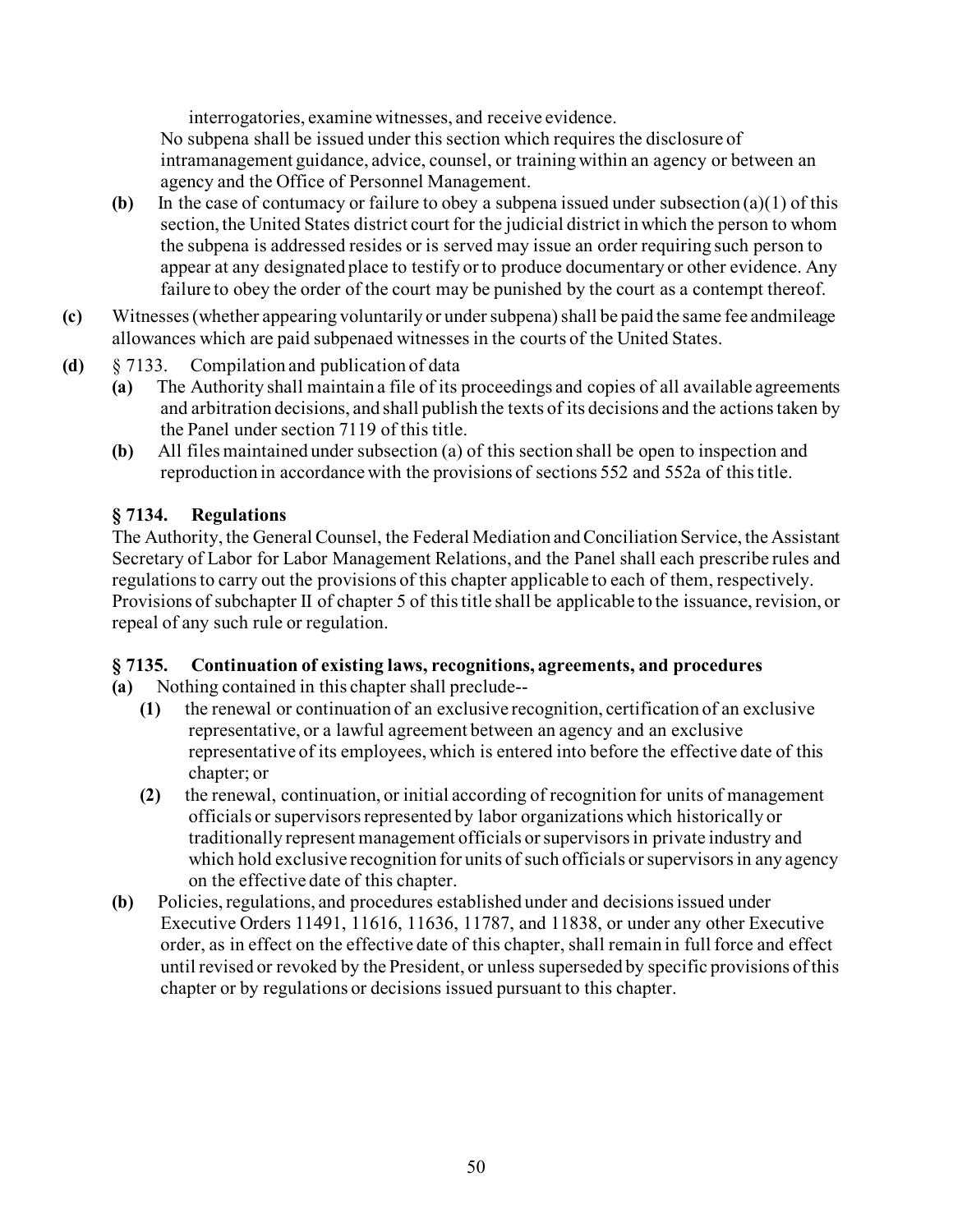interrogatories, examine witnesses, and receive evidence.

No subpena shall be issued under this section which requires the disclosure of intramanagement guidance, advice, counsel, or training within an agency or between an agency and the Office of Personnel Management.

**(b)** In the case of contumacy or failure to obey a subpena issued under subsection (a)(1) of this section, the United States district court for the judicial district in which the person to whom the subpena is addressed resides or is served may issue an order requiring such person to appear at any designated place to testify or to produce documentary or other evidence. Any failure to obey the order of the court may be punished by the court as a contempt thereof.

**(c)** Witnesses (whether appearing voluntarily or under subpena) shall be paid the same fee andmileage allowances which are paid subpenaed witnesses in the courts of the United States.

**(d)** § 7133. Compilation and publication of data

**(a)** The Authority shall maintain a file of its proceedings and copies of all available agreements and arbitration decisions, and shall publish the texts of its decisions and the actions taken by the Panel under section 7119 of this title.

**(b)** All files maintained under subsection (a) of this section shall be open to inspection and reproduction in accordance with the provisions of sections 552 and 552a of this title.

### § 7134. Regulations

The Authority, the General Counsel, the Federal Mediation and Conciliation Service, the Assistant Secretary of Labor for Labor Management Relations, and the Panel shall each prescribe rules and regulations to carry out the provisions of this chapter applicable to each of them, respectively. Provisions of subchapter II of chapter 5 of this title shall be applicable to the issuance, revision, or repeal of any such rule or regulation.

### § 7135. Continuation of existing laws, recognitions, agreements, and procedures

**(a)** Nothing contained in this chapter shall preclude--

**(1)** the renewal or continuation of an exclusive recognition, certification of an exclusive representative, or a lawful agreement between an agency and an exclusive representative of its employees, which is entered into before the effective date of this chapter; or

**(2)** the renewal, continuation, or initial according of recognition for units of management officials or supervisors represented by labor organizations which historically or traditionally represent management officials or supervisors in private industry and which hold exclusive recognition for units of such officials or supervisors in any agency on the effective date of this chapter.

**(b)** Policies, regulations, and procedures established under and decisions issued under Executive Orders 11491, 11616, 11636, 11787, and 11838, or under any other Executive order, as in effect on the effective date of this chapter, shall remain in full force and effect until revised or revoked by the President, or unless superseded by specific provisions of this chapter or by regulations or decisions issued pursuant to this chapter.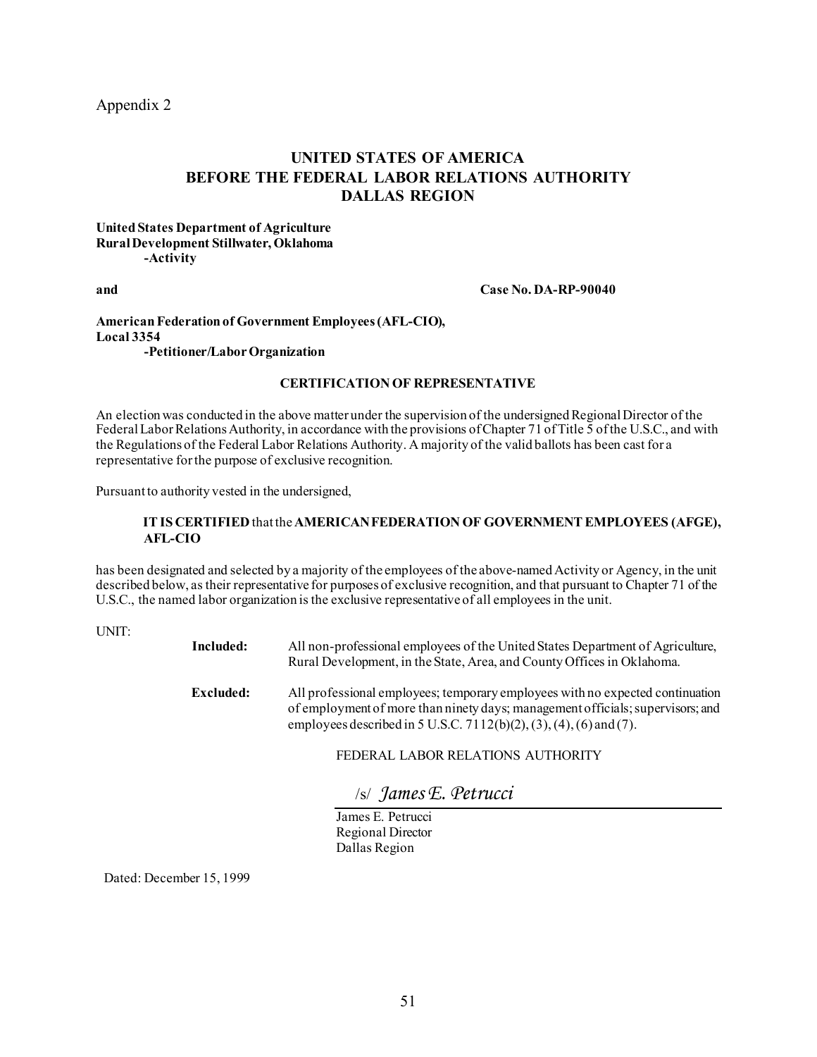Appendix 2

## UNITED STATES OF AMERICA
## BEFORE THE FEDERAL LABOR RELATIONS AUTHORITY
## DALLAS REGION

**United States Department of Agriculture**
**Rural Development Stillwater, Oklahoma**
**-Activity**

**and** **Case No. DA-RP-90040**

**American Federation of Government Employees (AFL-CIO),**
**Local 3354**
**-Petitioner/Labor Organization**

### CERTIFICATION OF REPRESENTATIVE

An election was conducted in the above matter under the supervision of the undersigned Regional Director of the Federal Labor Relations Authority, in accordance with the provisions of Chapter 71 of Title 5 of the U.S.C., and with the Regulations of the Federal Labor Relations Authority. A majority of the valid ballots has been cast for a representative for the purpose of exclusive recognition.

Pursuant to authority vested in the undersigned,

**IT IS CERTIFIED** that the **AMERICAN FEDERATION OF GOVERNMENT EMPLOYEES (AFGE), AFL-CIO**

has been designated and selected by a majority of the employees of the above-named Activity or Agency, in the unit described below, as their representative for purposes of exclusive recognition, and that pursuant to Chapter 71 of the U.S.C., the named labor organization is the exclusive representative of all employees in the unit.

UNIT:

**Included:** All non-professional employees of the United States Department of Agriculture, Rural Development, in the State, Area, and County Offices in Oklahoma.

**Excluded:** All professional employees; temporary employees with no expected continuation of employment of more than ninety days; management officials; supervisors; and employees described in 5 U.S.C. 7112(b)(2), (3), (4), (6) and (7).

FEDERAL LABOR RELATIONS AUTHORITY

/s/ *James E. Petrucci*

James E. Petrucci
Regional Director
Dallas Region

Dated: December 15, 1999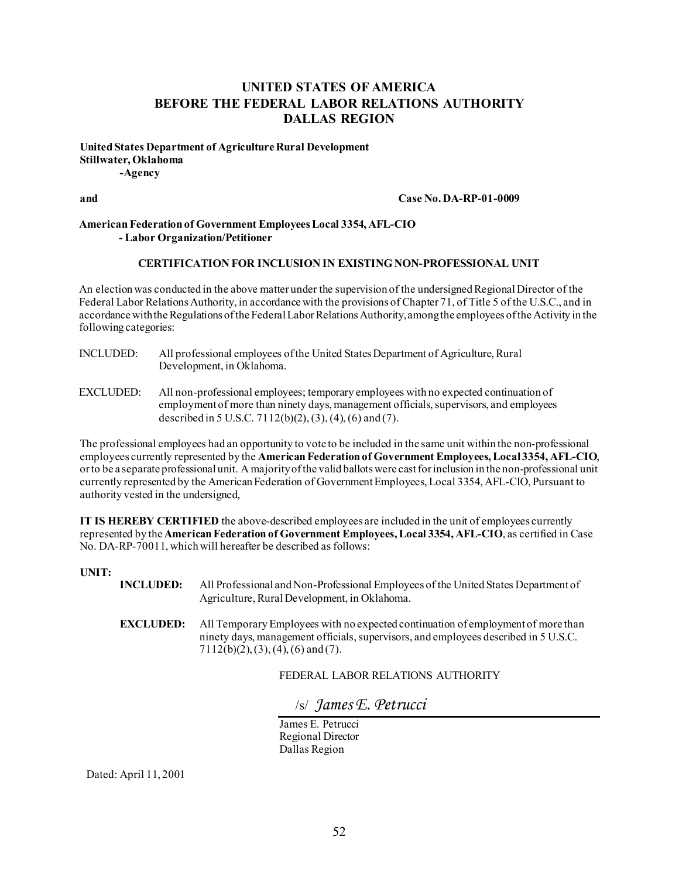# UNITED STATES OF AMERICA
# BEFORE THE FEDERAL LABOR RELATIONS AUTHORITY
# DALLAS REGION

**United States Department of Agriculture Rural Development**
**Stillwater, Oklahoma**
**-Agency**

**and** **Case No. DA-RP-01-0009**

**American Federation of Government Employees Local 3354, AFL-CIO**
**- Labor Organization/Petitioner**

**CERTIFICATION FOR INCLUSION IN EXISTING NON-PROFESSIONAL UNIT**

An election was conducted in the above matter under the supervision of the undersigned Regional Director of the Federal Labor Relations Authority, in accordance with the provisions of Chapter 71, of Title 5 of the U.S.C., and in accordance with the Regulations of the Federal Labor Relations Authority, among the employees of the Activity in the following categories:

INCLUDED: All professional employees of the United States Department of Agriculture, Rural Development, in Oklahoma.

EXCLUDED: All non-professional employees; temporary employees with no expected continuation of employment of more than ninety days, management officials, supervisors, and employees described in 5 U.S.C. 7112(b)(2), (3), (4), (6) and (7).

The professional employees had an opportunity to vote to be included in the same unit within the non-professional employees currently represented by the **American Federation of Government Employees, Local 3354, AFL-CIO**, or to be a separate professional unit. A majority of the valid ballots were cast for inclusion in the non-professional unit currently represented by the American Federation of Government Employees, Local 3354, AFL-CIO, Pursuant to authority vested in the undersigned,

**IT IS HEREBY CERTIFIED** the above-described employees are included in the unit of employees currently represented by the **American Federation of Government Employees, Local 3354, AFL-CIO**, as certified in Case No. DA-RP-70011, which will hereafter be described as follows:

**UNIT:**

**INCLUDED:** All Professional and Non-Professional Employees of the United States Department of Agriculture, Rural Development, in Oklahoma.

**EXCLUDED:** All Temporary Employees with no expected continuation of employment of more than ninety days, management officials, supervisors, and employees described in 5 U.S.C. 7112(b)(2), (3), (4), (6) and (7).

FEDERAL LABOR RELATIONS AUTHORITY

/s/ *James E. Petrucci*

James E. Petrucci
Regional Director
Dallas Region

Dated: April 11, 2001